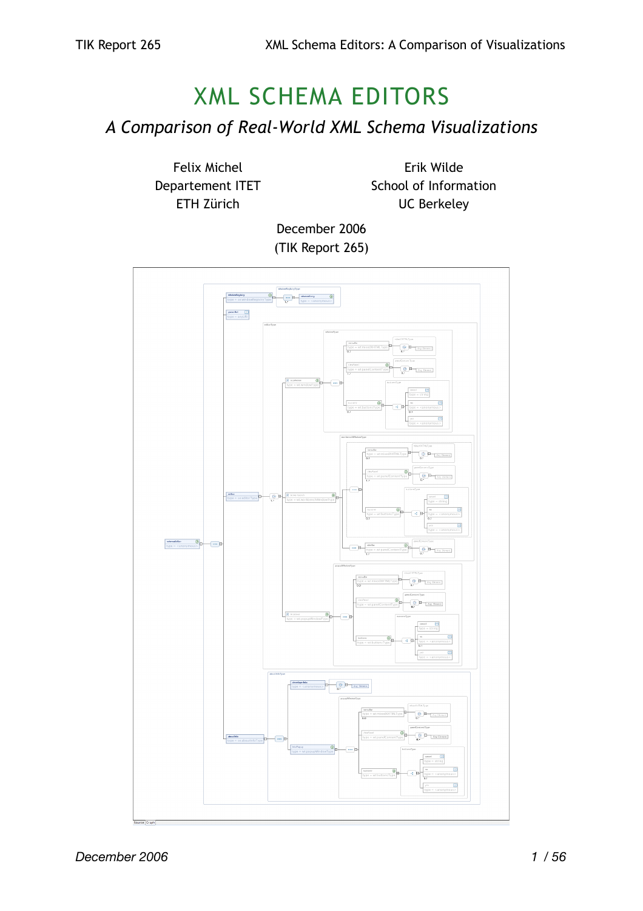# XML SCHEMA EDITORS

## *A Comparison of Real-World XML Schema Visualizations*

Felix Michel
Departement ITET
ETH Zürich

Erik Wilde
School of Information
UC Berkeley

December 2006
(TIK Report 265)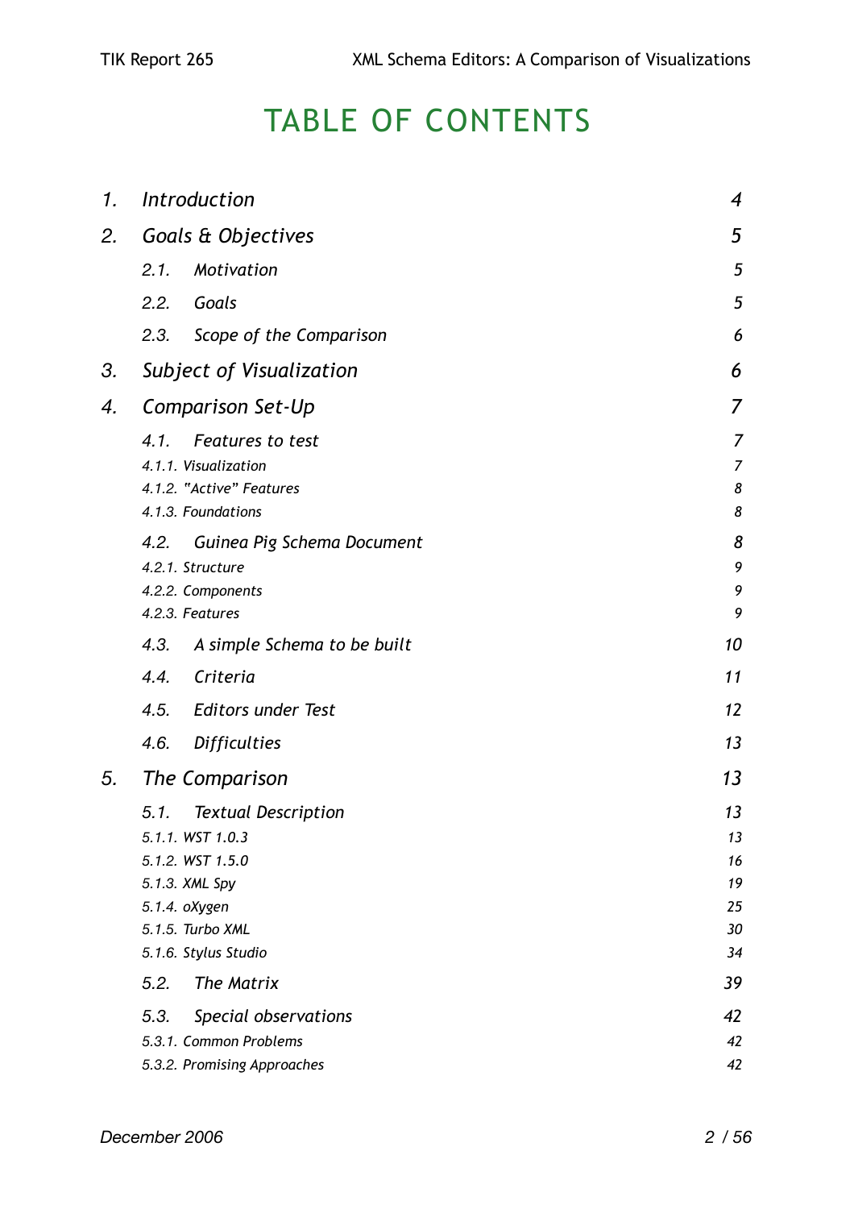# TABLE OF CONTENTS

| | | |
|---|---|---|
| 1. | Introduction | 4 |
| 2. | Goals & Objectives | 5 |
| | 2.1. Motivation | 5 |
| | 2.2. Goals | 5 |
| | 2.3. Scope of the Comparison | 6 |
| 3. | Subject of Visualization | 6 |
| 4. | Comparison Set-Up | 7 |
| | 4.1. Features to test | 7 |
| | 4.1.1. Visualization | 7 |
| | 4.1.2. "Active" Features | 8 |
| | 4.1.3. Foundations | 8 |
| | 4.2. Guinea Pig Schema Document | 8 |
| | 4.2.1. Structure | 9 |
| | 4.2.2. Components | 9 |
| | 4.2.3. Features | 9 |
| | 4.3. A simple Schema to be built | 10 |
| | 4.4. Criteria | 11 |
| | 4.5. Editors under Test | 12 |
| | 4.6. Difficulties | 13 |
| 5. | The Comparison | 13 |
| | 5.1. Textual Description | 13 |
| | 5.1.1. WST 1.0.3 | 13 |
| | 5.1.2. WST 1.5.0 | 16 |
| | 5.1.3. XML Spy | 19 |
| | 5.1.4. oXygen | 25 |
| | 5.1.5. Turbo XML | 30 |
| | 5.1.6. Stylus Studio | 34 |
| | 5.2. The Matrix | 39 |
| | 5.3. Special observations | 42 |
| | 5.3.1. Common Problems | 42 |
| | 5.3.2. Promising Approaches | 42 |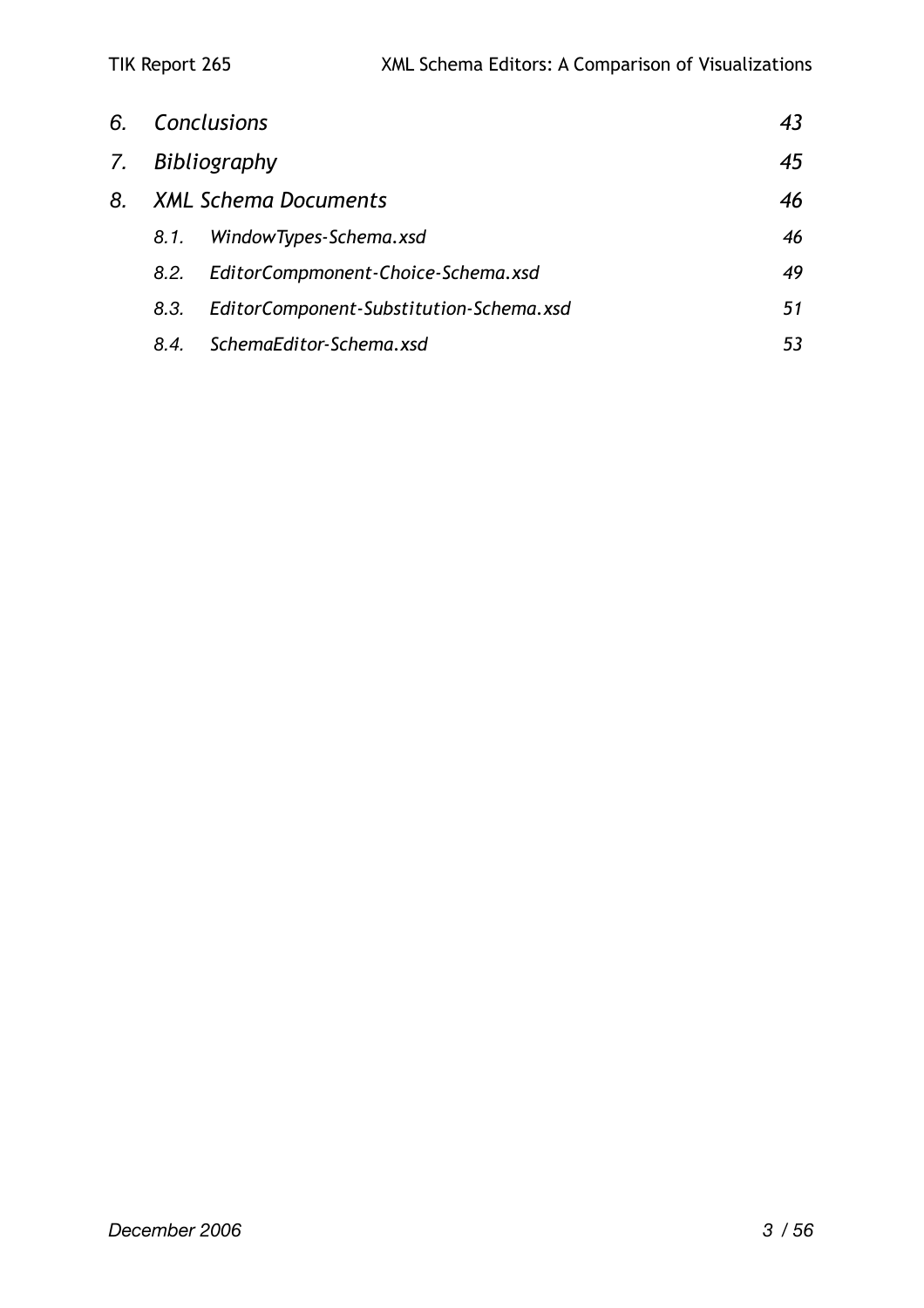*6. Conclusions* *43*

*7. Bibliography* *45*

*8. XML Schema Documents* *46*

- *8.1. WindowTypes-Schema.xsd* *46*
- *8.2. EditorCompmonent-Choice-Schema.xsd* *49*
- *8.3. EditorComponent-Substitution-Schema.xsd* *51*
- *8.4. SchemaEditor-Schema.xsd* *53*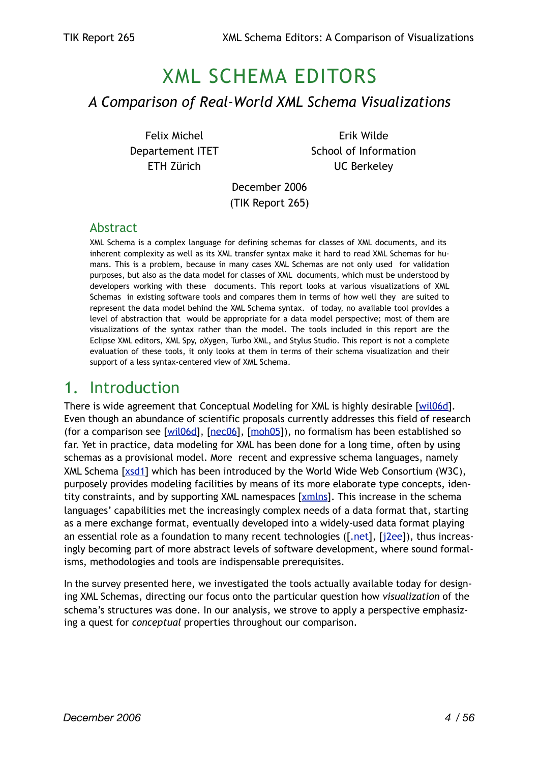# XML SCHEMA EDITORS

## *A Comparison of Real-World XML Schema Visualizations*

Felix Michel
Departement ITET
ETH Zürich

Erik Wilde
School of Information
UC Berkeley

December 2006
(TIK Report 265)

## Abstract

XML Schema is a complex language for defining schemas for classes of XML documents, and its inherent complexity as well as its XML transfer syntax make it hard to read XML Schemas for humans. This is a problem, because in many cases XML Schemas are not only used for validation purposes, but also as the data model for classes of XML documents, which must be understood by developers working with these documents. This report looks at various visualizations of XML Schemas in existing software tools and compares them in terms of how well they are suited to represent the data model behind the XML Schema syntax. of today, no available tool provides a level of abstraction that would be appropriate for a data model perspective; most of them are visualizations of the syntax rather than the model. The tools included in this report are the Eclipse XML editors, XML Spy, oXygen, Turbo XML, and Stylus Studio. This report is not a complete evaluation of these tools, it only looks at them in terms of their schema visualization and their support of a less syntax-centered view of XML Schema.

# 1. Introduction

There is wide agreement that Conceptual Modeling for XML is highly desirable [wil06d]. Even though an abundance of scientific proposals currently addresses this field of research (for a comparison see [wil06d], [nec06], [moh05]), no formalism has been established so far. Yet in practice, data modeling for XML has been done for a long time, often by using schemas as a provisional model. More recent and expressive schema languages, namely XML Schema [xsd1] which has been introduced by the World Wide Web Consortium (W3C), purposely provides modeling facilities by means of its more elaborate type concepts, identity constraints, and by supporting XML namespaces [xmlns]. This increase in the schema languages' capabilities met the increasingly complex needs of a data format that, starting as a mere exchange format, eventually developed into a widely-used data format playing an essential role as a foundation to many recent technologies ([.net], [j2ee]), thus increasingly becoming part of more abstract levels of software development, where sound formalisms, methodologies and tools are indispensable prerequisites.

In the survey presented here, we investigated the tools actually available today for designing XML Schemas, directing our focus onto the particular question how *visualization* of the schema's structures was done. In our analysis, we strove to apply a perspective emphasizing a quest for *conceptual* properties throughout our comparison.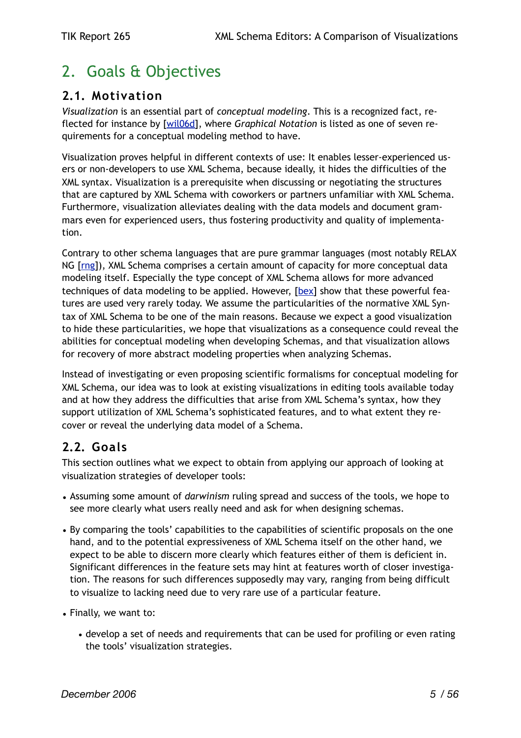# 2. Goals & Objectives

## 2.1. Motivation

*Visualization* is an essential part of *conceptual modeling*. This is a recognized fact, reflected for instance by [wil06d], where *Graphical Notation* is listed as one of seven requirements for a conceptual modeling method to have.

Visualization proves helpful in different contexts of use: It enables lesser-experienced users or non-developers to use XML Schema, because ideally, it hides the difficulties of the XML syntax. Visualization is a prerequisite when discussing or negotiating the structures that are captured by XML Schema with coworkers or partners unfamiliar with XML Schema. Furthermore, visualization alleviates dealing with the data models and document grammars even for experienced users, thus fostering productivity and quality of implementation.

Contrary to other schema languages that are pure grammar languages (most notably RELAX NG [rng]), XML Schema comprises a certain amount of capacity for more conceptual data modeling itself. Especially the type concept of XML Schema allows for more advanced techniques of data modeling to be applied. However, [bex] show that these powerful features are used very rarely today. We assume the particularities of the normative XML Syntax of XML Schema to be one of the main reasons. Because we expect a good visualization to hide these particularities, we hope that visualizations as a consequence could reveal the abilities for conceptual modeling when developing Schemas, and that visualization allows for recovery of more abstract modeling properties when analyzing Schemas.

Instead of investigating or even proposing scientific formalisms for conceptual modeling for XML Schema, our idea was to look at existing visualizations in editing tools available today and at how they address the difficulties that arise from XML Schema's syntax, how they support utilization of XML Schema's sophisticated features, and to what extent they recover or reveal the underlying data model of a Schema.

## 2.2. Goals

This section outlines what we expect to obtain from applying our approach of looking at visualization strategies of developer tools:

- Assuming some amount of *darwinism* ruling spread and success of the tools, we hope to see more clearly what users really need and ask for when designing schemas.
- By comparing the tools' capabilities to the capabilities of scientific proposals on the one hand, and to the potential expressiveness of XML Schema itself on the other hand, we expect to be able to discern more clearly which features either of them is deficient in. Significant differences in the feature sets may hint at features worth of closer investigation. The reasons for such differences supposedly may vary, ranging from being difficult to visualize to lacking need due to very rare use of a particular feature.
- Finally, we want to:
  - develop a set of needs and requirements that can be used for profiling or even rating the tools' visualization strategies.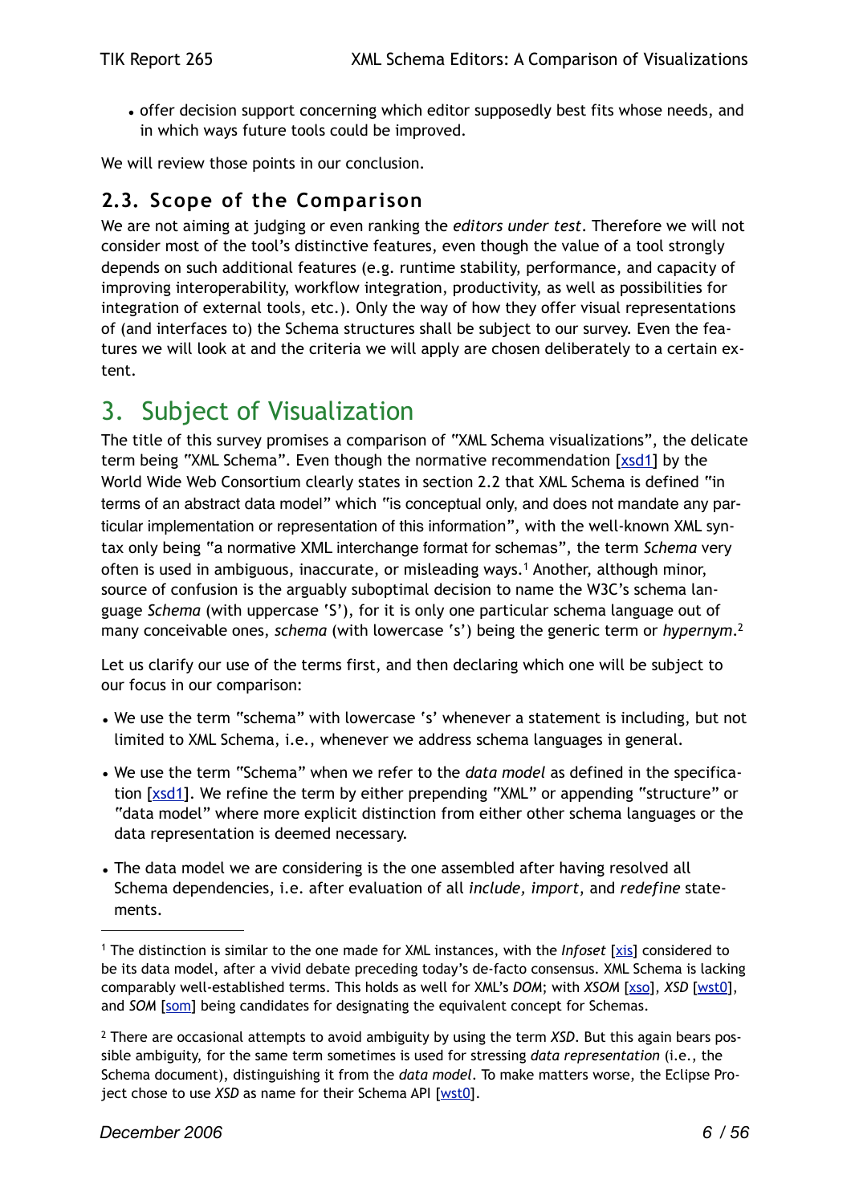- offer decision support concerning which editor supposedly best fits whose needs, and in which ways future tools could be improved.

We will review those points in our conclusion.

### 2.3. Scope of the Comparison

We are not aiming at judging or even ranking the *editors under test*. Therefore we will not consider most of the tool's distinctive features, even though the value of a tool strongly depends on such additional features (e.g. runtime stability, performance, and capacity of improving interoperability, workflow integration, productivity, as well as possibilities for integration of external tools, etc.). Only the way of how they offer visual representations of (and interfaces to) the Schema structures shall be subject to our survey. Even the features we will look at and the criteria we will apply are chosen deliberately to a certain extent.

## 3. Subject of Visualization

The title of this survey promises a comparison of "XML Schema visualizations", the delicate term being "XML Schema". Even though the normative recommendation [xsd1] by the World Wide Web Consortium clearly states in section 2.2 that XML Schema is defined "in terms of an abstract data model" which "is conceptual only, and does not mandate any particular implementation or representation of this information", with the well-known XML syntax only being "a normative XML interchange format for schemas", the term *Schema* very often is used in ambiguous, inaccurate, or misleading ways.[1] Another, although minor, source of confusion is the arguably suboptimal decision to name the W3C's schema language *Schema* (with uppercase 'S'), for it is only one particular schema language out of many conceivable ones, *schema* (with lowercase 's') being the generic term or *hypernym*.[2]

Let us clarify our use of the terms first, and then declaring which one will be subject to our focus in our comparison:

- We use the term "schema" with lowercase 's' whenever a statement is including, but not limited to XML Schema, i.e., whenever we address schema languages in general.
- We use the term "Schema" when we refer to the *data model* as defined in the specification [xsd1]. We refine the term by either prepending "XML" or appending "structure" or "data model" where more explicit distinction from either other schema languages or the data representation is deemed necessary.
- The data model we are considering is the one assembled after having resolved all Schema dependencies, i.e. after evaluation of all *include, import*, and *redefine* statements.

---

[1] The distinction is similar to the one made for XML instances, with the *Infoset* [xis] considered to be its data model, after a vivid debate preceding today's de-facto consensus. XML Schema is lacking comparably well-established terms. This holds as well for XML's *DOM*; with *XSOM* [xso], *XSD* [wst0], and *SOM* [som] being candidates for designating the equivalent concept for Schemas.

[2] There are occasional attempts to avoid ambiguity by using the term *XSD*. But this again bears possible ambiguity, for the same term sometimes is used for stressing *data representation* (i.e., the Schema document), distinguishing it from the *data model*. To make matters worse, the Eclipse Project chose to use *XSD* as name for their Schema API [wst0].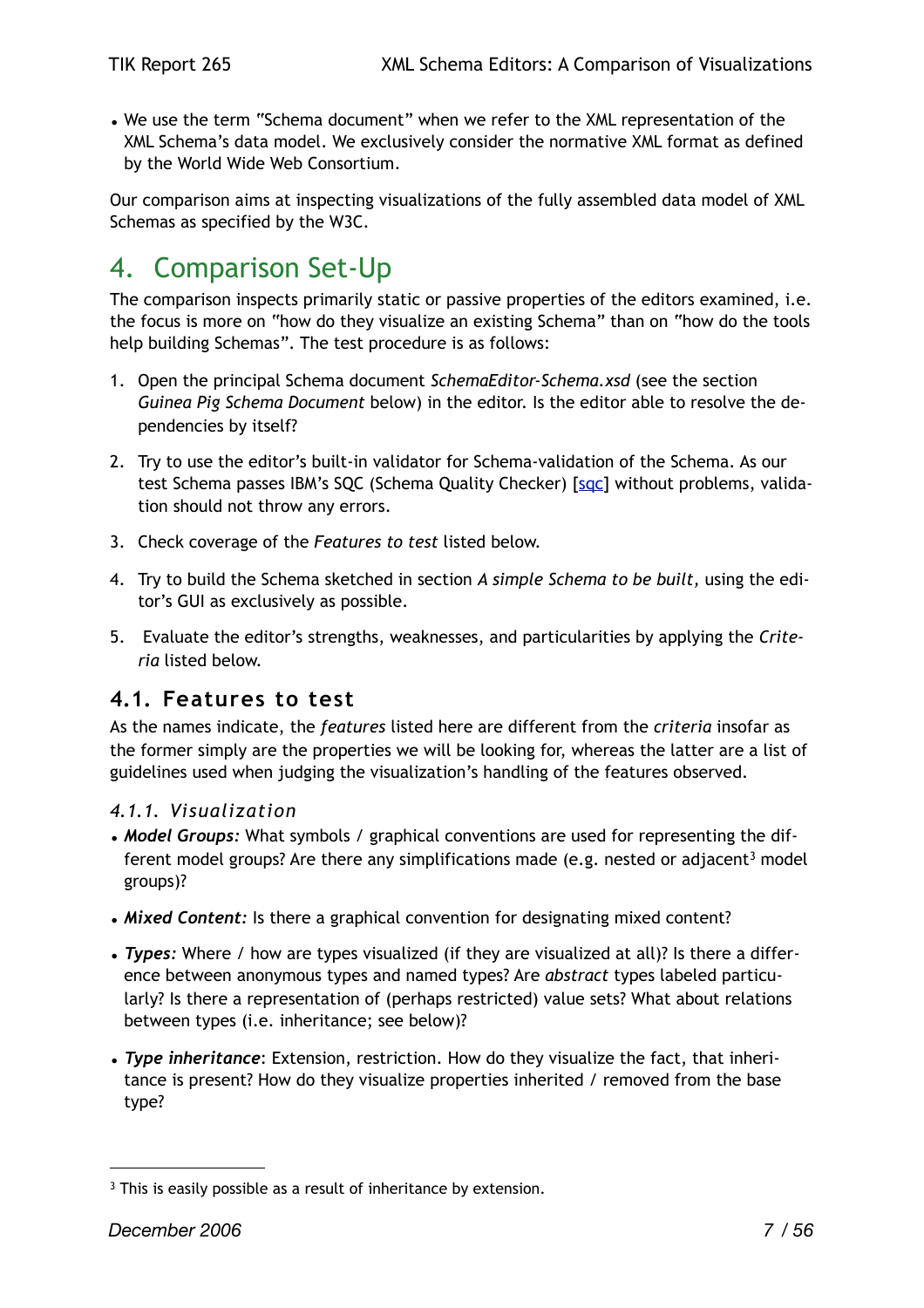- We use the term "Schema document" when we refer to the XML representation of the XML Schema's data model. We exclusively consider the normative XML format as defined by the World Wide Web Consortium.

Our comparison aims at inspecting visualizations of the fully assembled data model of XML Schemas as specified by the W3C.

# 4. Comparison Set-Up

The comparison inspects primarily static or passive properties of the editors examined, i.e. the focus is more on "how do they visualize an existing Schema" than on "how do the tools help building Schemas". The test procedure is as follows:

1. Open the principal Schema document *SchemaEditor-Schema.xsd* (see the section *Guinea Pig Schema Document* below) in the editor. Is the editor able to resolve the dependencies by itself?

2. Try to use the editor's built-in validator for Schema-validation of the Schema. As our test Schema passes IBM's SQC (Schema Quality Checker) [sqc] without problems, validation should not throw any errors.

3. Check coverage of the *Features to test* listed below.

4. Try to build the Schema sketched in section *A simple Schema to be built*, using the editor's GUI as exclusively as possible.

5. Evaluate the editor's strengths, weaknesses, and particularities by applying the *Criteria* listed below.

## 4.1. Features to test

As the names indicate, the *features* listed here are different from the *criteria* insofar as the former simply are the properties we will be looking for, whereas the latter are a list of guidelines used when judging the visualization's handling of the features observed.

### *4.1.1. Visualization*

- ***Model Groups:*** What symbols / graphical conventions are used for representing the different model groups? Are there any simplifications made (e.g. nested or adjacent[3] model groups)?

- ***Mixed Content:*** Is there a graphical convention for designating mixed content?

- ***Types:*** Where / how are types visualized (if they are visualized at all)? Is there a difference between anonymous types and named types? Are *abstract* types labeled particularly? Is there a representation of (perhaps restricted) value sets? What about relations between types (i.e. inheritance; see below)?

- ***Type inheritance***: Extension, restriction. How do they visualize the fact, that inheritance is present? How do they visualize properties inherited / removed from the base type?

[3] This is easily possible as a result of inheritance by extension.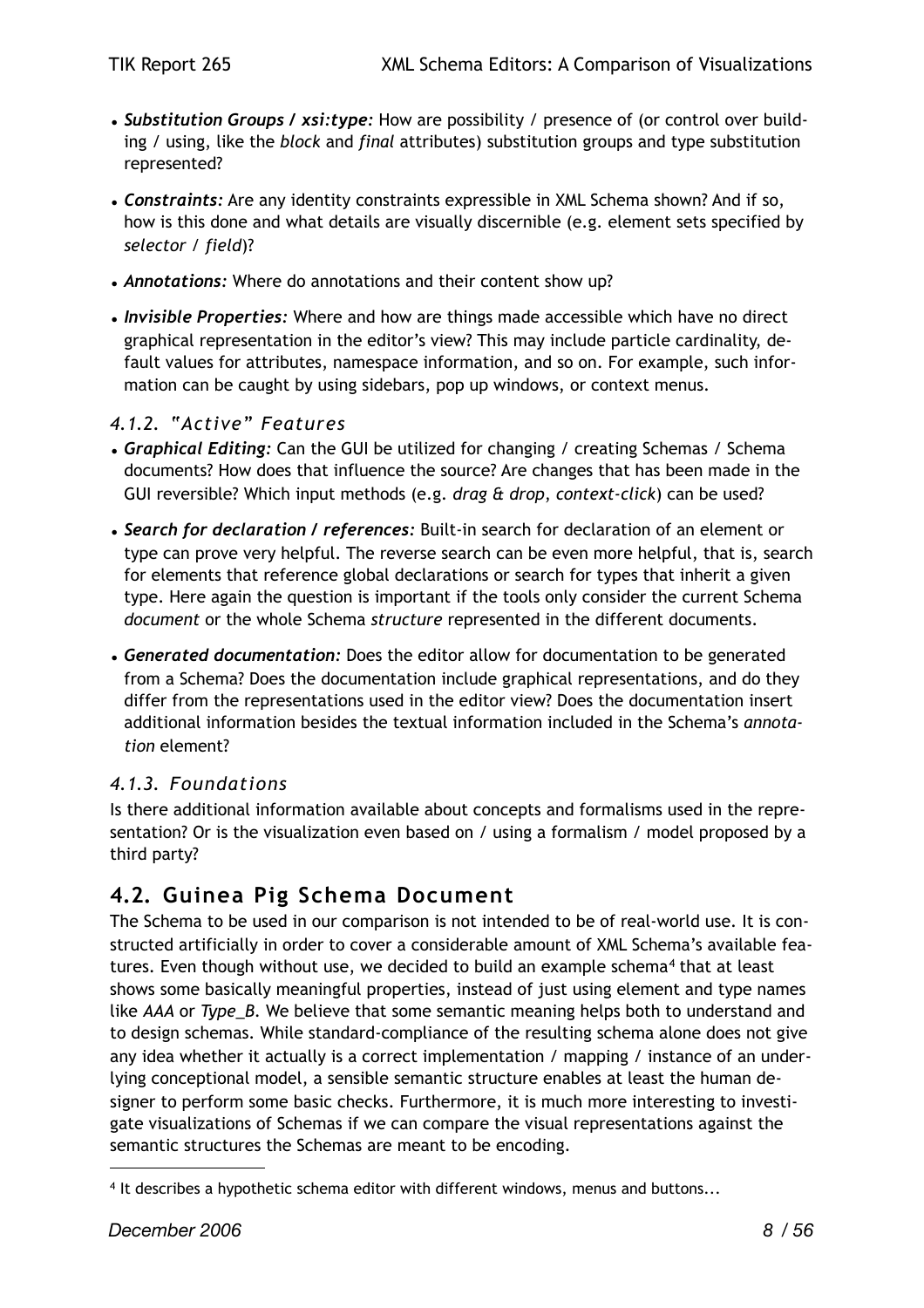- ***Substitution Groups / xsi:type:*** How are possibility / presence of (or control over building / using, like the *block* and *final* attributes) substitution groups and type substitution represented?
- ***Constraints:*** Are any identity constraints expressible in XML Schema shown? And if so, how is this done and what details are visually discernible (e.g. element sets specified by *selector* / *field*)?
- ***Annotations:*** Where do annotations and their content show up?
- ***Invisible Properties:*** Where and how are things made accessible which have no direct graphical representation in the editor's view? This may include particle cardinality, default values for attributes, namespace information, and so on. For example, such information can be caught by using sidebars, pop up windows, or context menus.

### *4.1.2. "Active" Features*

- ***Graphical Editing:*** Can the GUI be utilized for changing / creating Schemas / Schema documents? How does that influence the source? Are changes that has been made in the GUI reversible? Which input methods (e.g. *drag & drop*, *context-click*) can be used?
- ***Search for declaration / references:*** Built-in search for declaration of an element or type can prove very helpful. The reverse search can be even more helpful, that is, search for elements that reference global declarations or search for types that inherit a given type. Here again the question is important if the tools only consider the current Schema *document* or the whole Schema *structure* represented in the different documents.
- ***Generated documentation:*** Does the editor allow for documentation to be generated from a Schema? Does the documentation include graphical representations, and do they differ from the representations used in the editor view? Does the documentation insert additional information besides the textual information included in the Schema's *annotation* element?

### *4.1.3. Foundations*

Is there additional information available about concepts and formalisms used in the representation? Or is the visualization even based on / using a formalism / model proposed by a third party?

## 4.2. Guinea Pig Schema Document

The Schema to be used in our comparison is not intended to be of real-world use. It is constructed artificially in order to cover a considerable amount of XML Schema's available features. Even though without use, we decided to build an example schema[4] that at least shows some basically meaningful properties, instead of just using element and type names like *AAA* or *Type_B*. We believe that some semantic meaning helps both to understand and to design schemas. While standard-compliance of the resulting schema alone does not give any idea whether it actually is a correct implementation / mapping / instance of an underlying conceptional model, a sensible semantic structure enables at least the human designer to perform some basic checks. Furthermore, it is much more interesting to investigate visualizations of Schemas if we can compare the visual representations against the semantic structures the Schemas are meant to be encoding.

[4] It describes a hypothetic schema editor with different windows, menus and buttons...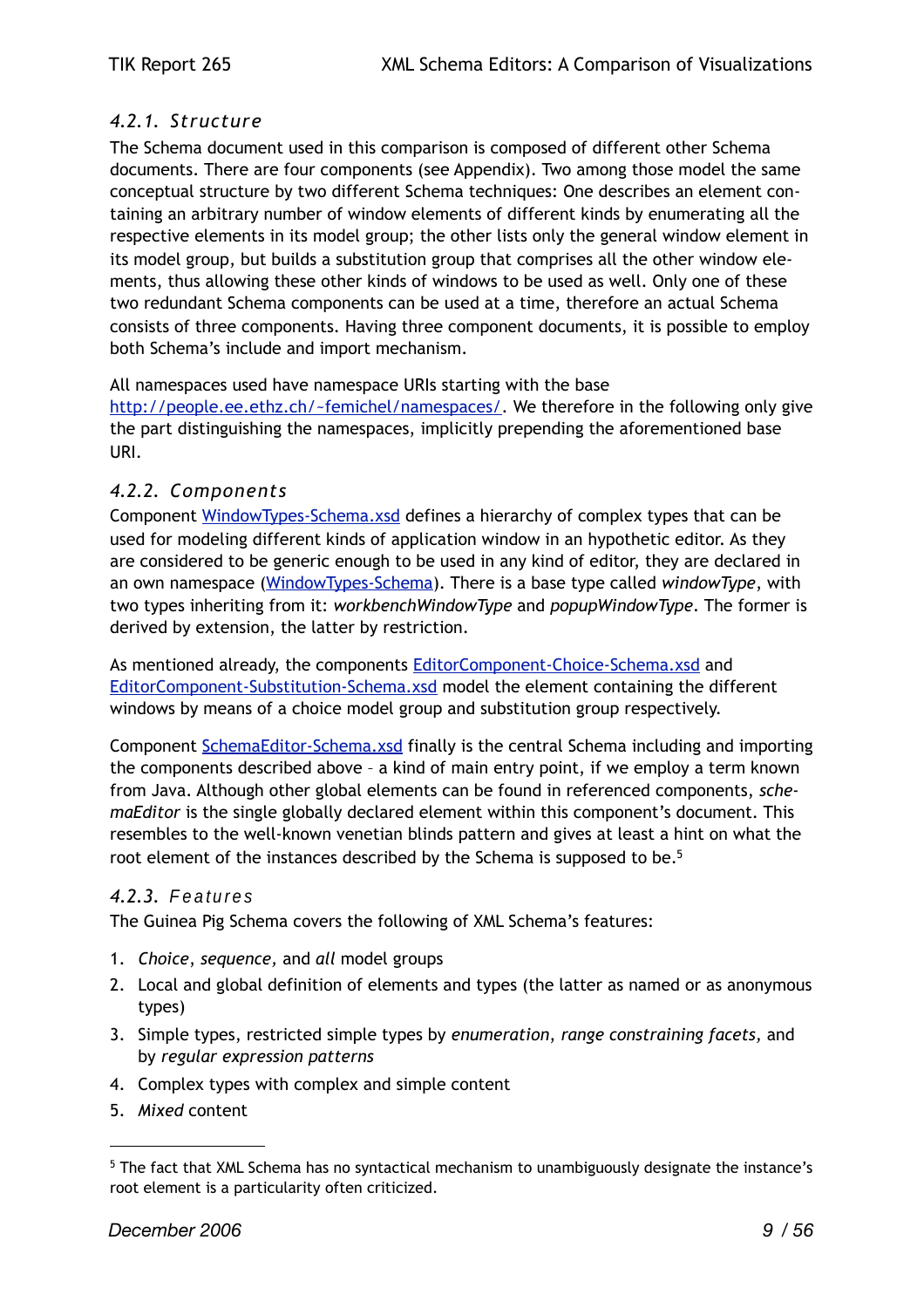### 4.2.1. Structure

The Schema document used in this comparison is composed of different other Schema documents. There are four components (see Appendix). Two among those model the same conceptual structure by two different Schema techniques: One describes an element containing an arbitrary number of window elements of different kinds by enumerating all the respective elements in its model group; the other lists only the general window element in its model group, but builds a substitution group that comprises all the other window elements, thus allowing these other kinds of windows to be used as well. Only one of these two redundant Schema components can be used at a time, therefore an actual Schema consists of three components. Having three component documents, it is possible to employ both Schema's include and import mechanism.

All namespaces used have namespace URIs starting with the base http://people.ee.ethz.ch/~femichel/namespaces/. We therefore in the following only give the part distinguishing the namespaces, implicitly prepending the aforementioned base URI.

### 4.2.2. Components

Component WindowTypes-Schema.xsd defines a hierarchy of complex types that can be used for modeling different kinds of application window in an hypothetic editor. As they are considered to be generic enough to be used in any kind of editor, they are declared in an own namespace (WindowTypes-Schema). There is a base type called *windowType*, with two types inheriting from it: *workbenchWindowType* and *popupWindowType*. The former is derived by extension, the latter by restriction.

As mentioned already, the components EditorComponent-Choice-Schema.xsd and EditorComponent-Substitution-Schema.xsd model the element containing the different windows by means of a choice model group and substitution group respectively.

Component SchemaEditor-Schema.xsd finally is the central Schema including and importing the components described above – a kind of main entry point, if we employ a term known from Java. Although other global elements can be found in referenced components, *schemaEditor* is the single globally declared element within this component's document. This resembles to the well-known venetian blinds pattern and gives at least a hint on what the root element of the instances described by the Schema is supposed to be.[5]

### 4.2.3. Features

The Guinea Pig Schema covers the following of XML Schema's features:

1. *Choice*, *sequence*, and *all* model groups
2. Local and global definition of elements and types (the latter as named or as anonymous types)
3. Simple types, restricted simple types by *enumeration*, *range constraining facets*, and by *regular expression patterns*
4. Complex types with complex and simple content
5. *Mixed* content

---

[5] The fact that XML Schema has no syntactical mechanism to unambiguously designate the instance's root element is a particularity often criticized.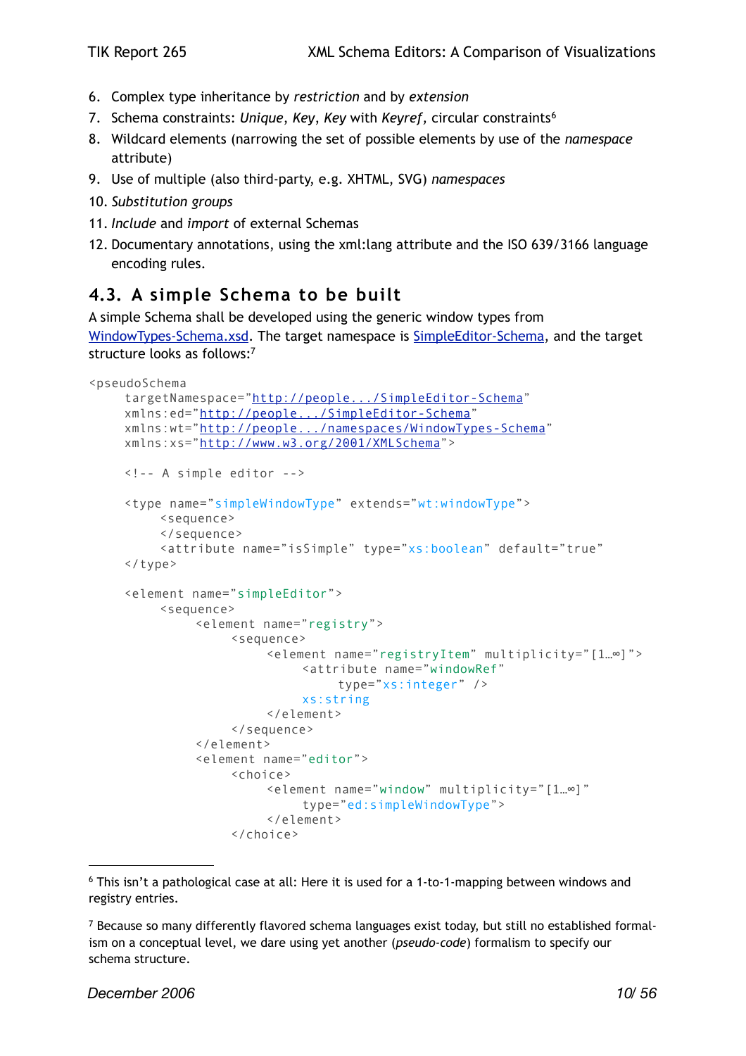6. Complex type inheritance by *restriction* and by *extension*
7. Schema constraints: *Unique*, *Key*, *Key* with *Keyref*, circular constraints[6]
8. Wildcard elements (narrowing the set of possible elements by use of the *namespace* attribute)
9. Use of multiple (also third-party, e.g. XHTML, SVG) *namespaces*
10. *Substitution groups*
11. *Include* and *import* of external Schemas
12. Documentary annotations, using the xml:lang attribute and the ISO 639/3166 language encoding rules.

## 4.3. A simple Schema to be built

A simple Schema shall be developed using the generic window types from WindowTypes-Schema.xsd. The target namespace is SimpleEditor-Schema, and the target structure looks as follows:[7]

```
<pseudoSchema
    targetNamespace="http://people.../SimpleEditor-Schema"
    xmlns:ed="http://people.../SimpleEditor-Schema"
    xmlns:wt="http://people.../namespaces/WindowTypes-Schema"
    xmlns:xs="http://www.w3.org/2001/XMLSchema">

    <!-- A simple editor -->

    <type name="simpleWindowType" extends="wt:windowType">
        <sequence>
        </sequence>
        <attribute name="isSimple" type="xs:boolean" default="true"
    </type>

    <element name="simpleEditor">
        <sequence>
            <element name="registry">
                <sequence>
                    <element name="registryItem" multiplicity="[1…∞]">
                        <attribute name="windowRef"
                            type="xs:integer" />
                        xs:string
                    </element>
                </sequence>
            </element>
            <element name="editor">
                <choice>
                    <element name="window" multiplicity="[1…∞]"
                        type="ed:simpleWindowType">
                    </element>
                </choice>
```

---

[6] This isn't a pathological case at all: Here it is used for a 1-to-1-mapping between windows and registry entries.

[7] Because so many differently flavored schema languages exist today, but still no established formalism on a conceptual level, we dare using yet another (*pseudo-code*) formalism to specify our schema structure.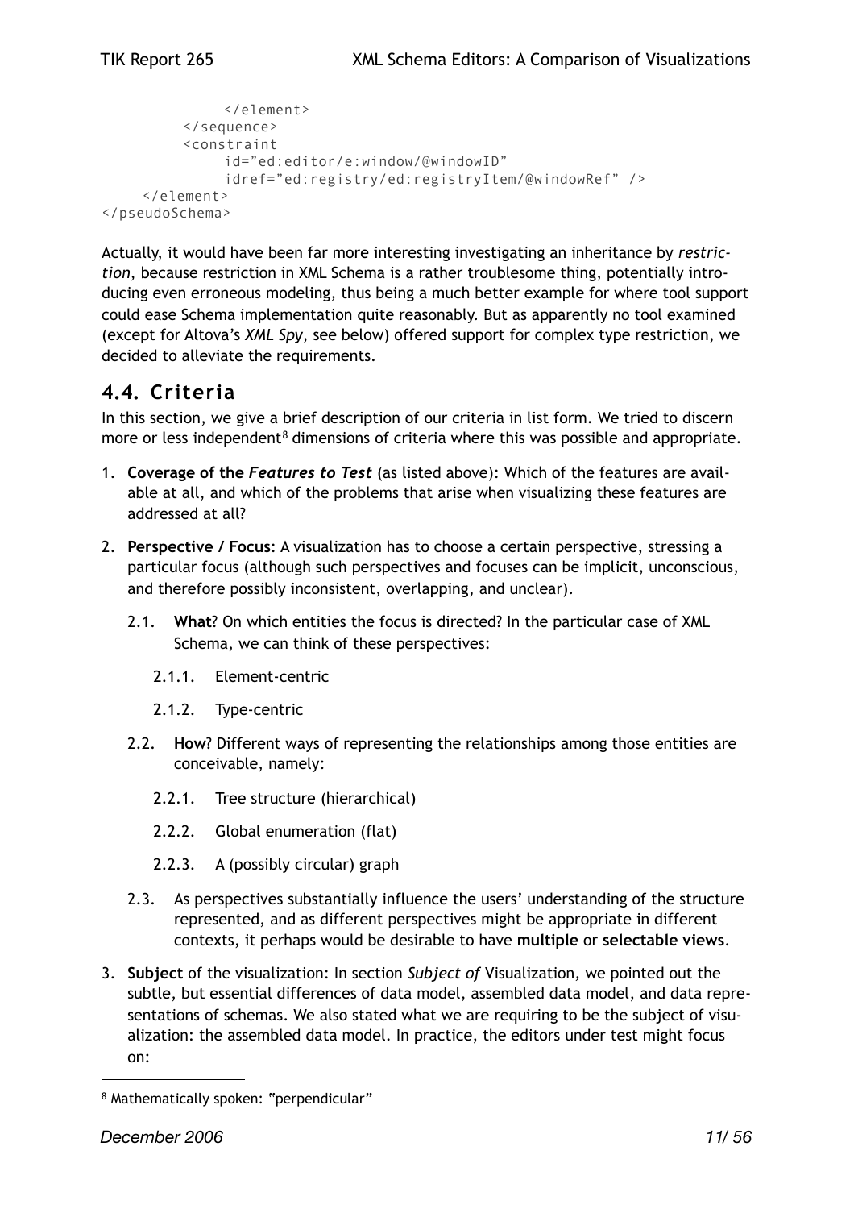```
            </element>
        </sequence>
        <constraint
            id="ed:editor/e:window/@windowID"
            idref="ed:registry/ed:registryItem/@windowRef" />
    </element>
</pseudoSchema>
```

Actually, it would have been far more interesting investigating an inheritance by *restriction*, because restriction in XML Schema is a rather troublesome thing, potentially introducing even erroneous modeling, thus being a much better example for where tool support could ease Schema implementation quite reasonably. But as apparently no tool examined (except for Altova's *XML Spy*, see below) offered support for complex type restriction, we decided to alleviate the requirements.

## 4.4. Criteria

In this section, we give a brief description of our criteria in list form. We tried to discern more or less independent[8] dimensions of criteria where this was possible and appropriate.

1. **Coverage of the *Features to Test*** (as listed above): Which of the features are available at all, and which of the problems that arise when visualizing these features are addressed at all?

2. **Perspective / Focus**: A visualization has to choose a certain perspective, stressing a particular focus (although such perspectives and focuses can be implicit, unconscious, and therefore possibly inconsistent, overlapping, and unclear).

    2.1. **What**? On which entities the focus is directed? In the particular case of XML Schema, we can think of these perspectives:

    2.1.1. Element-centric

    2.1.2. Type-centric

    2.2. **How**? Different ways of representing the relationships among those entities are conceivable, namely:

    2.2.1. Tree structure (hierarchical)

    2.2.2. Global enumeration (flat)

    2.2.3. A (possibly circular) graph

    2.3. As perspectives substantially influence the users' understanding of the structure represented, and as different perspectives might be appropriate in different contexts, it perhaps would be desirable to have **multiple** or **selectable views**.

3. **Subject** of the visualization: In section *Subject of* Visualization, we pointed out the subtle, but essential differences of data model, assembled data model, and data representations of schemas. We also stated what we are requiring to be the subject of visualization: the assembled data model. In practice, the editors under test might focus on:

---

[8] Mathematically spoken: "perpendicular"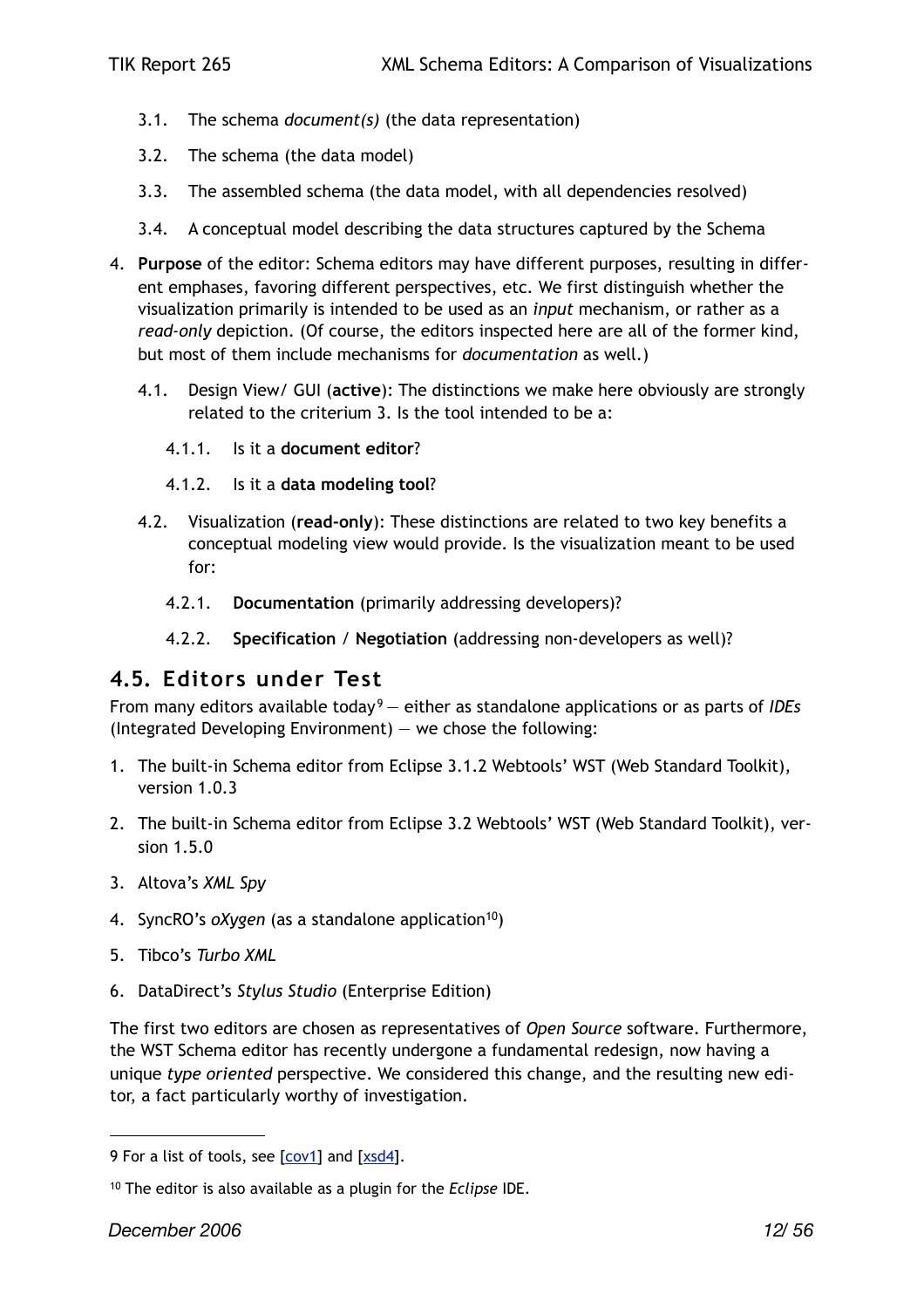3.1. The schema *document(s)* (the data representation)

3.2. The schema (the data model)

3.3. The assembled schema (the data model, with all dependencies resolved)

3.4. A conceptual model describing the data structures captured by the Schema

4. **Purpose** of the editor: Schema editors may have different purposes, resulting in different emphases, favoring different perspectives, etc. We first distinguish whether the visualization primarily is intended to be used as an *input* mechanism, or rather as a *read-only* depiction. (Of course, the editors inspected here are all of the former kind, but most of them include mechanisms for *documentation* as well.)

   4.1. Design View/ GUI (**active**): The distinctions we make here obviously are strongly related to the criterium 3. Is the tool intended to be a:

      4.1.1. Is it a **document editor**?

      4.1.2. Is it a **data modeling tool**?

   4.2. Visualization (**read-only**): These distinctions are related to two key benefits a conceptual modeling view would provide. Is the visualization meant to be used for:

      4.2.1. **Documentation** (primarily addressing developers)?

      4.2.2. **Specification** / **Negotiation** (addressing non-developers as well)?

## 4.5. Editors under Test

From many editors available today[9] — either as standalone applications or as parts of *IDEs* (Integrated Developing Environment) — we chose the following:

1. The built-in Schema editor from Eclipse 3.1.2 Webtools' WST (Web Standard Toolkit), version 1.0.3
2. The built-in Schema editor from Eclipse 3.2 Webtools' WST (Web Standard Toolkit), version 1.5.0
3. Altova's *XML Spy*
4. SyncRO's *oXygen* (as a standalone application[10])
5. Tibco's *Turbo XML*
6. DataDirect's *Stylus Studio* (Enterprise Edition)

The first two editors are chosen as representatives of *Open Source* software. Furthermore, the WST Schema editor has recently undergone a fundamental redesign, now having a unique *type oriented* perspective. We considered this change, and the resulting new editor, a fact particularly worthy of investigation.

---

9 For a list of tools, see [cov1] and [xsd4].

10 The editor is also available as a plugin for the *Eclipse* IDE.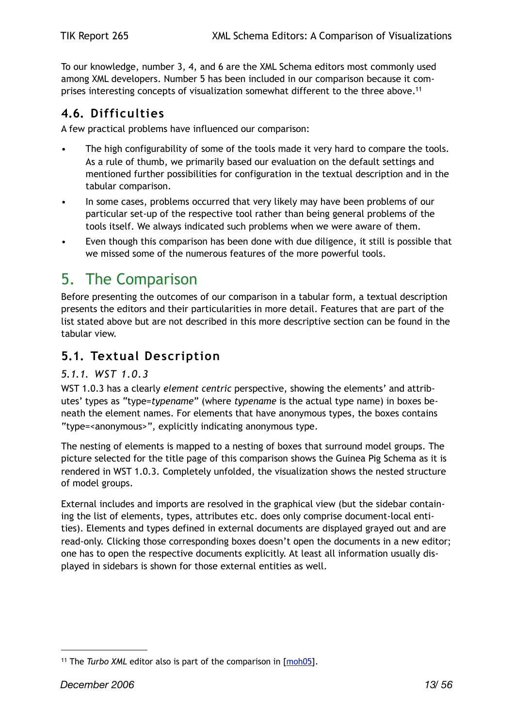To our knowledge, number 3, 4, and 6 are the XML Schema editors most commonly used among XML developers. Number 5 has been included in our comparison because it comprises interesting concepts of visualization somewhat different to the three above.[11]

### 4.6. Difficulties

A few practical problems have influenced our comparison:

- The high configurability of some of the tools made it very hard to compare the tools. As a rule of thumb, we primarily based our evaluation on the default settings and mentioned further possibilities for configuration in the textual description and in the tabular comparison.
- In some cases, problems occurred that very likely may have been problems of our particular set-up of the respective tool rather than being general problems of the tools itself. We always indicated such problems when we were aware of them.
- Even though this comparison has been done with due diligence, it still is possible that we missed some of the numerous features of the more powerful tools.

## 5. The Comparison

Before presenting the outcomes of our comparison in a tabular form, a textual description presents the editors and their particularities in more detail. Features that are part of the list stated above but are not described in this more descriptive section can be found in the tabular view.

### 5.1. Textual Description

#### *5.1.1. WST 1.0.3*

WST 1.0.3 has a clearly *element centric* perspective, showing the elements' and attributes' types as "type=*typename*" (where *typename* is the actual type name) in boxes beneath the element names. For elements that have anonymous types, the boxes contains "type=<anonymous>", explicitly indicating anonymous type.

The nesting of elements is mapped to a nesting of boxes that surround model groups. The picture selected for the title page of this comparison shows the Guinea Pig Schema as it is rendered in WST 1.0.3. Completely unfolded, the visualization shows the nested structure of model groups.

External includes and imports are resolved in the graphical view (but the sidebar containing the list of elements, types, attributes etc. does only comprise document-local entities). Elements and types defined in external documents are displayed grayed out and are read-only. Clicking those corresponding boxes doesn't open the documents in a new editor; one has to open the respective documents explicitly. At least all information usually displayed in sidebars is shown for those external entities as well.

---

[11] The *Turbo XML* editor also is part of the comparison in [moh05].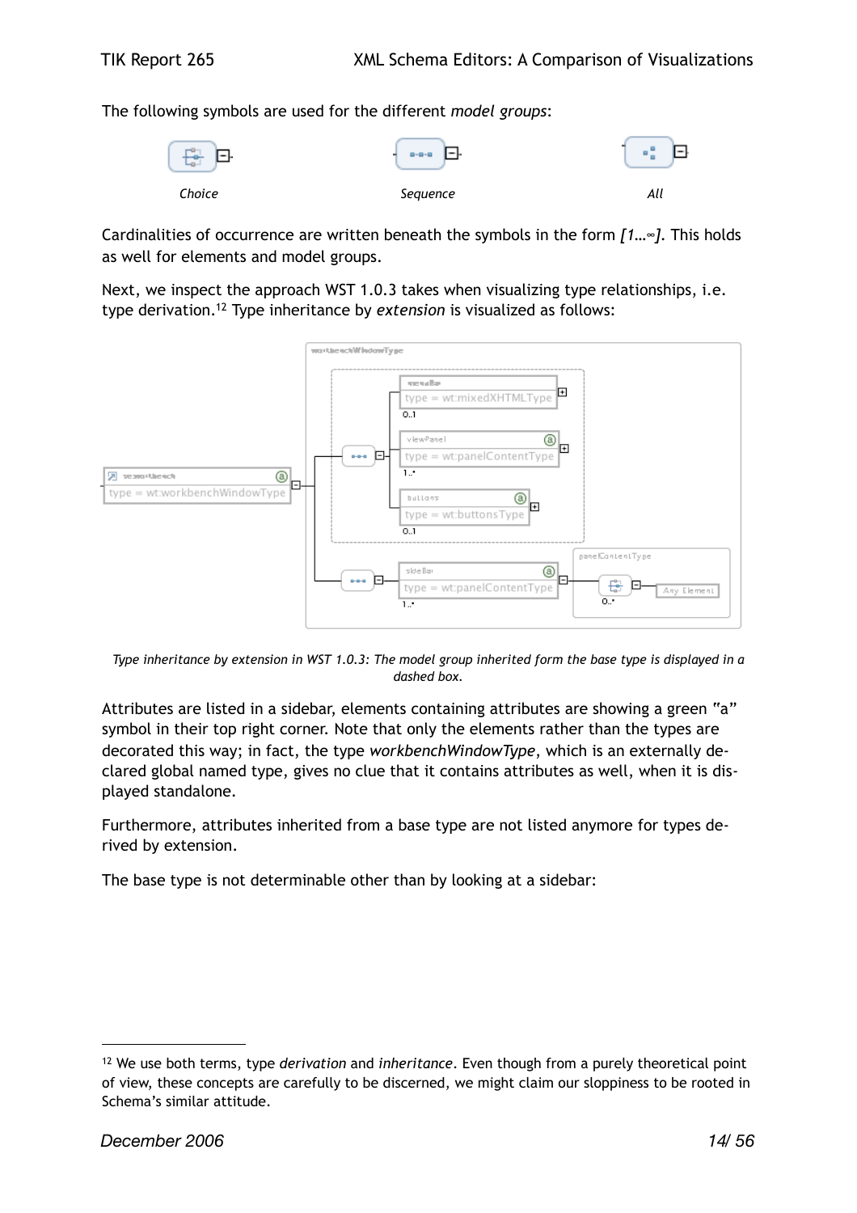The following symbols are used for the different *model groups*:

Choice Sequence All

Cardinalities of occurrence are written beneath the symbols in the form *[1…∞]*. This holds as well for elements and model groups.

Next, we inspect the approach WST 1.0.3 takes when visualizing type relationships, i.e. type derivation.[12] Type inheritance by *extension* is visualized as follows:

*Type inheritance by extension in WST 1.0.3: The model group inherited form the base type is displayed in a dashed box.*

Attributes are listed in a sidebar, elements containing attributes are showing a green "a" symbol in their top right corner. Note that only the elements rather than the types are decorated this way; in fact, the type *workbenchWindowType*, which is an externally declared global named type, gives no clue that it contains attributes as well, when it is displayed standalone.

Furthermore, attributes inherited from a base type are not listed anymore for types derived by extension.

The base type is not determinable other than by looking at a sidebar:

[12] We use both terms, type *derivation* and *inheritance*. Even though from a purely theoretical point of view, these concepts are carefully to be discerned, we might claim our sloppiness to be rooted in Schema's similar attitude.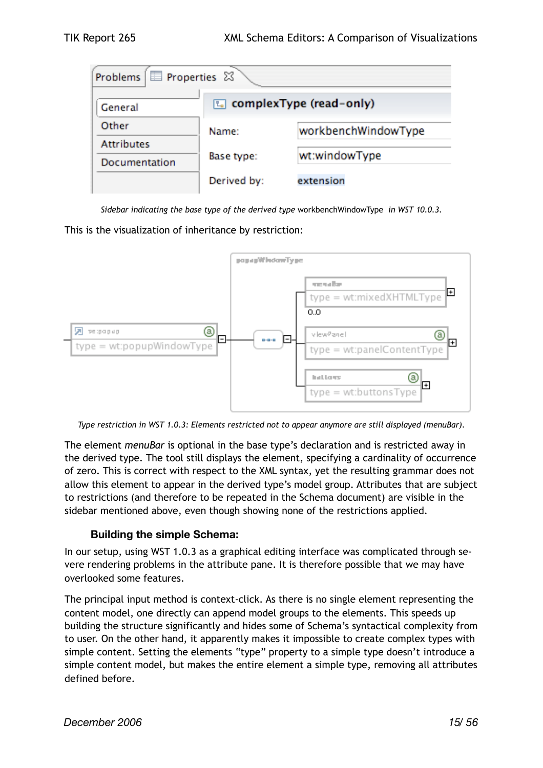*Sidebar indicating the base type of the derived type* workbenchWindowType *in WST 10.0.3.*

This is the visualization of inheritance by restriction:

*Type restriction in WST 1.0.3: Elements restricted not to appear anymore are still displayed (menuBar).*

The element *menuBar* is optional in the base type's declaration and is restricted away in the derived type. The tool still displays the element, specifying a cardinality of occurrence of zero. This is correct with respect to the XML syntax, yet the resulting grammar does not allow this element to appear in the derived type's model group. Attributes that are subject to restrictions (and therefore to be repeated in the Schema document) are visible in the sidebar mentioned above, even though showing none of the restrictions applied.

### Building the simple Schema:

In our setup, using WST 1.0.3 as a graphical editing interface was complicated through severe rendering problems in the attribute pane. It is therefore possible that we may have overlooked some features.

The principal input method is context-click. As there is no single element representing the content model, one directly can append model groups to the elements. This speeds up building the structure significantly and hides some of Schema's syntactical complexity from to user. On the other hand, it apparently makes it impossible to create complex types with simple content. Setting the elements "type" property to a simple type doesn't introduce a simple content model, but makes the entire element a simple type, removing all attributes defined before.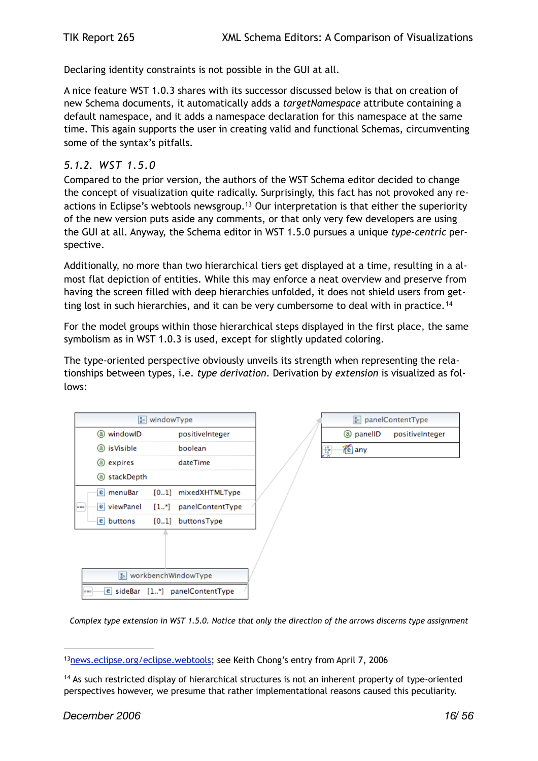Declaring identity constraints is not possible in the GUI at all.

A nice feature WST 1.0.3 shares with its successor discussed below is that on creation of new Schema documents, it automatically adds a *targetNamespace* attribute containing a default namespace, and it adds a namespace declaration for this namespace at the same time. This again supports the user in creating valid and functional Schemas, circumventing some of the syntax's pitfalls.

### *5.1.2. WST 1.5.0*

Compared to the prior version, the authors of the WST Schema editor decided to change the concept of visualization quite radically. Surprisingly, this fact has not provoked any reactions in Eclipse's webtools newsgroup.[13] Our interpretation is that either the superiority of the new version puts aside any comments, or that only very few developers are using the GUI at all. Anyway, the Schema editor in WST 1.5.0 pursues a unique *type-centric* perspective.

Additionally, no more than two hierarchical tiers get displayed at a time, resulting in a almost flat depiction of entities. While this may enforce a neat overview and preserve from having the screen filled with deep hierarchies unfolded, it does not shield users from getting lost in such hierarchies, and it can be very cumbersome to deal with in practice.[14]

For the model groups within those hierarchical steps displayed in the first place, the same symbolism as in WST 1.0.3 is used, except for slightly updated coloring.

The type-oriented perspective obviously unveils its strength when representing the relationships between types, i.e. *type derivation*. Derivation by *extension* is visualized as follows:

*Complex type extension in WST 1.5.0. Notice that only the direction of the arrows discerns type assignment*

---

[13] news.eclipse.org/eclipse.webtools; see Keith Chong's entry from April 7, 2006

[14] As such restricted display of hierarchical structures is not an inherent property of type-oriented perspectives however, we presume that rather implementational reasons caused this peculiarity.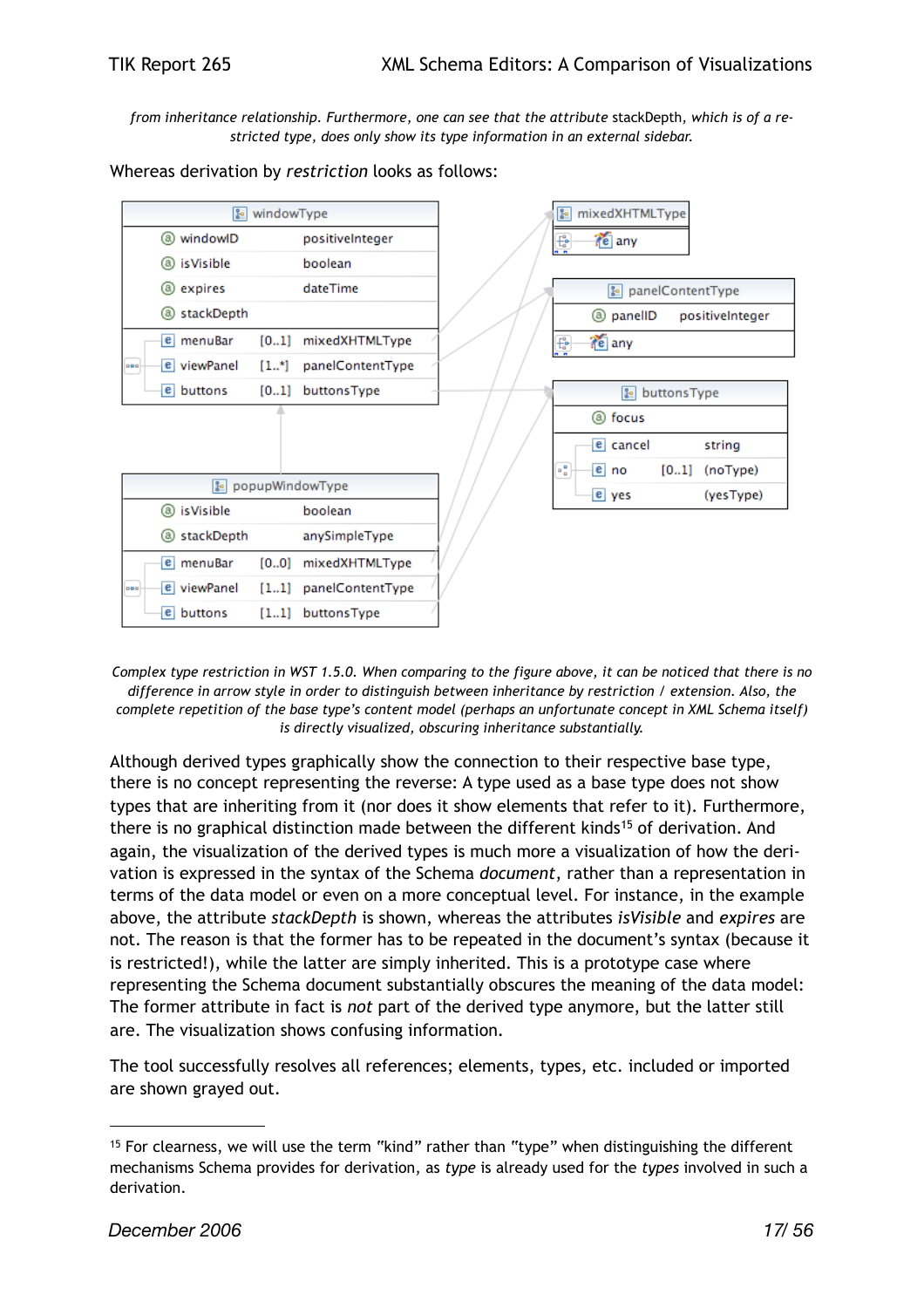*from inheritance relationship. Furthermore, one can see that the attribute* stackDepth, *which is of a restricted type, does only show its type information in an external sidebar.*

Whereas derivation by *restriction* looks as follows:

*Complex type restriction in WST 1.5.0. When comparing to the figure above, it can be noticed that there is no difference in arrow style in order to distinguish between inheritance by restriction / extension. Also, the complete repetition of the base type's content model (perhaps an unfortunate concept in XML Schema itself) is directly visualized, obscuring inheritance substantially.*

Although derived types graphically show the connection to their respective base type, there is no concept representing the reverse: A type used as a base type does not show types that are inheriting from it (nor does it show elements that refer to it). Furthermore, there is no graphical distinction made between the different kinds[15] of derivation. And again, the visualization of the derived types is much more a visualization of how the derivation is expressed in the syntax of the Schema *document*, rather than a representation in terms of the data model or even on a more conceptual level. For instance, in the example above, the attribute *stackDepth* is shown, whereas the attributes *isVisible* and *expires* are not. The reason is that the former has to be repeated in the document's syntax (because it is restricted!), while the latter are simply inherited. This is a prototype case where representing the Schema document substantially obscures the meaning of the data model: The former attribute in fact is *not* part of the derived type anymore, but the latter still are. The visualization shows confusing information.

The tool successfully resolves all references; elements, types, etc. included or imported are shown grayed out.

[15] For clearness, we will use the term "kind" rather than "type" when distinguishing the different mechanisms Schema provides for derivation, as *type* is already used for the *types* involved in such a derivation.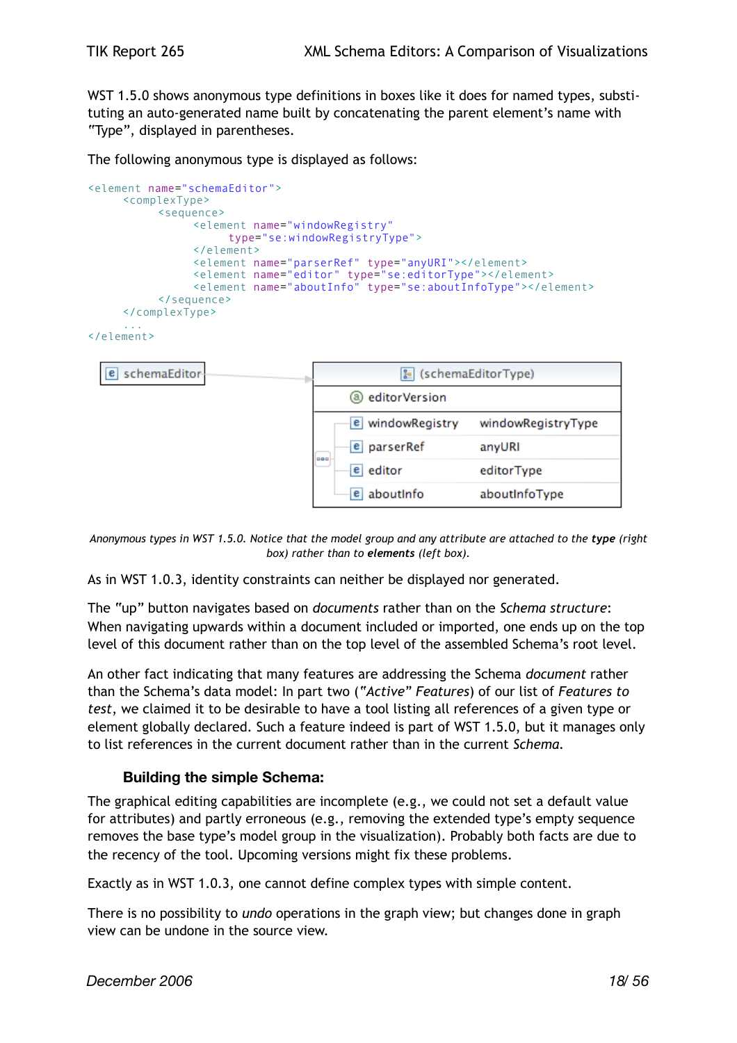WST 1.5.0 shows anonymous type definitions in boxes like it does for named types, substituting an auto-generated name built by concatenating the parent element's name with "Type", displayed in parentheses.

The following anonymous type is displayed as follows:

```
<element name="schemaEditor">
     <complexType>
          <sequence>
               <element name="windowRegistry"
                    type="se:windowRegistryType">
               </element>
               <element name="parserRef" type="anyURI"></element>
               <element name="editor" type="se:editorType"></element>
               <element name="aboutInfo" type="se:aboutInfoType"></element>
          </sequence>
     </complexType>
     ...
</element>
```

*Anonymous types in WST 1.5.0. Notice that the model group and any attribute are attached to the* ***type*** *(right box) rather than to* ***elements*** *(left box).*

As in WST 1.0.3, identity constraints can neither be displayed nor generated.

The "up" button navigates based on *documents* rather than on the *Schema structure*: When navigating upwards within a document included or imported, one ends up on the top level of this document rather than on the top level of the assembled Schema's root level.

An other fact indicating that many features are addressing the Schema *document* rather than the Schema's data model: In part two (*"Active" Features*) of our list of *Features to test*, we claimed it to be desirable to have a tool listing all references of a given type or element globally declared. Such a feature indeed is part of WST 1.5.0, but it manages only to list references in the current document rather than in the current *Schema*.

### Building the simple Schema:

The graphical editing capabilities are incomplete (e.g., we could not set a default value for attributes) and partly erroneous (e.g., removing the extended type's empty sequence removes the base type's model group in the visualization). Probably both facts are due to the recency of the tool. Upcoming versions might fix these problems.

Exactly as in WST 1.0.3, one cannot define complex types with simple content.

There is no possibility to *undo* operations in the graph view; but changes done in graph view can be undone in the source view.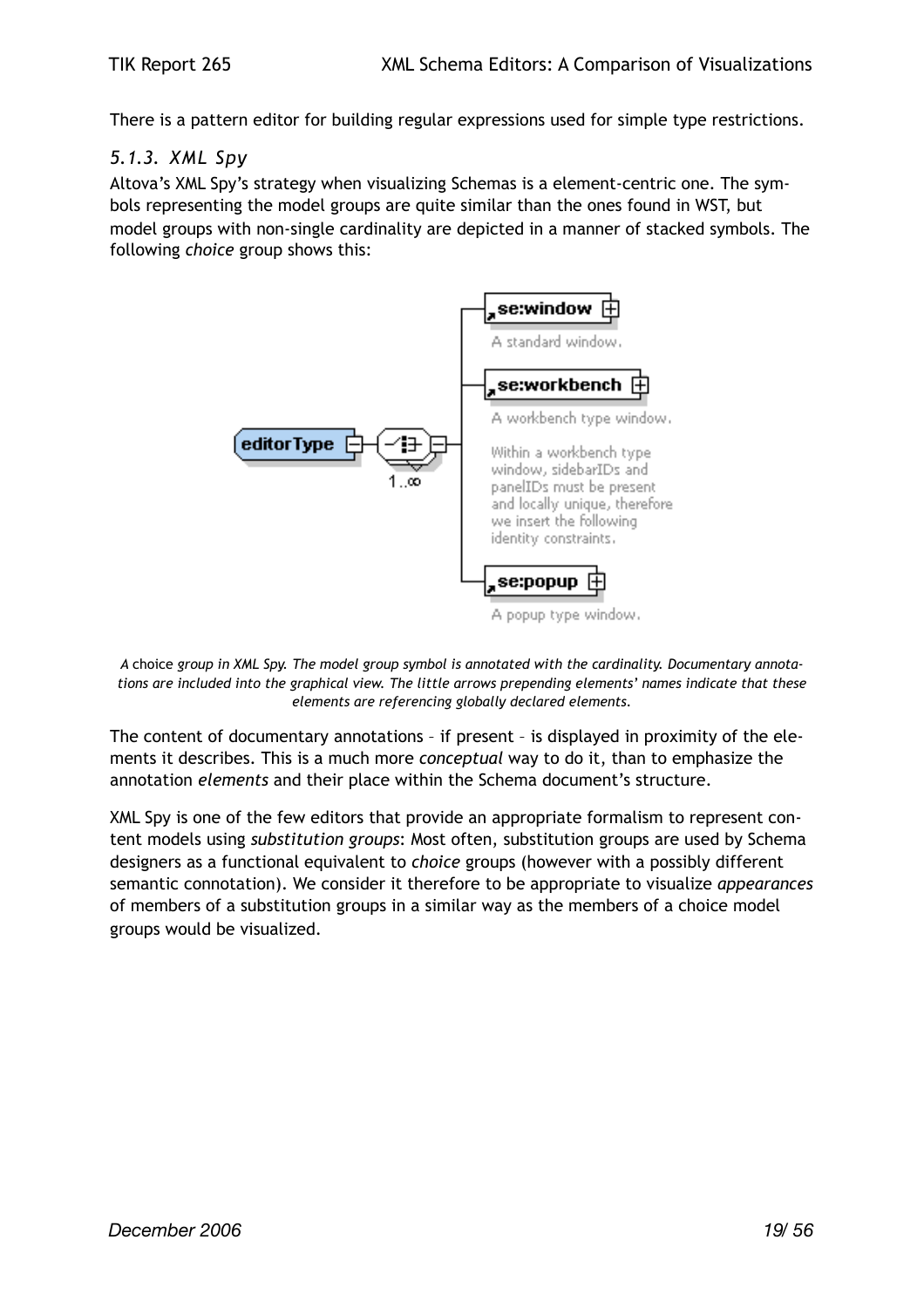There is a pattern editor for building regular expressions used for simple type restrictions.

### *5.1.3. XML Spy*

Altova's XML Spy's strategy when visualizing Schemas is a element-centric one. The symbols representing the model groups are quite similar than the ones found in WST, but model groups with non-single cardinality are depicted in a manner of stacked symbols. The following *choice* group shows this:

*A* choice *group in XML Spy. The model group symbol is annotated with the cardinality. Documentary annotations are included into the graphical view. The little arrows prepending elements' names indicate that these elements are referencing globally declared elements.*

The content of documentary annotations – if present – is displayed in proximity of the elements it describes. This is a much more *conceptual* way to do it, than to emphasize the annotation *elements* and their place within the Schema document's structure.

XML Spy is one of the few editors that provide an appropriate formalism to represent content models using *substitution groups*: Most often, substitution groups are used by Schema designers as a functional equivalent to *choice* groups (however with a possibly different semantic connotation). We consider it therefore to be appropriate to visualize *appearances* of members of a substitution groups in a similar way as the members of a choice model groups would be visualized.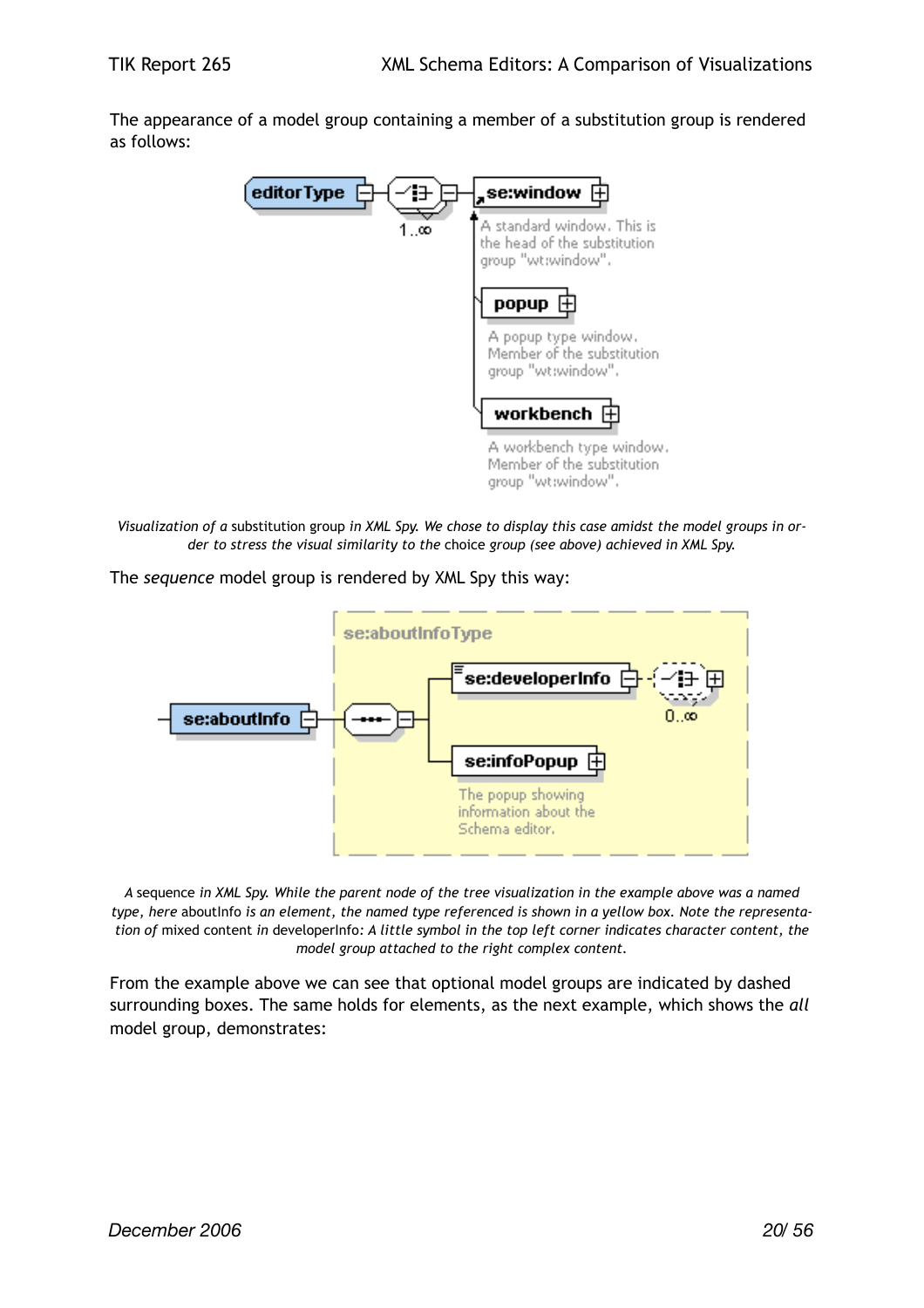The appearance of a model group containing a member of a substitution group is rendered as follows:

*Visualization of a* substitution group *in XML Spy. We chose to display this case amidst the model groups in order to stress the visual similarity to the* choice group *(see above) achieved in XML Spy.*

The *sequence* model group is rendered by XML Spy this way:

*A* sequence *in XML Spy. While the parent node of the tree visualization in the example above was a named type, here* aboutInfo *is an element, the named type referenced is shown in a yellow box. Note the representation of* mixed content *in* developerInfo*: A little symbol in the top left corner indicates character content, the model group attached to the right complex content.*

From the example above we can see that optional model groups are indicated by dashed surrounding boxes. The same holds for elements, as the next example, which shows the *all* model group, demonstrates: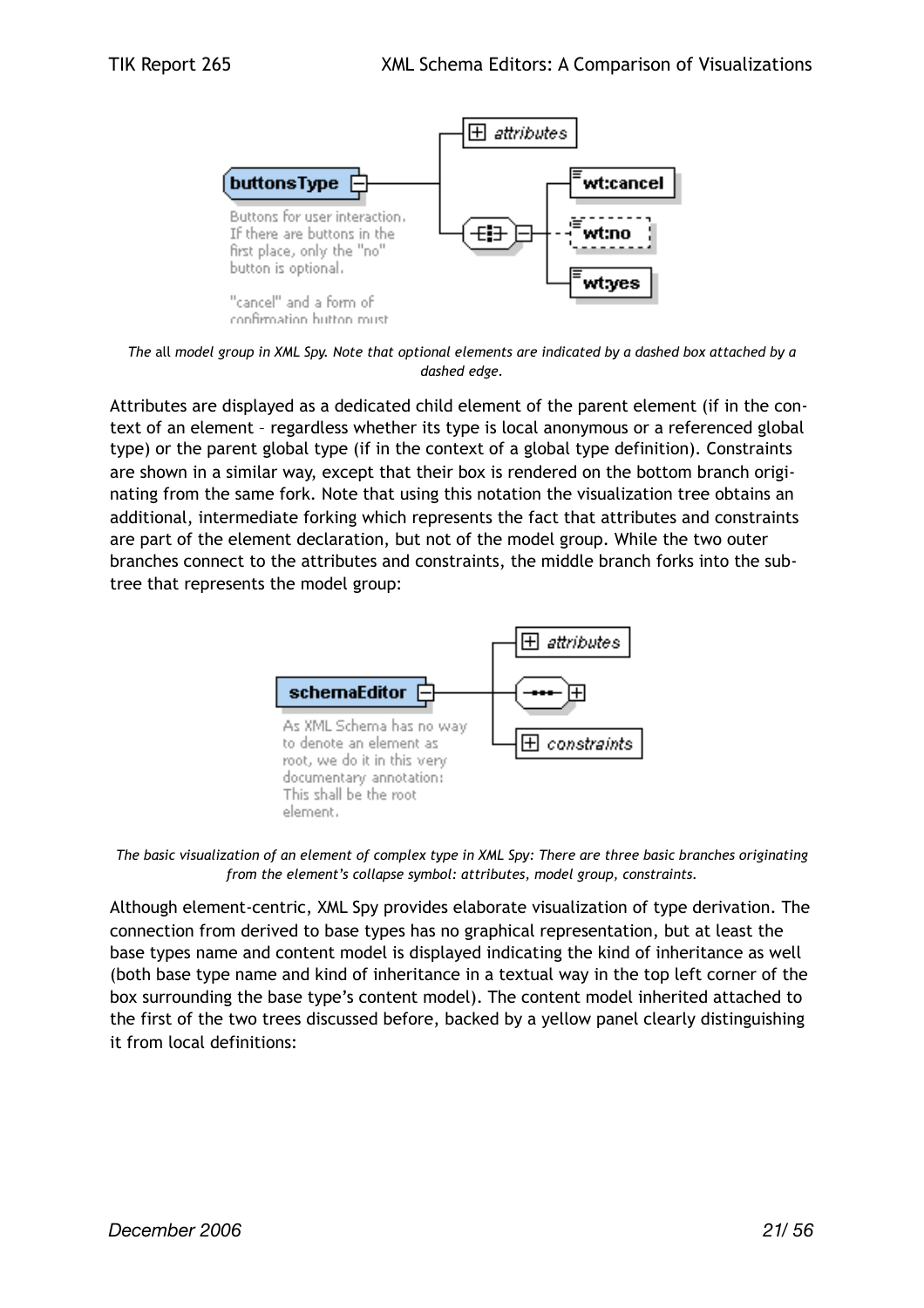*The* all *model group in XML Spy. Note that optional elements are indicated by a dashed box attached by a dashed edge.*

Attributes are displayed as a dedicated child element of the parent element (if in the context of an element – regardless whether its type is local anonymous or a referenced global type) or the parent global type (if in the context of a global type definition). Constraints are shown in a similar way, except that their box is rendered on the bottom branch originating from the same fork. Note that using this notation the visualization tree obtains an additional, intermediate forking which represents the fact that attributes and constraints are part of the element declaration, but not of the model group. While the two outer branches connect to the attributes and constraints, the middle branch forks into the subtree that represents the model group:

*The basic visualization of an element of complex type in XML Spy: There are three basic branches originating from the element's collapse symbol: attributes, model group, constraints.*

Although element-centric, XML Spy provides elaborate visualization of type derivation. The connection from derived to base types has no graphical representation, but at least the base types name and content model is displayed indicating the kind of inheritance as well (both base type name and kind of inheritance in a textual way in the top left corner of the box surrounding the base type's content model). The content model inherited attached to the first of the two trees discussed before, backed by a yellow panel clearly distinguishing it from local definitions: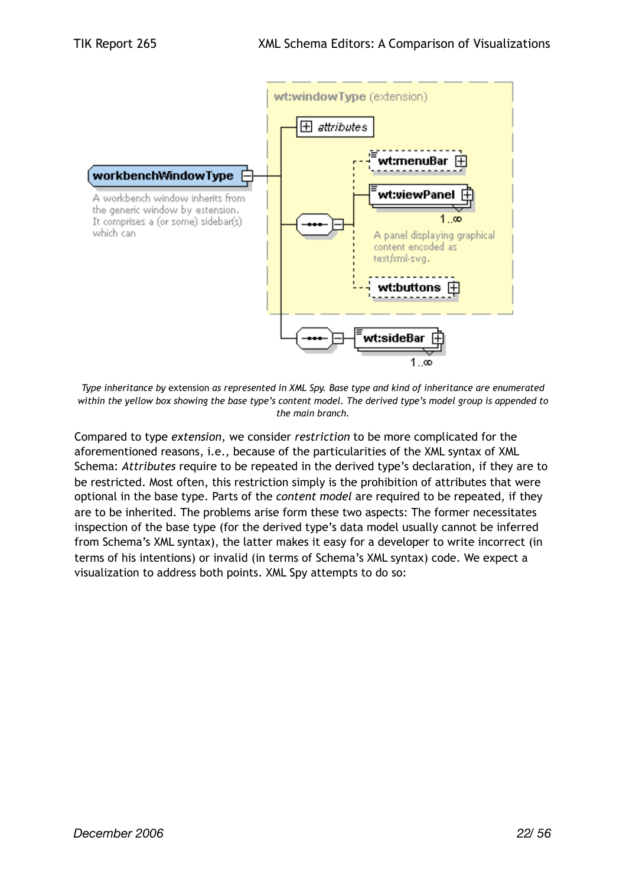*Type inheritance by* extension *as represented in XML Spy. Base type and kind of inheritance are enumerated within the yellow box showing the base type's content model. The derived type's model group is appended to the main branch.*

Compared to type *extension*, we consider *restriction* to be more complicated for the aforementioned reasons, i.e., because of the particularities of the XML syntax of XML Schema: *Attributes* require to be repeated in the derived type's declaration, if they are to be restricted. Most often, this restriction simply is the prohibition of attributes that were optional in the base type. Parts of the *content model* are required to be repeated, if they are to be inherited. The problems arise form these two aspects: The former necessitates inspection of the base type (for the derived type's data model usually cannot be inferred from Schema's XML syntax), the latter makes it easy for a developer to write incorrect (in terms of his intentions) or invalid (in terms of Schema's XML syntax) code. We expect a visualization to address both points. XML Spy attempts to do so: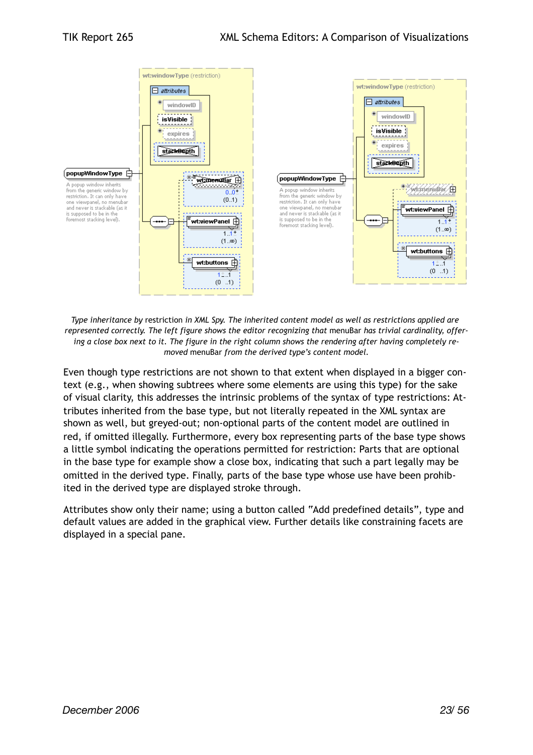*Type inheritance by* restriction *in XML Spy. The inherited content model as well as restrictions applied are represented correctly. The left figure shows the editor recognizing that* menuBar *has trivial cardinality, offering a close box next to it. The figure in the right column shows the rendering after having completely removed* menuBar *from the derived type's content model.*

Even though type restrictions are not shown to that extent when displayed in a bigger context (e.g., when showing subtrees where some elements are using this type) for the sake of visual clarity, this addresses the intrinsic problems of the syntax of type restrictions: Attributes inherited from the base type, but not literally repeated in the XML syntax are shown as well, but greyed-out; non-optional parts of the content model are outlined in red, if omitted illegally. Furthermore, every box representing parts of the base type shows a little symbol indicating the operations permitted for restriction: Parts that are optional in the base type for example show a close box, indicating that such a part legally may be omitted in the derived type. Finally, parts of the base type whose use have been prohibited in the derived type are displayed stroke through.

Attributes show only their name; using a button called "Add predefined details", type and default values are added in the graphical view. Further details like constraining facets are displayed in a special pane.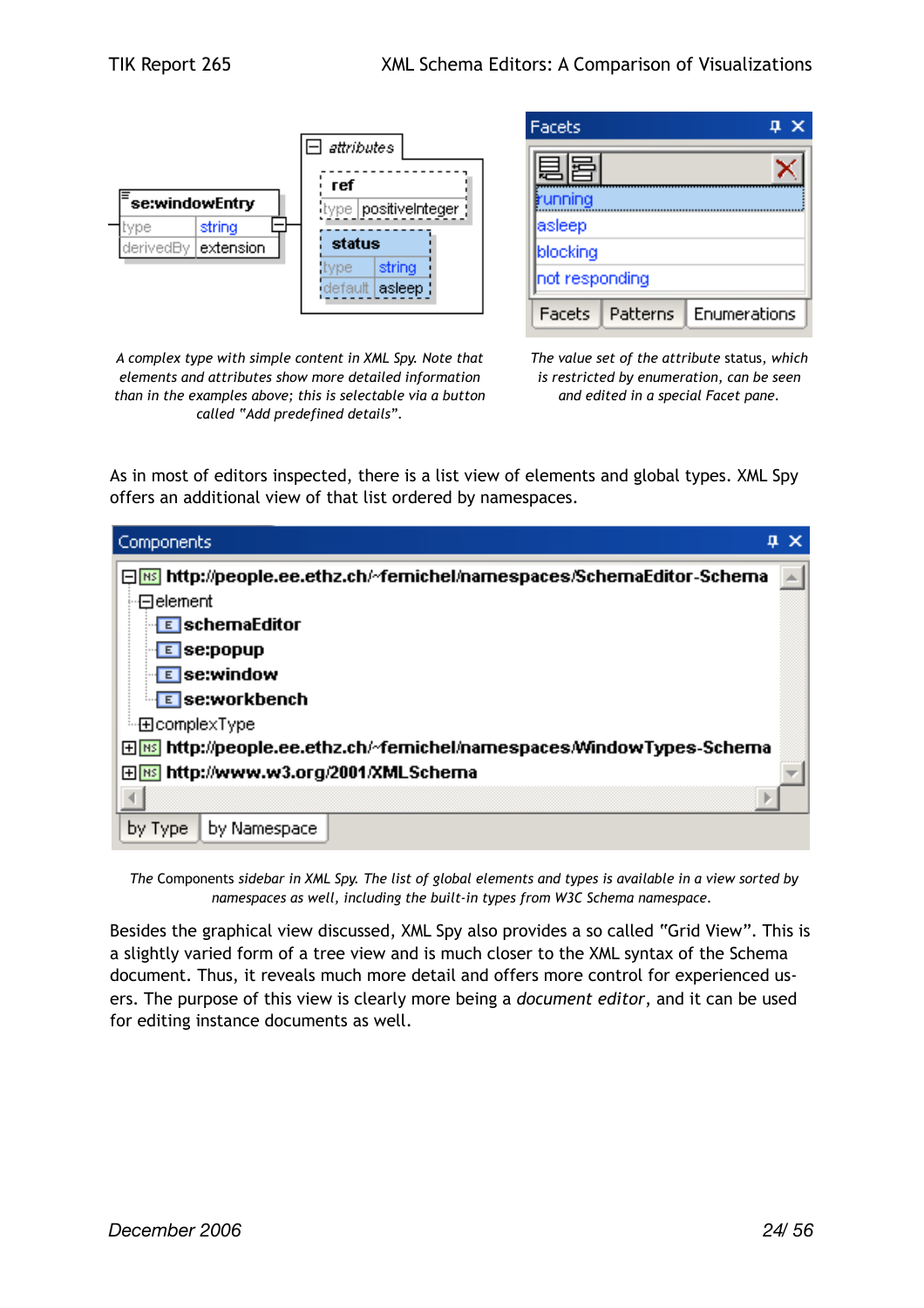*A complex type with simple content in XML Spy. Note that elements and attributes show more detailed information than in the examples above; this is selectable via a button called "Add predefined details".*

*The value set of the attribute* status*, which is restricted by enumeration, can be seen and edited in a special Facet pane.*

As in most of editors inspected, there is a list view of elements and global types. XML Spy offers an additional view of that list ordered by namespaces.

*The* Components *sidebar in XML Spy. The list of global elements and types is available in a view sorted by namespaces as well, including the built-in types from W3C Schema namespace.*

Besides the graphical view discussed, XML Spy also provides a so called "Grid View". This is a slightly varied form of a tree view and is much closer to the XML syntax of the Schema document. Thus, it reveals much more detail and offers more control for experienced users. The purpose of this view is clearly more being a *document editor*, and it can be used for editing instance documents as well.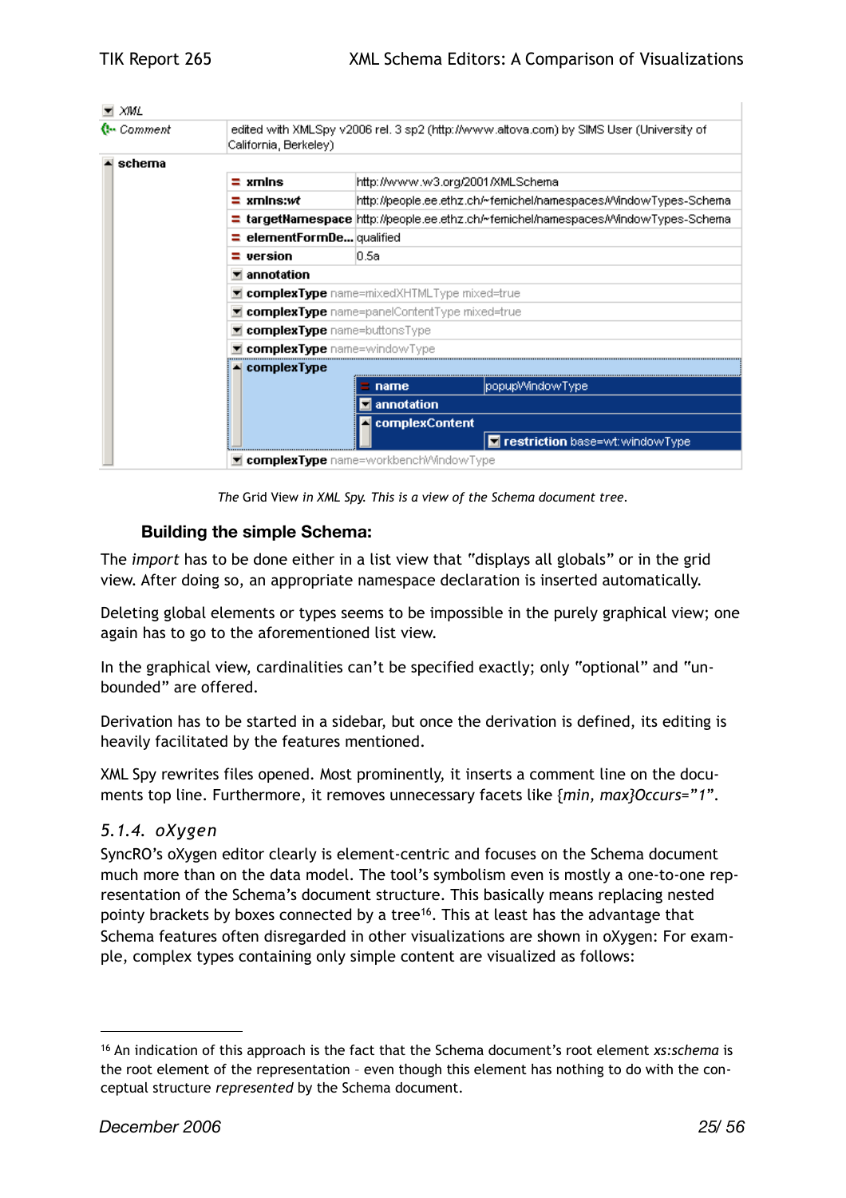*The* Grid View *in XML Spy. This is a view of the Schema document tree.*

### Building the simple Schema:

The *import* has to be done either in a list view that "displays all globals" or in the grid view. After doing so, an appropriate namespace declaration is inserted automatically.

Deleting global elements or types seems to be impossible in the purely graphical view; one again has to go to the aforementioned list view.

In the graphical view, cardinalities can't be specified exactly; only "optional" and "unbounded" are offered.

Derivation has to be started in a sidebar, but once the derivation is defined, its editing is heavily facilitated by the features mentioned.

XML Spy rewrites files opened. Most prominently, it inserts a comment line on the documents top line. Furthermore, it removes unnecessary facets like *{min, max}Occurs="1"*.

### *5.1.4. oXygen*

SyncRO's oXygen editor clearly is element-centric and focuses on the Schema document much more than on the data model. The tool's symbolism even is mostly a one-to-one representation of the Schema's document structure. This basically means replacing nested pointy brackets by boxes connected by a tree[16]. This at least has the advantage that Schema features often disregarded in other visualizations are shown in oXygen: For example, complex types containing only simple content are visualized as follows:

[16] An indication of this approach is the fact that the Schema document's root element *xs:schema* is the root element of the representation – even though this element has nothing to do with the conceptual structure *represented* by the Schema document.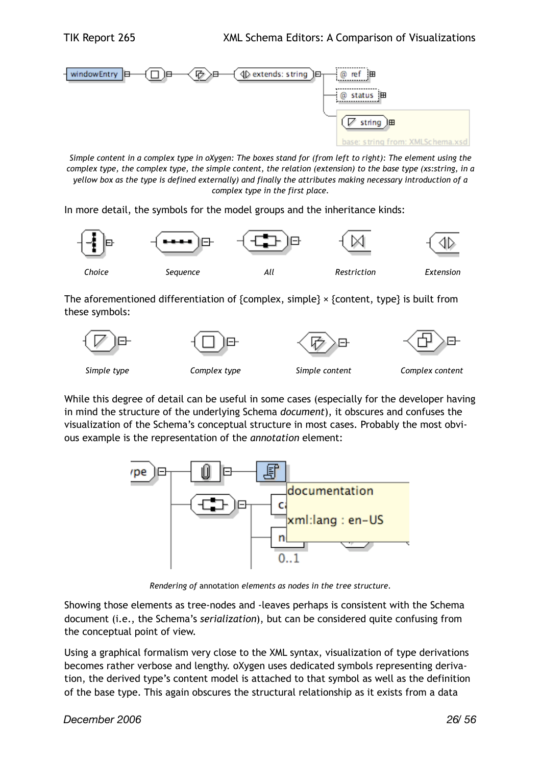*Simple content in a complex type in oXygen: The boxes stand for (from left to right): The element using the complex type, the complex type, the simple content, the relation (extension) to the base type (xs:string, in a yellow box as the type is defined externally) and finally the attributes making necessary introduction of a complex type in the first place.*

In more detail, the symbols for the model groups and the inheritance kinds:

*Choice* *Sequence* *All* *Restriction* *Extension*

The aforementioned differentiation of {complex, simple} × {content, type} is built from these symbols:

*Simple type* *Complex type* *Simple content* *Complex content*

While this degree of detail can be useful in some cases (especially for the developer having in mind the structure of the underlying Schema *document*), it obscures and confuses the visualization of the Schema's conceptual structure in most cases. Probably the most obvious example is the representation of the *annotation* element:

*Rendering of* annotation *elements as nodes in the tree structure.*

Showing those elements as tree-nodes and -leaves perhaps is consistent with the Schema document (i.e., the Schema's *serialization*), but can be considered quite confusing from the conceptual point of view.

Using a graphical formalism very close to the XML syntax, visualization of type derivations becomes rather verbose and lengthy. oXygen uses dedicated symbols representing derivation, the derived type's content model is attached to that symbol as well as the definition of the base type. This again obscures the structural relationship as it exists from a data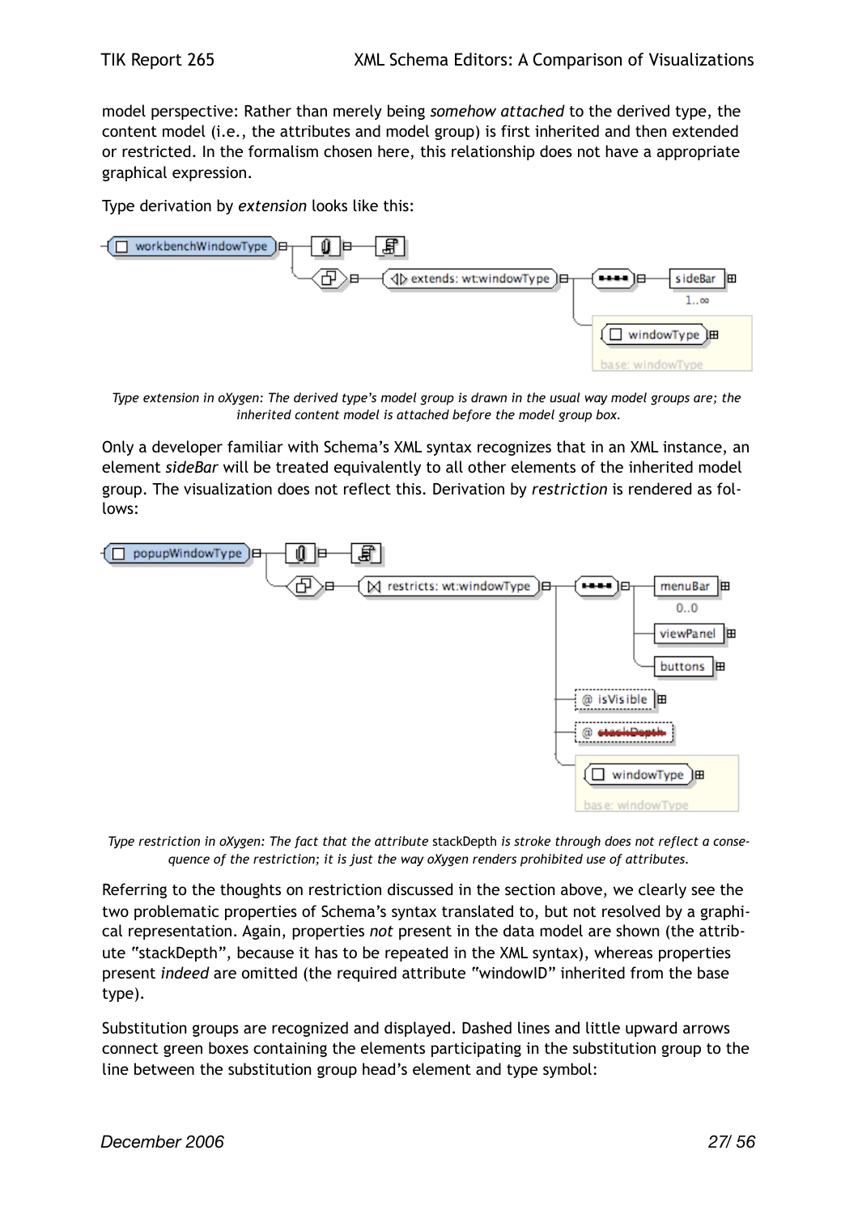model perspective: Rather than merely being *somehow attached* to the derived type, the content model (i.e., the attributes and model group) is first inherited and then extended or restricted. In the formalism chosen here, this relationship does not have a appropriate graphical expression.

Type derivation by *extension* looks like this:

*Type extension in oXygen: The derived type's model group is drawn in the usual way model groups are; the inherited content model is attached before the model group box.*

Only a developer familiar with Schema's XML syntax recognizes that in an XML instance, an element *sideBar* will be treated equivalently to all other elements of the inherited model group. The visualization does not reflect this. Derivation by *restriction* is rendered as follows:

*Type restriction in oXygen: The fact that the attribute* stackDepth *is stroke through does not reflect a consequence of the restriction; it is just the way oXygen renders prohibited use of attributes.*

Referring to the thoughts on restriction discussed in the section above, we clearly see the two problematic properties of Schema's syntax translated to, but not resolved by a graphical representation. Again, properties *not* present in the data model are shown (the attribute "stackDepth", because it has to be repeated in the XML syntax), whereas properties present *indeed* are omitted (the required attribute "windowID" inherited from the base type).

Substitution groups are recognized and displayed. Dashed lines and little upward arrows connect green boxes containing the elements participating in the substitution group to the line between the substitution group head's element and type symbol: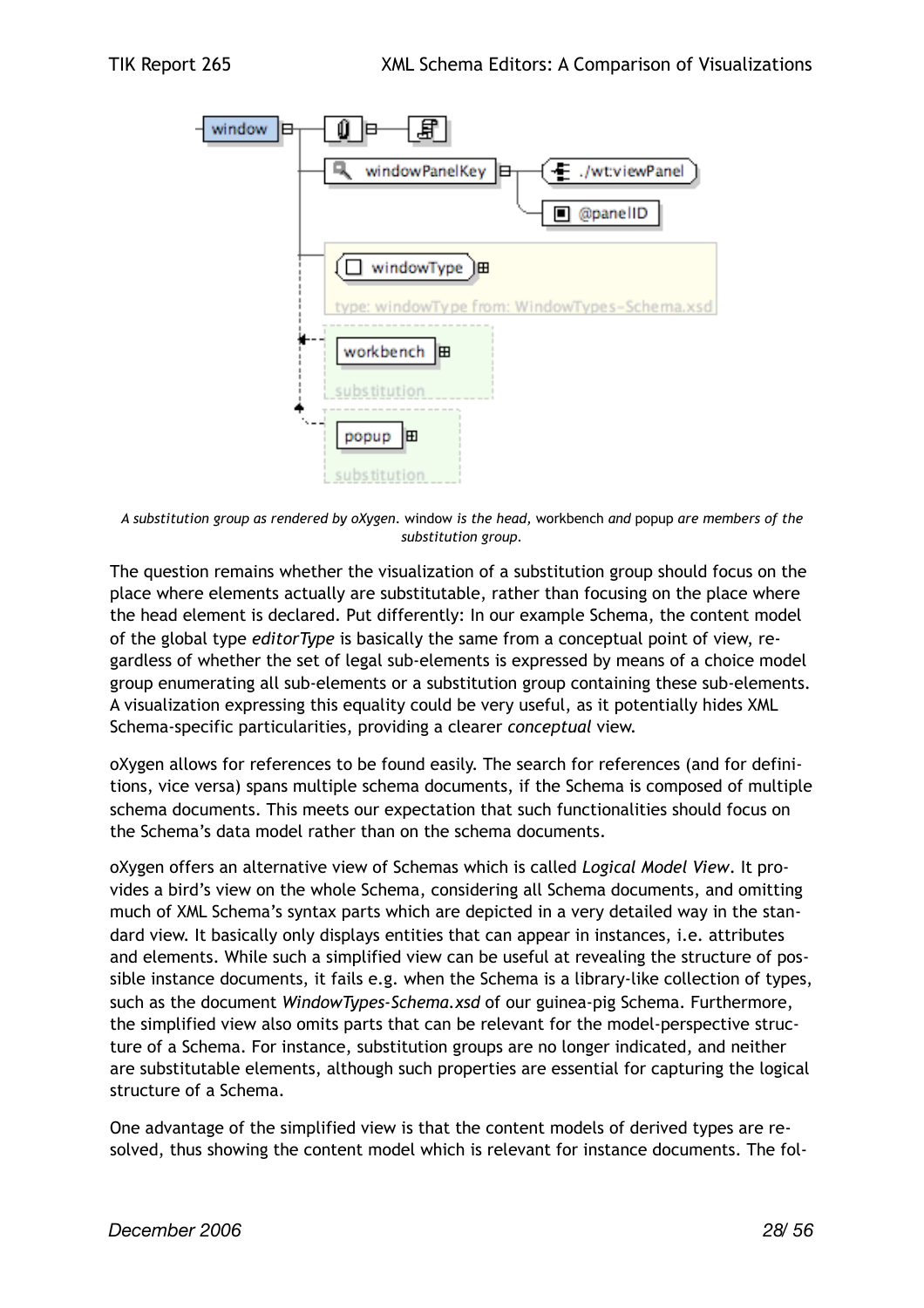*A substitution group as rendered by oXygen.* window *is the head,* workbench *and* popup *are members of the substitution group.*

The question remains whether the visualization of a substitution group should focus on the place where elements actually are substitutable, rather than focusing on the place where the head element is declared. Put differently: In our example Schema, the content model of the global type *editorType* is basically the same from a conceptual point of view, regardless of whether the set of legal sub-elements is expressed by means of a choice model group enumerating all sub-elements or a substitution group containing these sub-elements. A visualization expressing this equality could be very useful, as it potentially hides XML Schema-specific particularities, providing a clearer *conceptual* view.

oXygen allows for references to be found easily. The search for references (and for definitions, vice versa) spans multiple schema documents, if the Schema is composed of multiple schema documents. This meets our expectation that such functionalities should focus on the Schema's data model rather than on the schema documents.

oXygen offers an alternative view of Schemas which is called *Logical Model View*. It provides a bird's view on the whole Schema, considering all Schema documents, and omitting much of XML Schema's syntax parts which are depicted in a very detailed way in the standard view. It basically only displays entities that can appear in instances, i.e. attributes and elements. While such a simplified view can be useful at revealing the structure of possible instance documents, it fails e.g. when the Schema is a library-like collection of types, such as the document *WindowTypes-Schema.xsd* of our guinea-pig Schema. Furthermore, the simplified view also omits parts that can be relevant for the model-perspective structure of a Schema. For instance, substitution groups are no longer indicated, and neither are substitutable elements, although such properties are essential for capturing the logical structure of a Schema.

One advantage of the simplified view is that the content models of derived types are resolved, thus showing the content model which is relevant for instance documents. The fol-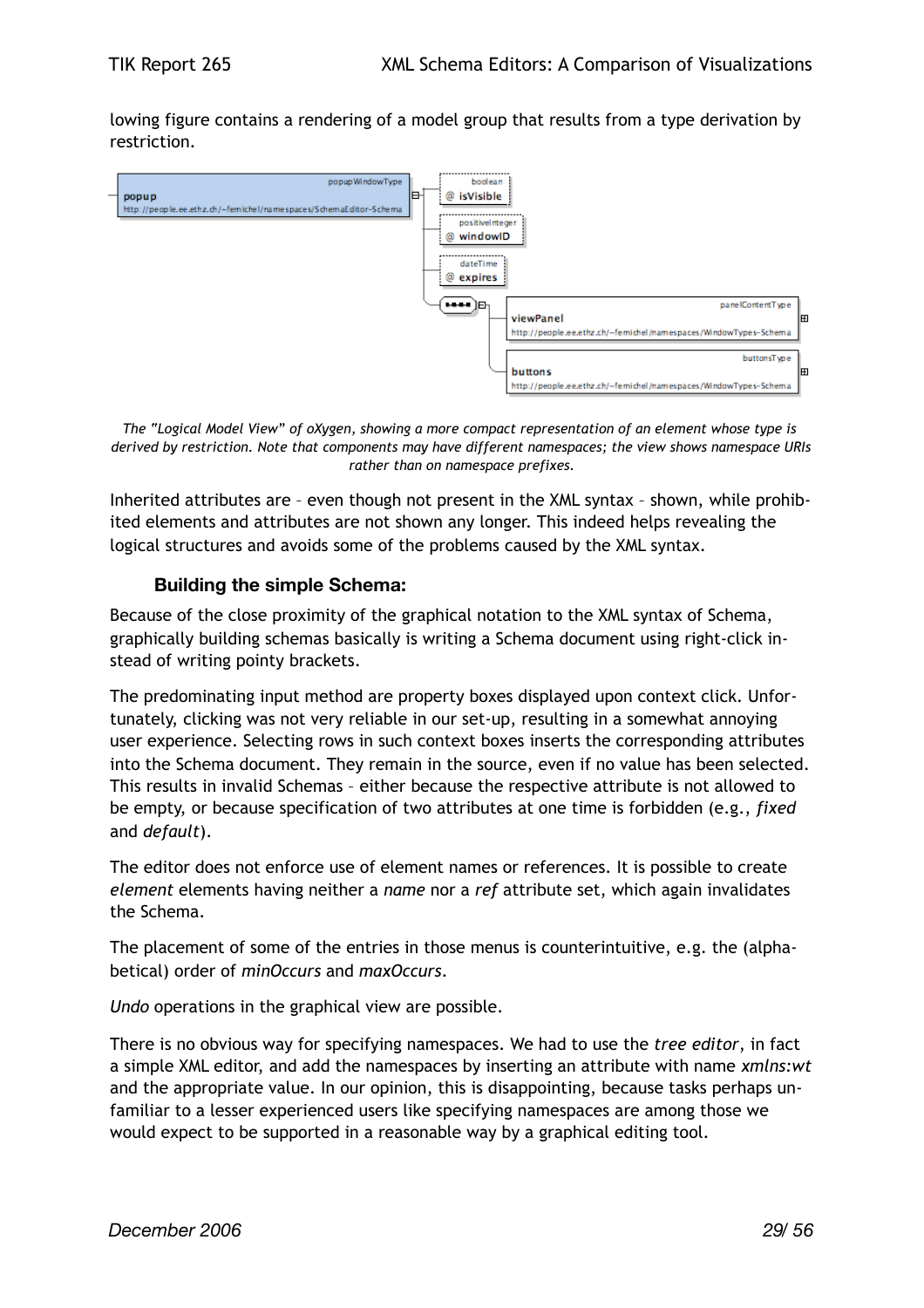lowing figure contains a rendering of a model group that results from a type derivation by restriction.

*The "Logical Model View" of oXygen, showing a more compact representation of an element whose type is derived by restriction. Note that components may have different namespaces; the view shows namespace URIs rather than on namespace prefixes.*

Inherited attributes are – even though not present in the XML syntax – shown, while prohibited elements and attributes are not shown any longer. This indeed helps revealing the logical structures and avoids some of the problems caused by the XML syntax.

### Building the simple Schema:

Because of the close proximity of the graphical notation to the XML syntax of Schema, graphically building schemas basically is writing a Schema document using right-click instead of writing pointy brackets.

The predominating input method are property boxes displayed upon context click. Unfortunately, clicking was not very reliable in our set-up, resulting in a somewhat annoying user experience. Selecting rows in such context boxes inserts the corresponding attributes into the Schema document. They remain in the source, even if no value has been selected. This results in invalid Schemas – either because the respective attribute is not allowed to be empty, or because specification of two attributes at one time is forbidden (e.g., *fixed* and *default*).

The editor does not enforce use of element names or references. It is possible to create *element* elements having neither a *name* nor a *ref* attribute set, which again invalidates the Schema.

The placement of some of the entries in those menus is counterintuitive, e.g. the (alphabetical) order of *minOccurs* and *maxOccurs*.

*Undo* operations in the graphical view are possible.

There is no obvious way for specifying namespaces. We had to use the *tree editor*, in fact a simple XML editor, and add the namespaces by inserting an attribute with name *xmlns:wt* and the appropriate value. In our opinion, this is disappointing, because tasks perhaps unfamiliar to a lesser experienced users like specifying namespaces are among those we would expect to be supported in a reasonable way by a graphical editing tool.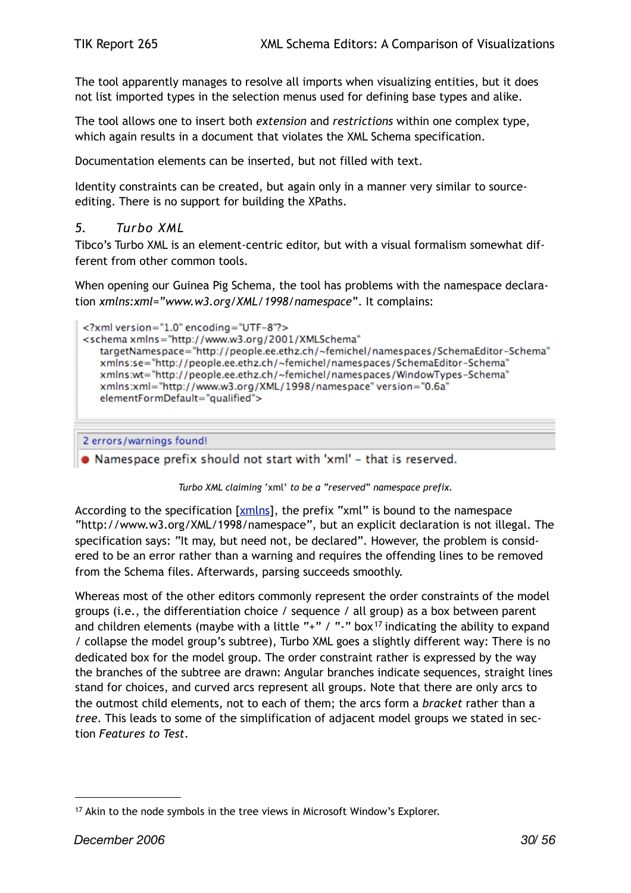The tool apparently manages to resolve all imports when visualizing entities, but it does not list imported types in the selection menus used for defining base types and alike.

The tool allows one to insert both *extension* and *restrictions* within one complex type, which again results in a document that violates the XML Schema specification.

Documentation elements can be inserted, but not filled with text.

Identity constraints can be created, but again only in a manner very similar to source-editing. There is no support for building the XPaths.

## 5. *Turbo XML*

Tibco's Turbo XML is an element-centric editor, but with a visual formalism somewhat different from other common tools.

When opening our Guinea Pig Schema, the tool has problems with the namespace declaration *xmlns:xml="www.w3.org/XML/1998/namespace"*. It complains:

```
<?xml version="1.0" encoding="UTF-8"?>
<schema xmlns="http://www.w3.org/2001/XMLSchema"
    targetNamespace="http://people.ee.ethz.ch/~femichel/namespaces/SchemaEditor-Schema"
    xmlns:se="http://people.ee.ethz.ch/~femichel/namespaces/SchemaEditor-Schema"
    xmlns:wt="http://people.ee.ethz.ch/~femichel/namespaces/WindowTypes-Schema"
    xmlns:xml="http://www.w3.org/XML/1998/namespace" version="0.6a"
    elementFormDefault="qualified">

2 errors/warnings found!
● Namespace prefix should not start with 'xml' - that is reserved.
```

*Turbo XML claiming* 'xml' *to be a "reserved" namespace prefix.*

According to the specification [xmlns], the prefix "xml" is bound to the namespace "http://www.w3.org/XML/1998/namespace", but an explicit declaration is not illegal. The specification says: "It may, but need not, be declared". However, the problem is considered to be an error rather than a warning and requires the offending lines to be removed from the Schema files. Afterwards, parsing succeeds smoothly.

Whereas most of the other editors commonly represent the order constraints of the model groups (i.e., the differentiation choice / sequence / all group) as a box between parent and children elements (maybe with a little "+" / "-" box[17] indicating the ability to expand / collapse the model group's subtree), Turbo XML goes a slightly different way: There is no dedicated box for the model group. The order constraint rather is expressed by the way the branches of the subtree are drawn: Angular branches indicate sequences, straight lines stand for choices, and curved arcs represent all groups. Note that there are only arcs to the outmost child elements, not to each of them; the arcs form a *bracket* rather than a *tree*. This leads to some of the simplification of adjacent model groups we stated in section *Features to Test*.

[17] Akin to the node symbols in the tree views in Microsoft Window's Explorer.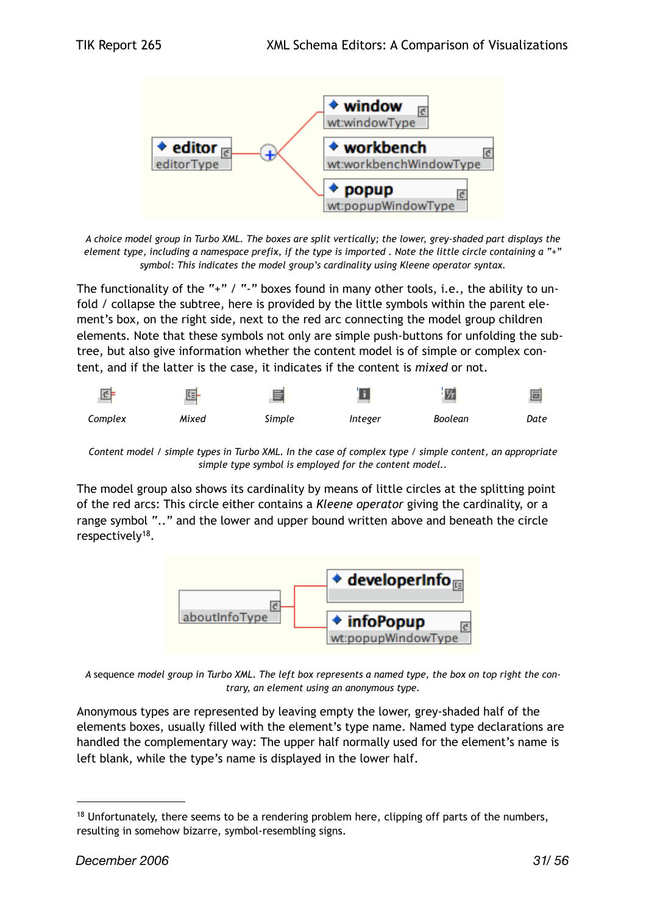*A choice model group in Turbo XML. The boxes are split vertically; the lower, grey-shaded part displays the element type, including a namespace prefix, if the type is imported . Note the little circle containing a "+" symbol: This indicates the model group's cardinality using Kleene operator syntax.*

The functionality of the "+" / "-" boxes found in many other tools, i.e., the ability to unfold / collapse the subtree, here is provided by the little symbols within the parent element's box, on the right side, next to the red arc connecting the model group children elements. Note that these symbols not only are simple push-buttons for unfolding the subtree, but also give information whether the content model is of simple or complex content, and if the latter is the case, it indicates if the content is *mixed* or not.

| *Complex* | *Mixed* | *Simple* | *Integer* | *Boolean* | *Date* |
|---|---|---|---|---|---|

*Content model / simple types in Turbo XML. In the case of complex type / simple content, an appropriate simple type symbol is employed for the content model..*

The model group also shows its cardinality by means of little circles at the splitting point of the red arcs: This circle either contains a *Kleene operator* giving the cardinality, or a range symbol ".." and the lower and upper bound written above and beneath the circle respectively[18].

*A* sequence *model group in Turbo XML. The left box represents a named type, the box on top right the contrary, an element using an anonymous type.*

Anonymous types are represented by leaving empty the lower, grey-shaded half of the elements boxes, usually filled with the element's type name. Named type declarations are handled the complementary way: The upper half normally used for the element's name is left blank, while the type's name is displayed in the lower half.

[18] Unfortunately, there seems to be a rendering problem here, clipping off parts of the numbers, resulting in somehow bizarre, symbol-resembling signs.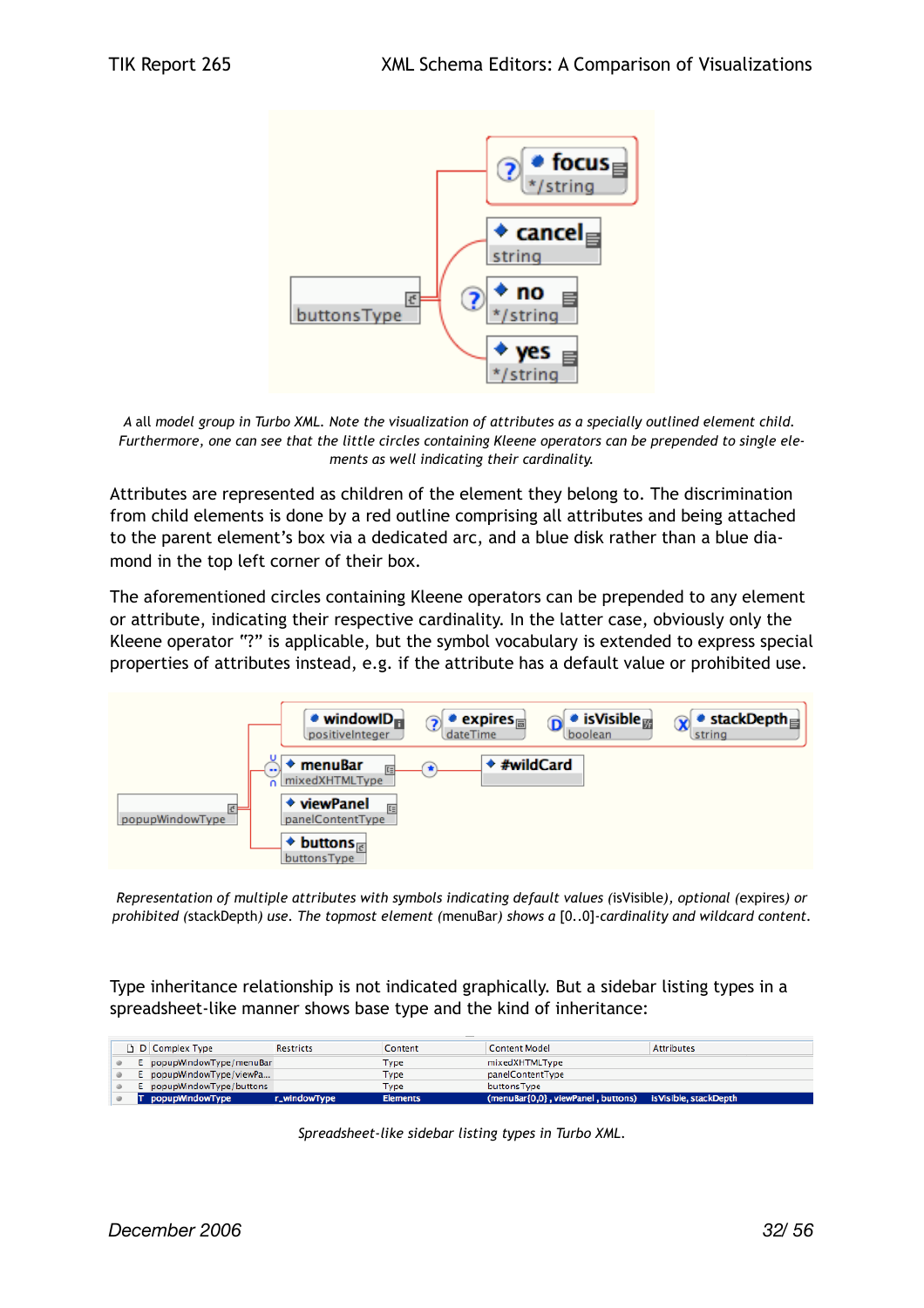*A* all *model group in Turbo XML. Note the visualization of attributes as a specially outlined element child. Furthermore, one can see that the little circles containing Kleene operators can be prepended to single elements as well indicating their cardinality.*

Attributes are represented as children of the element they belong to. The discrimination from child elements is done by a red outline comprising all attributes and being attached to the parent element's box via a dedicated arc, and a blue disk rather than a blue diamond in the top left corner of their box.

The aforementioned circles containing Kleene operators can be prepended to any element or attribute, indicating their respective cardinality. In the latter case, obviously only the Kleene operator "?" is applicable, but the symbol vocabulary is extended to express special properties of attributes instead, e.g. if the attribute has a default value or prohibited use.

*Representation of multiple attributes with symbols indicating default values (*isVisible*), optional (*expires*) or prohibited (*stackDepth*) use. The topmost element (*menuBar*) shows a* [0..0]*-cardinality and wildcard content.*

Type inheritance relationship is not indicated graphically. But a sidebar listing types in a spreadsheet-like manner shows base type and the kind of inheritance:

| | D | Complex Type | Restricts | Content | Content Model | Attributes |
|---|---|---|---|---|---|---|
| | E | popupWindowType/menuBar | | Type | mixedXHTMLType | |
| | E | popupWindowType/viewPa... | | Type | panelContentType | |
| | E | popupWindowType/buttons | | Type | buttonsType | |
| | T | popupWindowType | r_windowType | Elements | (menuBar{0,0} , viewPanel , buttons) | isVisible, stackDepth |

*Spreadsheet-like sidebar listing types in Turbo XML.*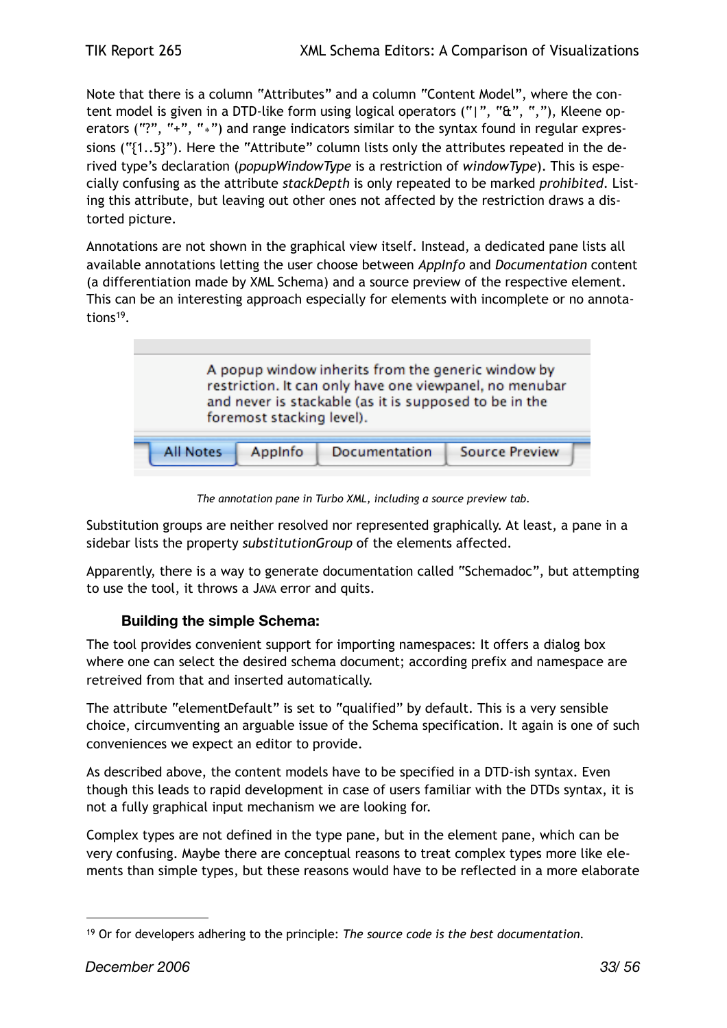Note that there is a column "Attributes" and a column "Content Model", where the content model is given in a DTD-like form using logical operators ("|", "&", ","), Kleene operators ("?", "+", "*") and range indicators similar to the syntax found in regular expressions ("{1..5}"). Here the "Attribute" column lists only the attributes repeated in the derived type's declaration (*popupWindowType* is a restriction of *windowType*). This is especially confusing as the attribute *stackDepth* is only repeated to be marked *prohibited*. Listing this attribute, but leaving out other ones not affected by the restriction draws a distorted picture.

Annotations are not shown in the graphical view itself. Instead, a dedicated pane lists all available annotations letting the user choose between *AppInfo* and *Documentation* content (a differentiation made by XML Schema) and a source preview of the respective element. This can be an interesting approach especially for elements with incomplete or no annotations[19].

A popup window inherits from the generic window by restriction. It can only have one viewpanel, no menubar and never is stackable (as it is supposed to be in the foremost stacking level).

All Notes | AppInfo | Documentation | Source Preview

*The annotation pane in Turbo XML, including a source preview tab.*

Substitution groups are neither resolved nor represented graphically. At least, a pane in a sidebar lists the property *substitutionGroup* of the elements affected.

Apparently, there is a way to generate documentation called "Schemadoc", but attempting to use the tool, it throws a JAVA error and quits.

### Building the simple Schema:

The tool provides convenient support for importing namespaces: It offers a dialog box where one can select the desired schema document; according prefix and namespace are retreived from that and inserted automatically.

The attribute "elementDefault" is set to "qualified" by default. This is a very sensible choice, circumventing an arguable issue of the Schema specification. It again is one of such conveniences we expect an editor to provide.

As described above, the content models have to be specified in a DTD-ish syntax. Even though this leads to rapid development in case of users familiar with the DTDs syntax, it is not a fully graphical input mechanism we are looking for.

Complex types are not defined in the type pane, but in the element pane, which can be very confusing. Maybe there are conceptual reasons to treat complex types more like elements than simple types, but these reasons would have to be reflected in a more elaborate

[19] Or for developers adhering to the principle: *The source code is the best documentation*.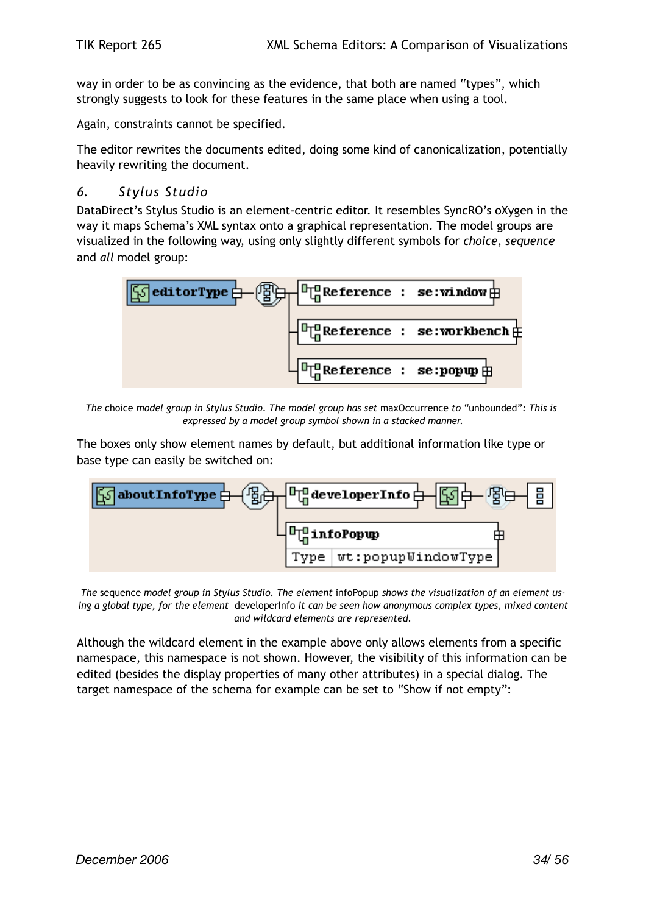way in order to be as convincing as the evidence, that both are named "types", which strongly suggests to look for these features in the same place when using a tool.

Again, constraints cannot be specified.

The editor rewrites the documents edited, doing some kind of canonicalization, potentially heavily rewriting the document.

## 6. Stylus Studio

DataDirect's Stylus Studio is an element-centric editor. It resembles SyncRO's oXygen in the way it maps Schema's XML syntax onto a graphical representation. The model groups are visualized in the following way, using only slightly different symbols for *choice*, *sequence* and *all* model group:

*The* choice *model group in Stylus Studio. The model group has set* maxOccurrence *to* "unbounded"*: This is expressed by a model group symbol shown in a stacked manner.*

The boxes only show element names by default, but additional information like type or base type can easily be switched on:

*The* sequence *model group in Stylus Studio. The element* infoPopup *shows the visualization of an element using a global type, for the element* developerInfo *it can be seen how anonymous complex types, mixed content and wildcard elements are represented.*

Although the wildcard element in the example above only allows elements from a specific namespace, this namespace is not shown. However, the visibility of this information can be edited (besides the display properties of many other attributes) in a special dialog. The target namespace of the schema for example can be set to "Show if not empty":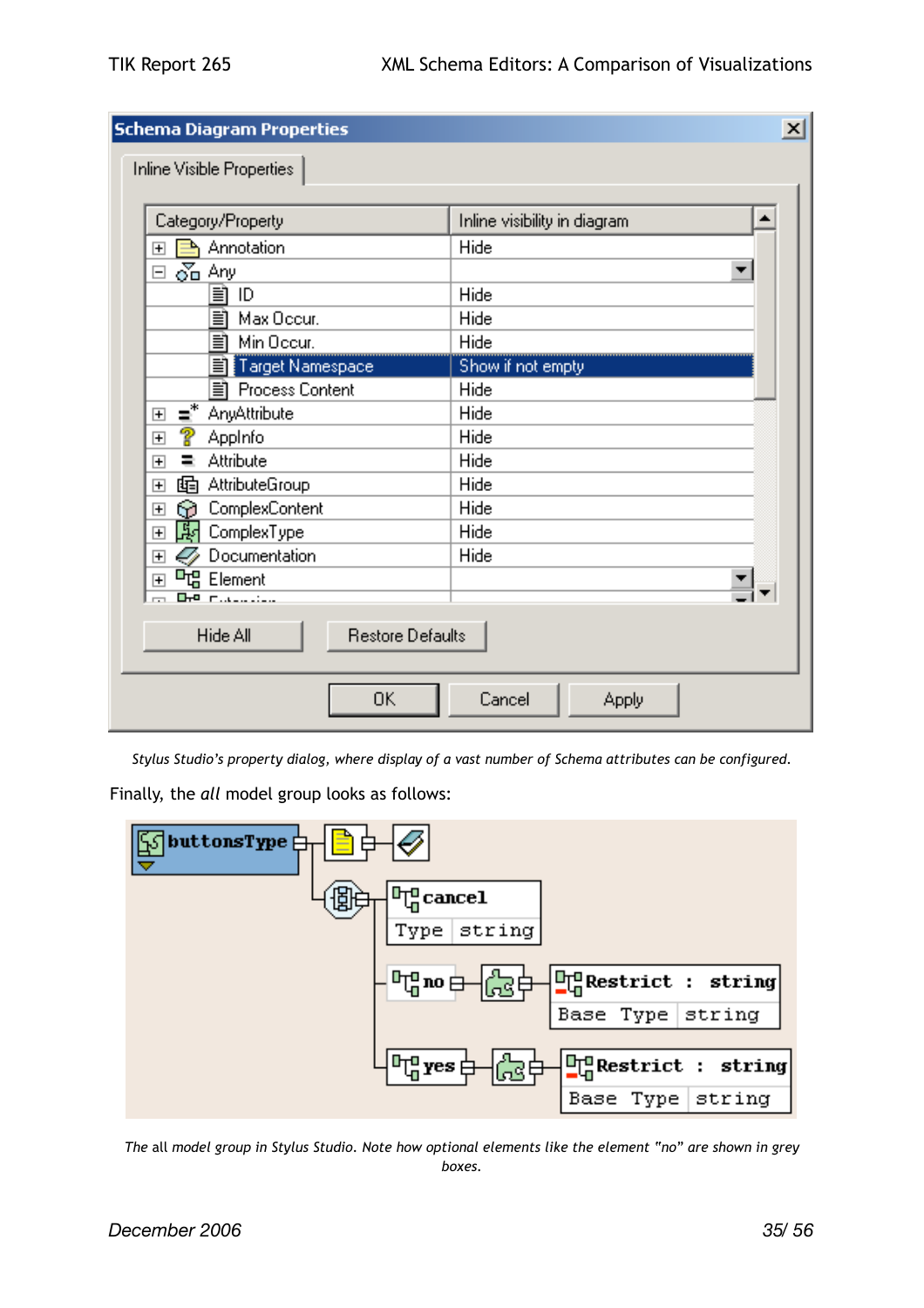*Stylus Studio's property dialog, where display of a vast number of Schema attributes can be configured.*

Finally, the *all* model group looks as follows:

*The all model group in Stylus Studio. Note how optional elements like the element "no" are shown in grey boxes.*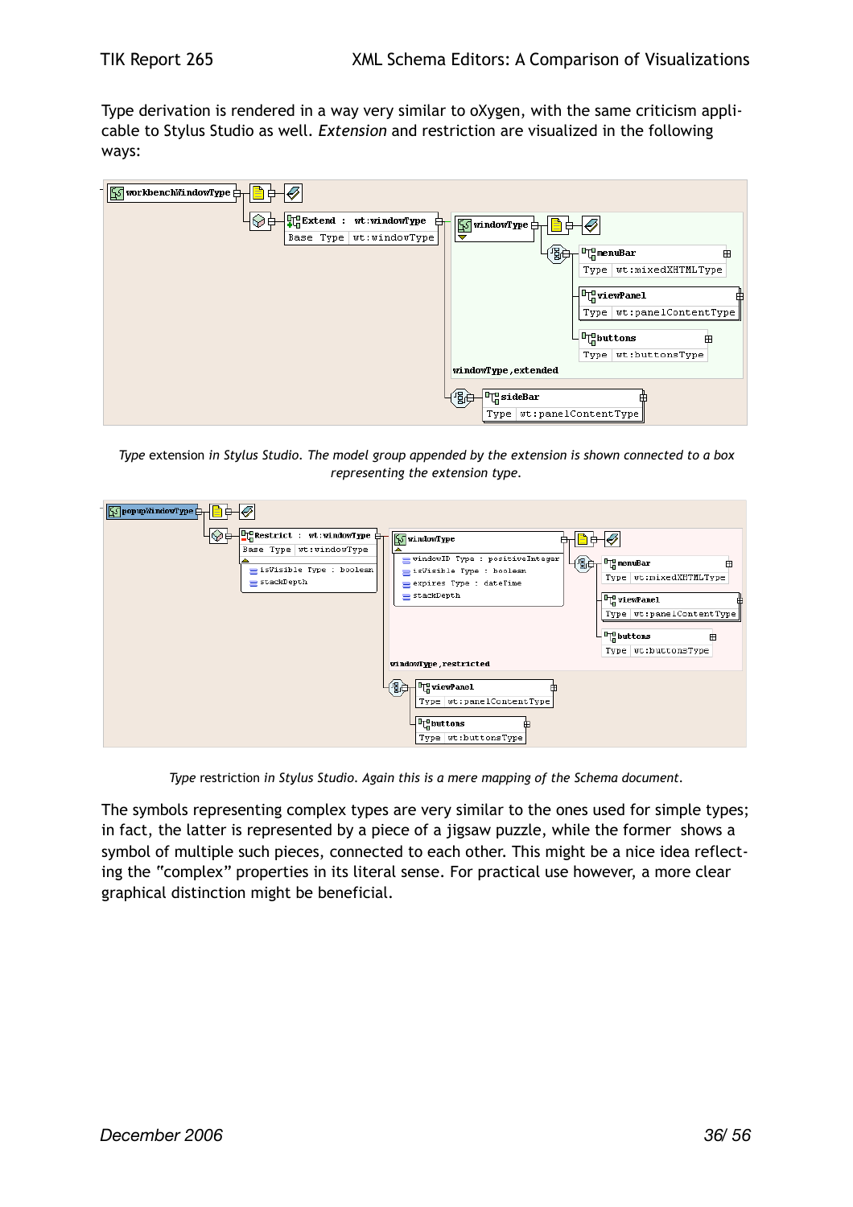Type derivation is rendered in a way very similar to oXygen, with the same criticism applicable to Stylus Studio as well. *Extension* and restriction are visualized in the following ways:

*Type* extension *in Stylus Studio. The model group appended by the extension is shown connected to a box representing the extension type.*

*Type* restriction *in Stylus Studio. Again this is a mere mapping of the Schema document.*

The symbols representing complex types are very similar to the ones used for simple types; in fact, the latter is represented by a piece of a jigsaw puzzle, while the former shows a symbol of multiple such pieces, connected to each other. This might be a nice idea reflecting the "complex" properties in its literal sense. For practical use however, a more clear graphical distinction might be beneficial.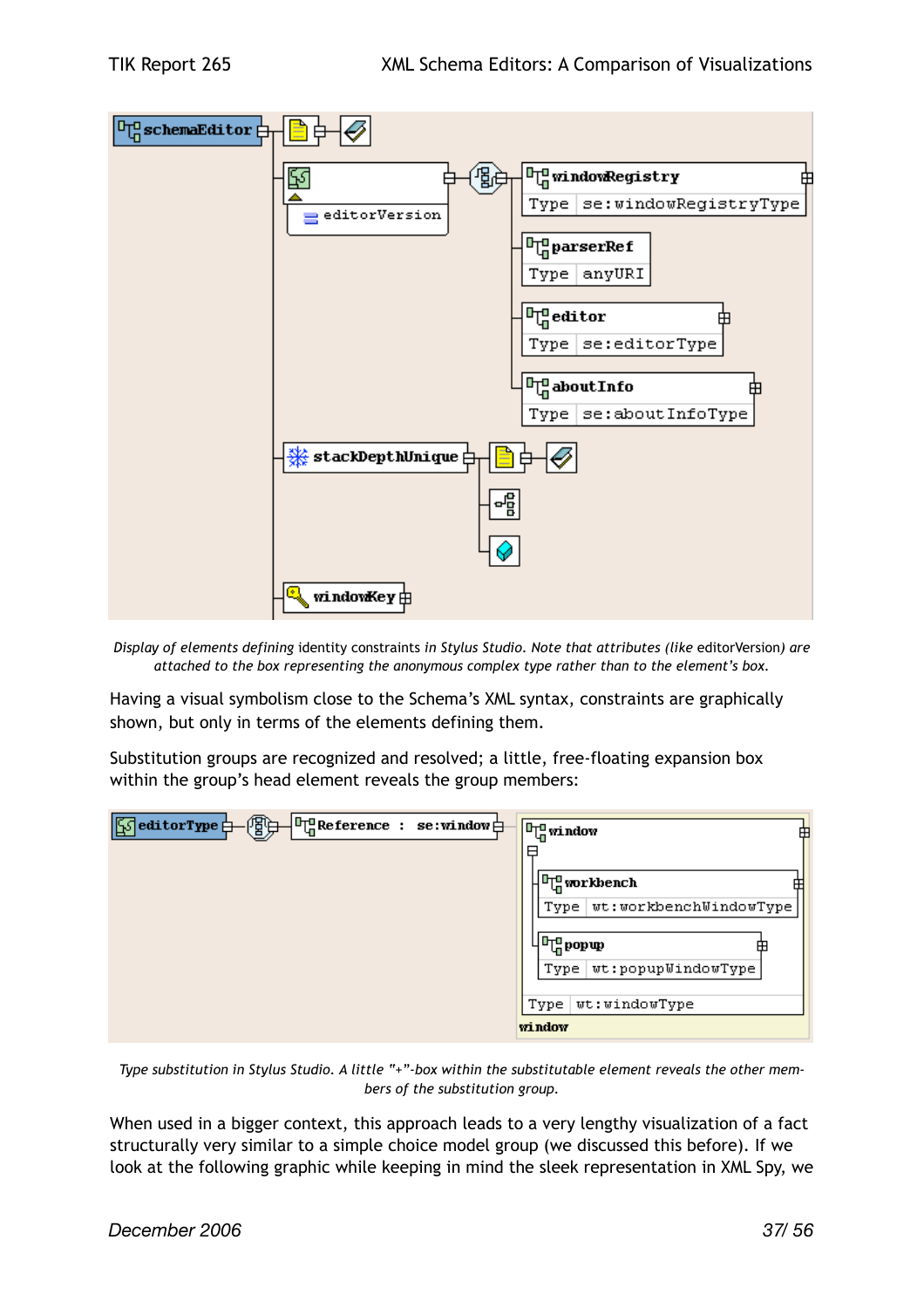*Display of elements defining* identity constraints *in Stylus Studio. Note that attributes (like* editorVersion*) are attached to the box representing the anonymous complex type rather than to the element's box.*

Having a visual symbolism close to the Schema's XML syntax, constraints are graphically shown, but only in terms of the elements defining them.

Substitution groups are recognized and resolved; a little, free-floating expansion box within the group's head element reveals the group members:

*Type substitution in Stylus Studio. A little "+"-box within the substitutable element reveals the other members of the substitution group.*

When used in a bigger context, this approach leads to a very lengthy visualization of a fact structurally very similar to a simple choice model group (we discussed this before). If we look at the following graphic while keeping in mind the sleek representation in XML Spy, we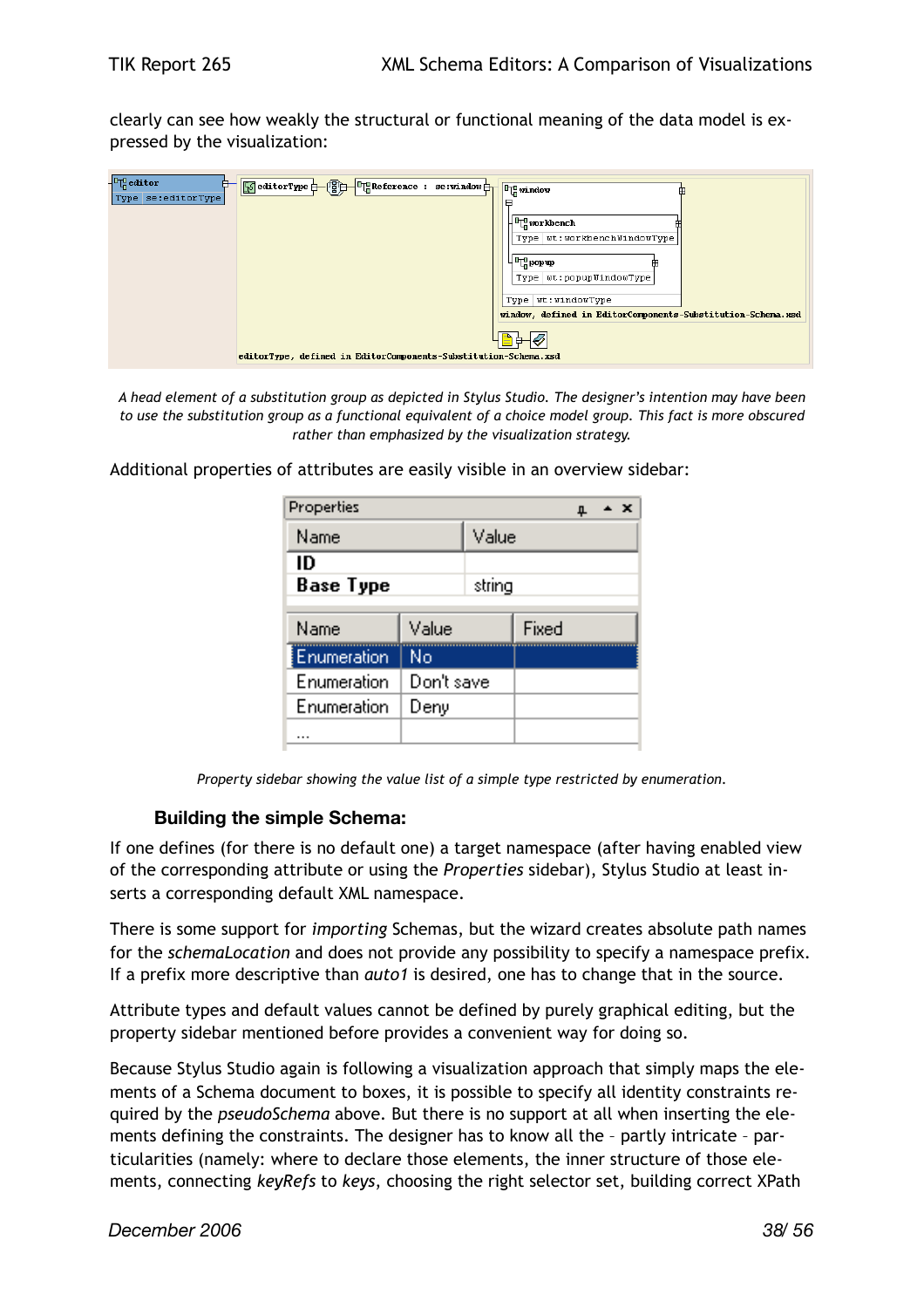clearly can see how weakly the structural or functional meaning of the data model is expressed by the visualization:

*A head element of a substitution group as depicted in Stylus Studio. The designer's intention may have been to use the substitution group as a functional equivalent of a choice model group. This fact is more obscured rather than emphasized by the visualization strategy.*

Additional properties of attributes are easily visible in an overview sidebar:

*Property sidebar showing the value list of a simple type restricted by enumeration.*

### Building the simple Schema:

If one defines (for there is no default one) a target namespace (after having enabled view of the corresponding attribute or using the *Properties* sidebar), Stylus Studio at least inserts a corresponding default XML namespace.

There is some support for *importing* Schemas, but the wizard creates absolute path names for the *schemaLocation* and does not provide any possibility to specify a namespace prefix. If a prefix more descriptive than *auto1* is desired, one has to change that in the source.

Attribute types and default values cannot be defined by purely graphical editing, but the property sidebar mentioned before provides a convenient way for doing so.

Because Stylus Studio again is following a visualization approach that simply maps the elements of a Schema document to boxes, it is possible to specify all identity constraints required by the *pseudoSchema* above. But there is no support at all when inserting the elements defining the constraints. The designer has to know all the – partly intricate – particularities (namely: where to declare those elements, the inner structure of those elements, connecting *keyRefs* to *keys*, choosing the right selector set, building correct XPath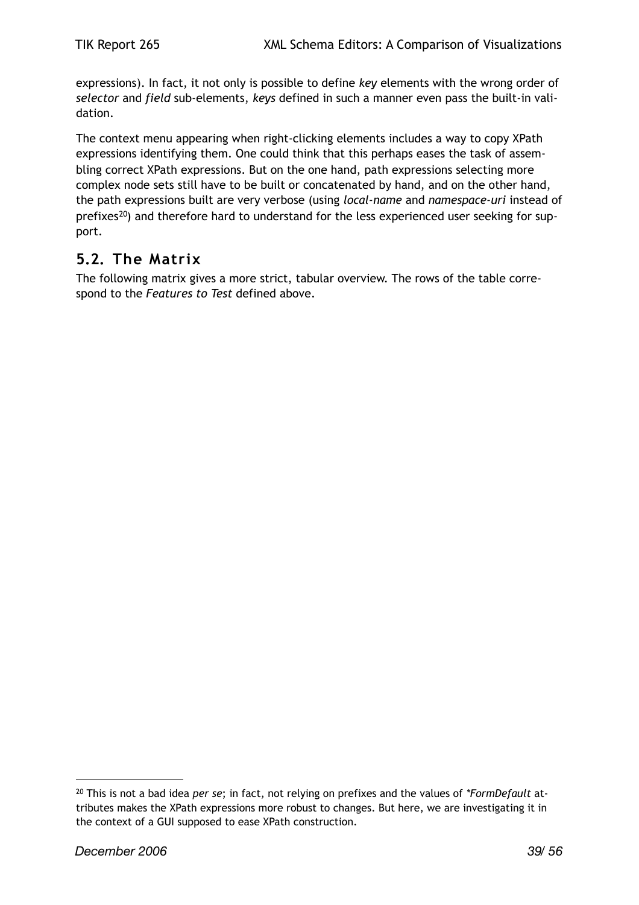expressions). In fact, it not only is possible to define *key* elements with the wrong order of *selector* and *field* sub-elements, *keys* defined in such a manner even pass the built-in validation.

The context menu appearing when right-clicking elements includes a way to copy XPath expressions identifying them. One could think that this perhaps eases the task of assembling correct XPath expressions. But on the one hand, path expressions selecting more complex node sets still have to be built or concatenated by hand, and on the other hand, the path expressions built are very verbose (using *local-name* and *namespace-uri* instead of prefixes[20]) and therefore hard to understand for the less experienced user seeking for support.

## 5.2. The Matrix

The following matrix gives a more strict, tabular overview. The rows of the table correspond to the *Features to Test* defined above.

---

[20] This is not a bad idea *per se*; in fact, not relying on prefixes and the values of *\*FormDefault* attributes makes the XPath expressions more robust to changes. But here, we are investigating it in the context of a GUI supposed to ease XPath construction.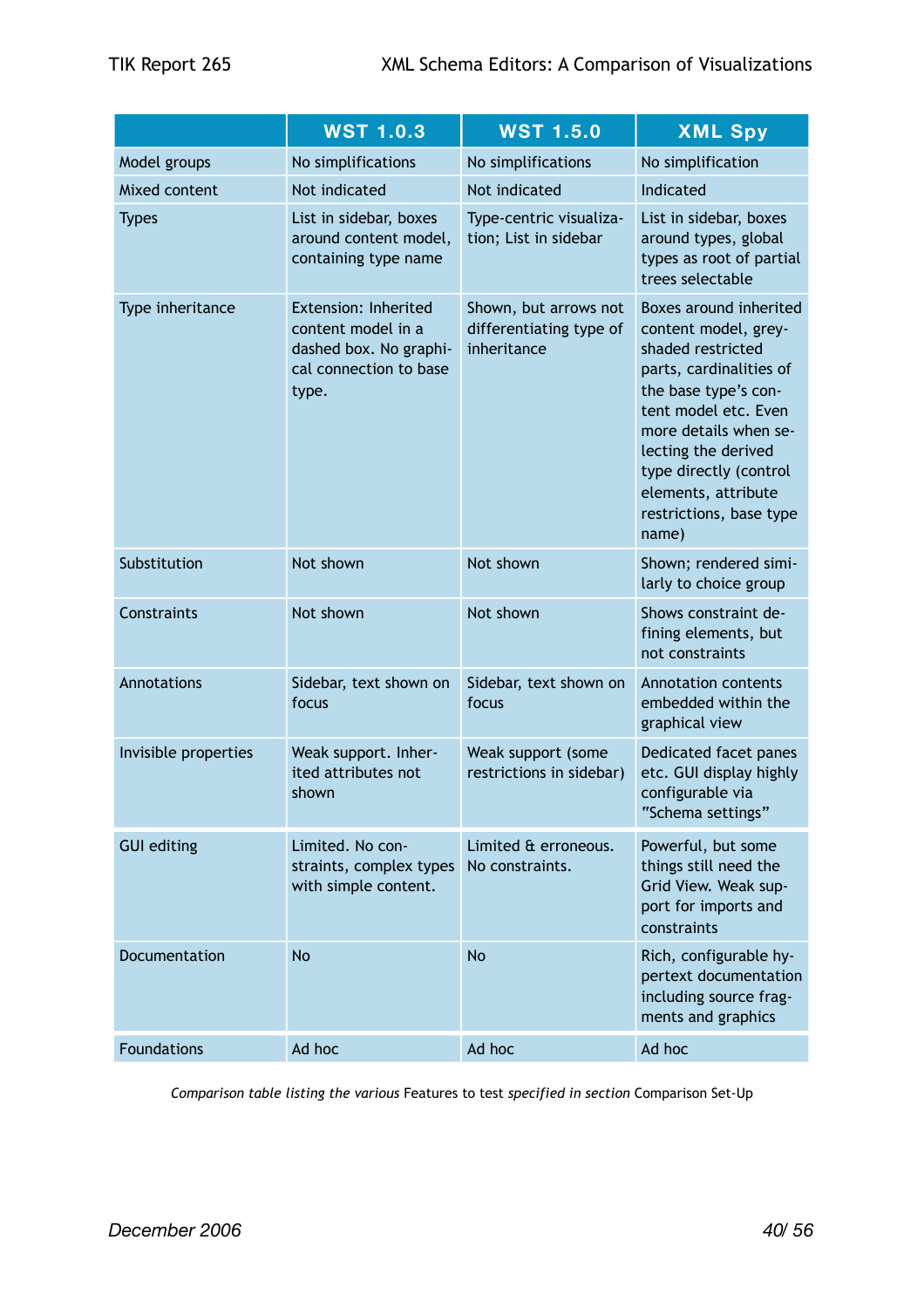|  | WST 1.0.3 | WST 1.5.0 | XML Spy |
|---|---|---|---|
| Model groups | No simplifications | No simplifications | No simplification |
| Mixed content | Not indicated | Not indicated | Indicated |
| Types | List in sidebar, boxes around content model, containing type name | Type-centric visualization; List in sidebar | List in sidebar, boxes around types, global types as root of partial trees selectable |
| Type inheritance | Extension: Inherited content model in a dashed box. No graphical connection to base type. | Shown, but arrows not differentiating type of inheritance | Boxes around inherited content model, grey-shaded restricted parts, cardinalities of the base type's content model etc. Even more details when selecting the derived type directly (control elements, attribute restrictions, base type name) |
| Substitution | Not shown | Not shown | Shown; rendered similarly to choice group |
| Constraints | Not shown | Not shown | Shows constraint defining elements, but not constraints |
| Annotations | Sidebar, text shown on focus | Sidebar, text shown on focus | Annotation contents embedded within the graphical view |
| Invisible properties | Weak support. Inherited attributes not shown | Weak support (some restrictions in sidebar) | Dedicated facet panes etc. GUI display highly configurable via "Schema settings" |
| GUI editing | Limited. No constraints, complex types with simple content. | Limited & erroneous. No constraints. | Powerful, but some things still need the Grid View. Weak support for imports and constraints |
| Documentation | No | No | Rich, configurable hypertext documentation including source fragments and graphics |
| Foundations | Ad hoc | Ad hoc | Ad hoc |

*Comparison table listing the various* Features to test *specified in section* Comparison Set-Up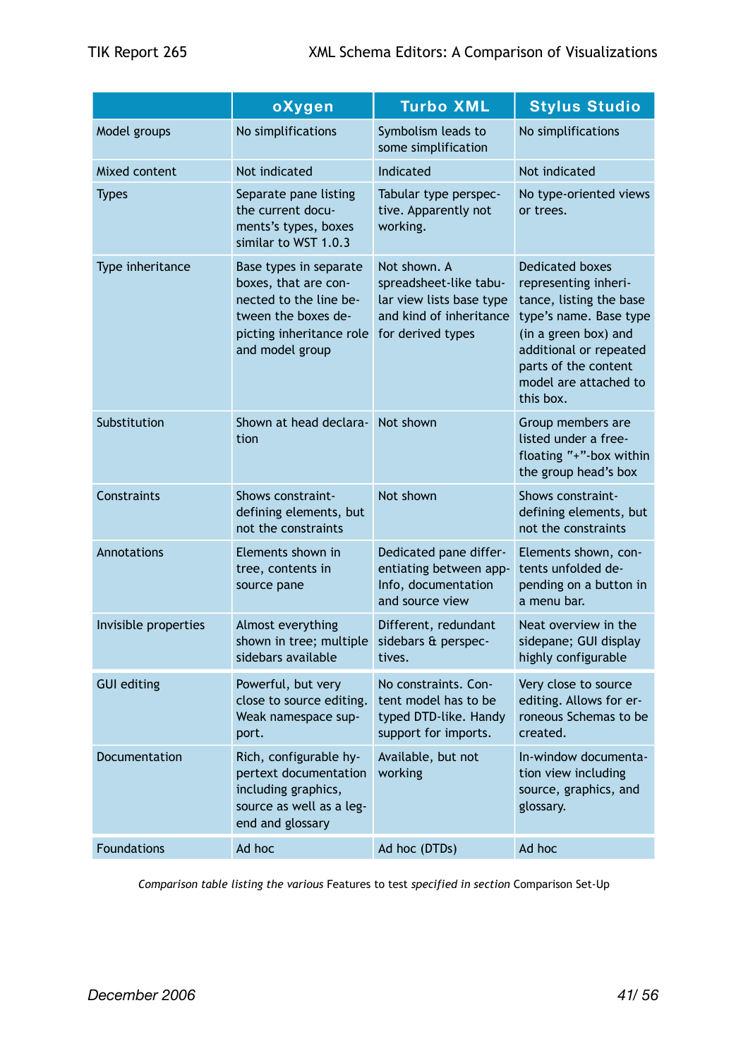| | oXygen | Turbo XML | Stylus Studio |
|---|---|---|---|
| Model groups | No simplifications | Symbolism leads to some simplification | No simplifications |
| Mixed content | Not indicated | Indicated | Not indicated |
| Types | Separate pane listing the current documents's types, boxes similar to WST 1.0.3 | Tabular type perspective. Apparently not working. | No type-oriented views or trees. |
| Type inheritance | Base types in separate boxes, that are connected to the line between the boxes depicting inheritance role and model group | Not shown. A spreadsheet-like tabular view lists base type and kind of inheritance for derived types | Dedicated boxes representing inheritance, listing the base type's name. Base type (in a green box) and additional or repeated parts of the content model are attached to this box. |
| Substitution | Shown at head declaration | Not shown | Group members are listed under a free-floating "+"-box within the group head's box |
| Constraints | Shows constraint-defining elements, but not the constraints | Not shown | Shows constraint-defining elements, but not the constraints |
| Annotations | Elements shown in tree, contents in source pane | Dedicated pane differentiating between appInfo, documentation and source view | Elements shown, contents unfolded depending on a button in a menu bar. |
| Invisible properties | Almost everything shown in tree; multiple sidebars available | Different, redundant sidebars & perspectives. | Neat overview in the sidepane; GUI display highly configurable |
| GUI editing | Powerful, but very close to source editing. Weak namespace support. | No constraints. Content model has to be typed DTD-like. Handy support for imports. | Very close to source editing. Allows for erroneous Schemas to be created. |
| Documentation | Rich, configurable hypertext documentation including graphics, source as well as a legend and glossary | Available, but not working | In-window documentation view including source, graphics, and glossary. |
| Foundations | Ad hoc | Ad hoc (DTDs) | Ad hoc |

*Comparison table listing the various* Features to test *specified in section* Comparison Set-Up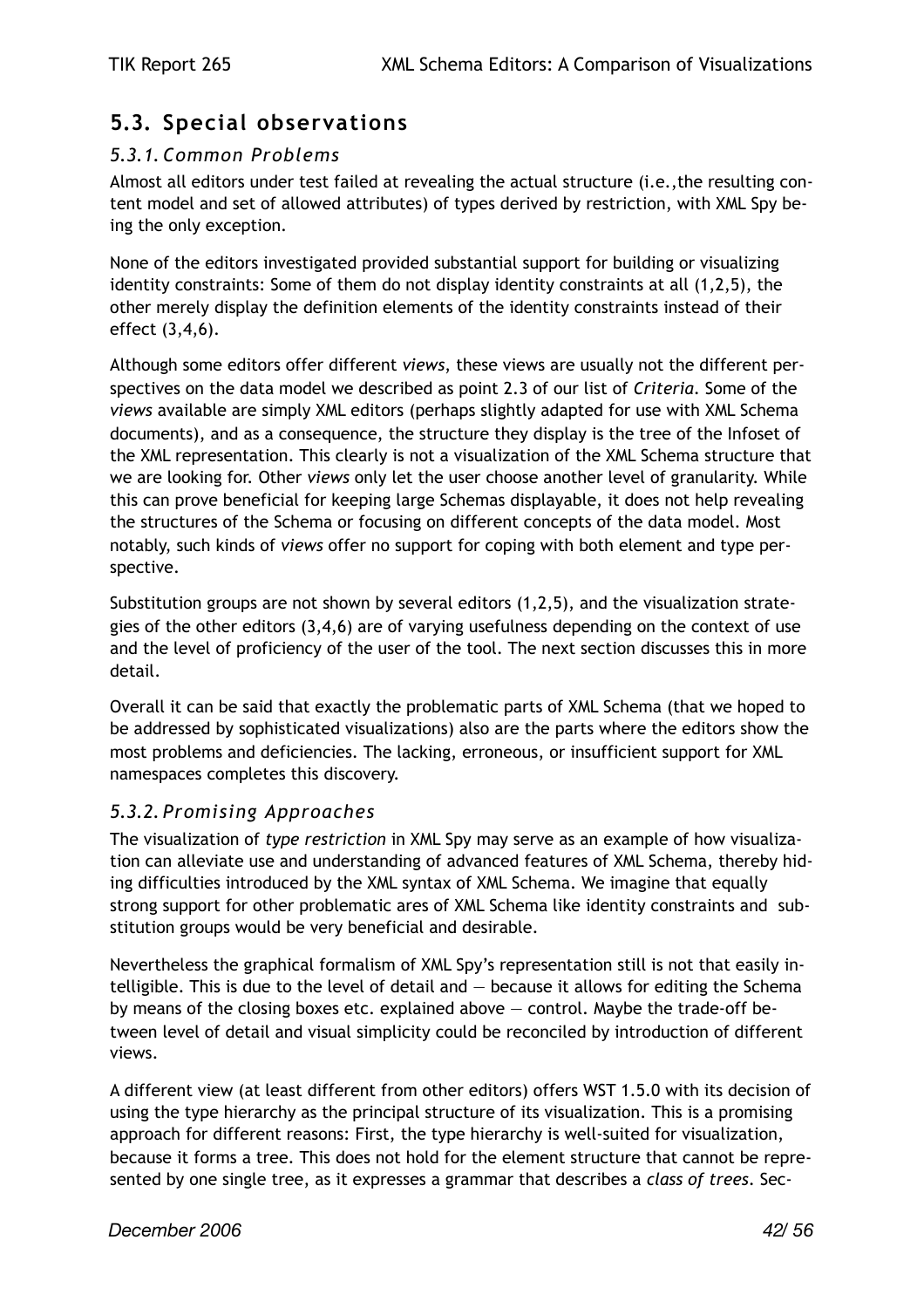## 5.3. Special observations

### *5.3.1. Common Problems*

Almost all editors under test failed at revealing the actual structure (i.e.,the resulting content model and set of allowed attributes) of types derived by restriction, with XML Spy being the only exception.

None of the editors investigated provided substantial support for building or visualizing identity constraints: Some of them do not display identity constraints at all (1,2,5), the other merely display the definition elements of the identity constraints instead of their effect (3,4,6).

Although some editors offer different *views*, these views are usually not the different perspectives on the data model we described as point 2.3 of our list of *Criteria*. Some of the *views* available are simply XML editors (perhaps slightly adapted for use with XML Schema documents), and as a consequence, the structure they display is the tree of the Infoset of the XML representation. This clearly is not a visualization of the XML Schema structure that we are looking for. Other *views* only let the user choose another level of granularity. While this can prove beneficial for keeping large Schemas displayable, it does not help revealing the structures of the Schema or focusing on different concepts of the data model. Most notably, such kinds of *views* offer no support for coping with both element and type perspective.

Substitution groups are not shown by several editors (1,2,5), and the visualization strategies of the other editors (3,4,6) are of varying usefulness depending on the context of use and the level of proficiency of the user of the tool. The next section discusses this in more detail.

Overall it can be said that exactly the problematic parts of XML Schema (that we hoped to be addressed by sophisticated visualizations) also are the parts where the editors show the most problems and deficiencies. The lacking, erroneous, or insufficient support for XML namespaces completes this discovery.

### *5.3.2. Promising Approaches*

The visualization of *type restriction* in XML Spy may serve as an example of how visualization can alleviate use and understanding of advanced features of XML Schema, thereby hiding difficulties introduced by the XML syntax of XML Schema. We imagine that equally strong support for other problematic ares of XML Schema like identity constraints and substitution groups would be very beneficial and desirable.

Nevertheless the graphical formalism of XML Spy's representation still is not that easily intelligible. This is due to the level of detail and — because it allows for editing the Schema by means of the closing boxes etc. explained above — control. Maybe the trade-off between level of detail and visual simplicity could be reconciled by introduction of different views.

A different view (at least different from other editors) offers WST 1.5.0 with its decision of using the type hierarchy as the principal structure of its visualization. This is a promising approach for different reasons: First, the type hierarchy is well-suited for visualization, because it forms a tree. This does not hold for the element structure that cannot be represented by one single tree, as it expresses a grammar that describes a *class of trees*. Sec-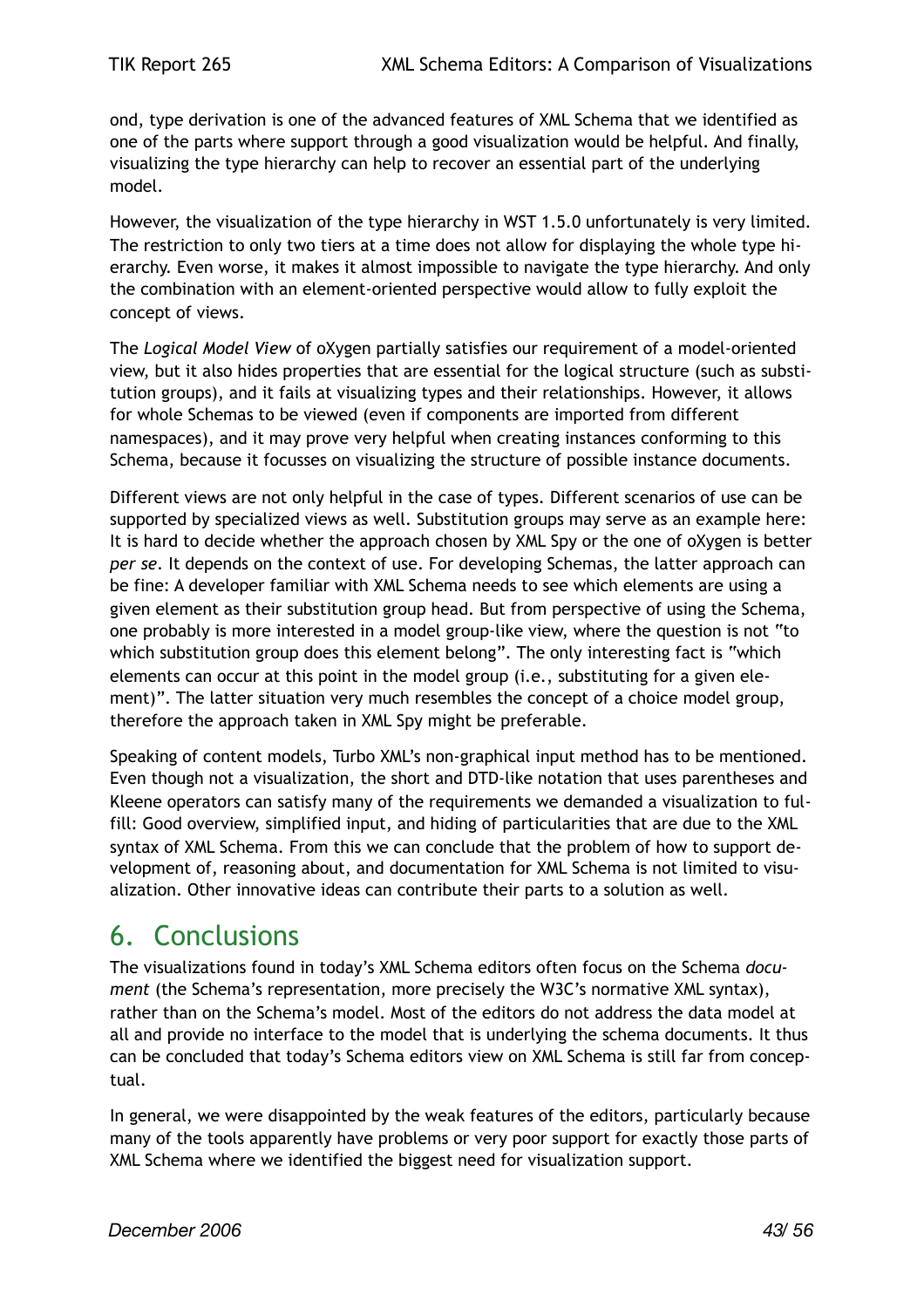ond, type derivation is one of the advanced features of XML Schema that we identified as one of the parts where support through a good visualization would be helpful. And finally, visualizing the type hierarchy can help to recover an essential part of the underlying model.

However, the visualization of the type hierarchy in WST 1.5.0 unfortunately is very limited. The restriction to only two tiers at a time does not allow for displaying the whole type hierarchy. Even worse, it makes it almost impossible to navigate the type hierarchy. And only the combination with an element-oriented perspective would allow to fully exploit the concept of views.

The *Logical Model View* of oXygen partially satisfies our requirement of a model-oriented view, but it also hides properties that are essential for the logical structure (such as substitution groups), and it fails at visualizing types and their relationships. However, it allows for whole Schemas to be viewed (even if components are imported from different namespaces), and it may prove very helpful when creating instances conforming to this Schema, because it focusses on visualizing the structure of possible instance documents.

Different views are not only helpful in the case of types. Different scenarios of use can be supported by specialized views as well. Substitution groups may serve as an example here: It is hard to decide whether the approach chosen by XML Spy or the one of oXygen is better *per se*. It depends on the context of use. For developing Schemas, the latter approach can be fine: A developer familiar with XML Schema needs to see which elements are using a given element as their substitution group head. But from perspective of using the Schema, one probably is more interested in a model group-like view, where the question is not "to which substitution group does this element belong". The only interesting fact is "which elements can occur at this point in the model group (i.e., substituting for a given element)". The latter situation very much resembles the concept of a choice model group, therefore the approach taken in XML Spy might be preferable.

Speaking of content models, Turbo XML's non-graphical input method has to be mentioned. Even though not a visualization, the short and DTD-like notation that uses parentheses and Kleene operators can satisfy many of the requirements we demanded a visualization to fulfill: Good overview, simplified input, and hiding of particularities that are due to the XML syntax of XML Schema. From this we can conclude that the problem of how to support development of, reasoning about, and documentation for XML Schema is not limited to visualization. Other innovative ideas can contribute their parts to a solution as well.

# 6. Conclusions

The visualizations found in today's XML Schema editors often focus on the Schema *document* (the Schema's representation, more precisely the W3C's normative XML syntax), rather than on the Schema's model. Most of the editors do not address the data model at all and provide no interface to the model that is underlying the schema documents. It thus can be concluded that today's Schema editors view on XML Schema is still far from conceptual.

In general, we were disappointed by the weak features of the editors, particularly because many of the tools apparently have problems or very poor support for exactly those parts of XML Schema where we identified the biggest need for visualization support.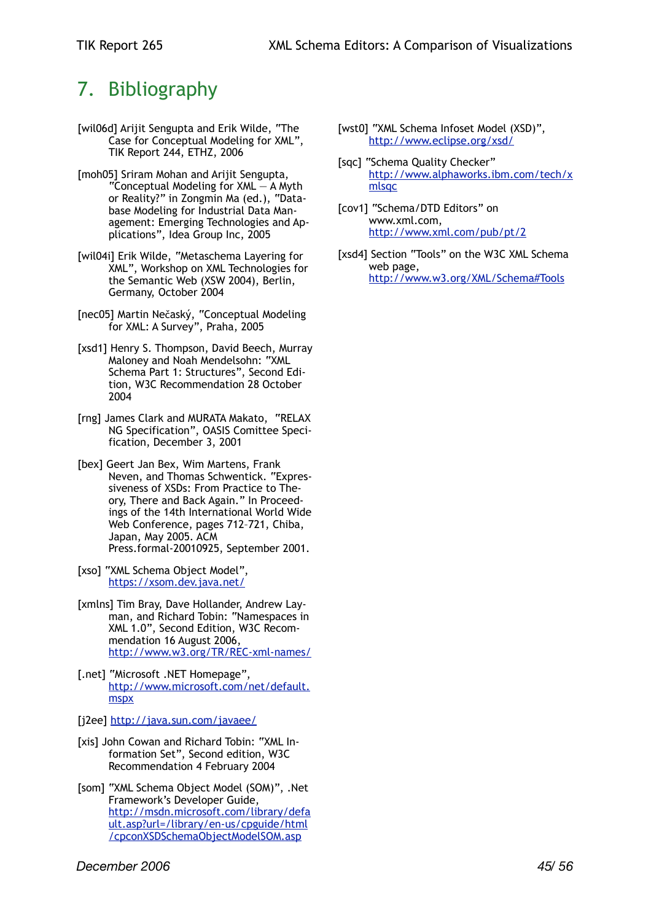# 7. Bibliography

[wil06d] Arijit Sengupta and Erik Wilde, "The Case for Conceptual Modeling for XML", TIK Report 244, ETHZ, 2006

[moh05] Sriram Mohan and Arijit Sengupta, "Conceptual Modeling for XML — A Myth or Reality?" in Zongmin Ma (ed.), "Database Modeling for Industrial Data Management: Emerging Technologies and Applications", Idea Group Inc, 2005

[wil04i] Erik Wilde, "Metaschema Layering for XML", Workshop on XML Technologies for the Semantic Web (XSW 2004), Berlin, Germany, October 2004

[nec05] Martin Nečaský, "Conceptual Modeling for XML: A Survey", Praha, 2005

[xsd1] Henry S. Thompson, David Beech, Murray Maloney and Noah Mendelsohn: "XML Schema Part 1: Structures", Second Edition, W3C Recommendation 28 October 2004

[rng] James Clark and MURATA Makato, "RELAX NG Specification", OASIS Comittee Specification, December 3, 2001

[bex] Geert Jan Bex, Wim Martens, Frank Neven, and Thomas Schwentick. "Expressiveness of XSDs: From Practice to Theory, There and Back Again." In Proceedings of the 14th International World Wide Web Conference, pages 712–721, Chiba, Japan, May 2005. ACM Press.formal-20010925, September 2001.

[xso] "XML Schema Object Model", https://xsom.dev.java.net/

[xmlns] Tim Bray, Dave Hollander, Andrew Layman, and Richard Tobin: "Namespaces in XML 1.0", Second Edition, W3C Recommendation 16 August 2006, http://www.w3.org/TR/REC-xml-names/

[.net] "Microsoft .NET Homepage", http://www.microsoft.com/net/default.mspx

[j2ee] http://java.sun.com/javaee/

[xis] John Cowan and Richard Tobin: "XML Information Set", Second edition, W3C Recommendation 4 February 2004

[som] "XML Schema Object Model (SOM)", .Net Framework's Developer Guide, http://msdn.microsoft.com/library/default.asp?url=/library/en-us/cpguide/html/cpconXSDSchemaObjectModelSOM.asp

[wst0] "XML Schema Infoset Model (XSD)", http://www.eclipse.org/xsd/

[sqc] "Schema Quality Checker" http://www.alphaworks.ibm.com/tech/xmlsqc

[cov1] "Schema/DTD Editors" on www.xml.com, http://www.xml.com/pub/pt/2

[xsd4] Section "Tools" on the W3C XML Schema web page, http://www.w3.org/XML/Schema#Tools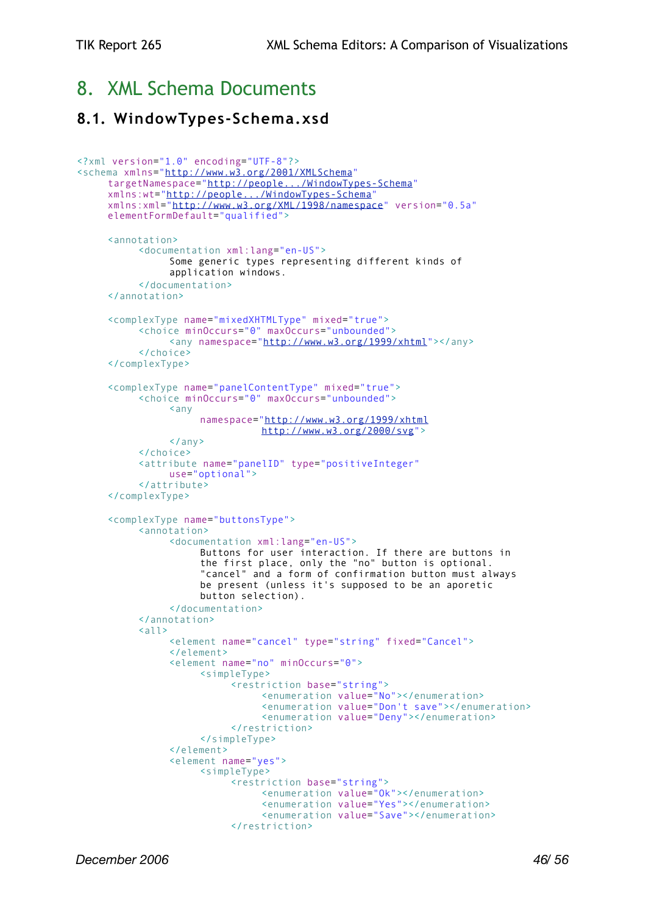# 8. XML Schema Documents

## 8.1. WindowTypes-Schema.xsd

```
<?xml version="1.0" encoding="UTF-8"?>
<schema xmlns="http://www.w3.org/2001/XMLSchema"
     targetNamespace="http://people.../WindowTypes-Schema"
     xmlns:wt="http://people.../WindowTypes-Schema"
     xmlns:xml="http://www.w3.org/XML/1998/namespace" version="0.5a"
     elementFormDefault="qualified">

     <annotation>
          <documentation xml:lang="en-US">
               Some generic types representing different kinds of
               application windows.
          </documentation>
     </annotation>

     <complexType name="mixedXHTMLType" mixed="true">
          <choice minOccurs="0" maxOccurs="unbounded">
               <any namespace="http://www.w3.org/1999/xhtml"></any>
          </choice>
     </complexType>

     <complexType name="panelContentType" mixed="true">
          <choice minOccurs="0" maxOccurs="unbounded">
               <any
                    namespace="http://www.w3.org/1999/xhtml
                              http://www.w3.org/2000/svg">
               </any>
          </choice>
          <attribute name="panelID" type="positiveInteger"
               use="optional">
          </attribute>
     </complexType>

     <complexType name="buttonsType">
          <annotation>
               <documentation xml:lang="en-US">
                    Buttons for user interaction. If there are buttons in
                    the first place, only the "no" button is optional.
                    "cancel" and a form of confirmation button must always
                    be present (unless it's supposed to be an aporetic
                    button selection).
               </documentation>
          </annotation>
          <all>
               <element name="cancel" type="string" fixed="Cancel">
               </element>
               <element name="no" minOccurs="0">
                    <simpleType>
                         <restriction base="string">
                              <enumeration value="No"></enumeration>
                              <enumeration value="Don't save"></enumeration>
                              <enumeration value="Deny"></enumeration>
                         </restriction>
                    </simpleType>
               </element>
               <element name="yes">
                    <simpleType>
                         <restriction base="string">
                              <enumeration value="Ok"></enumeration>
                              <enumeration value="Yes"></enumeration>
                              <enumeration value="Save"></enumeration>
                         </restriction>
```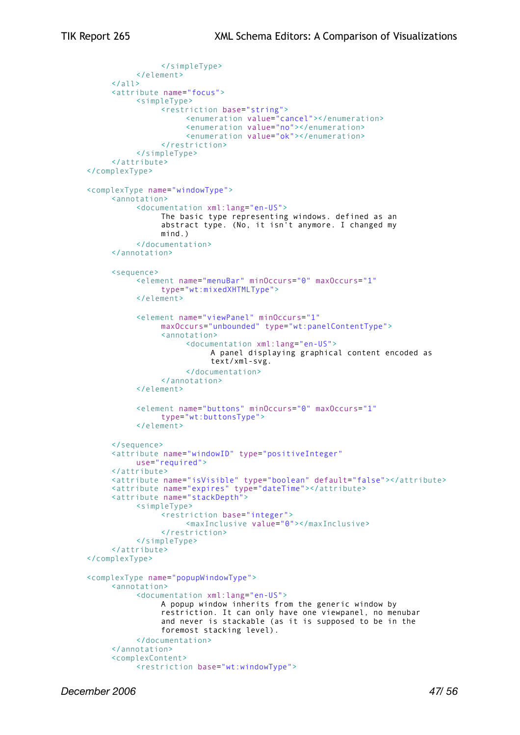```
                </simpleType>
            </element>
        </all>
        <attribute name="focus">
            <simpleType>
                <restriction base="string">
                    <enumeration value="cancel"></enumeration>
                    <enumeration value="no"></enumeration>
                    <enumeration value="ok"></enumeration>
                </restriction>
            </simpleType>
        </attribute>
    </complexType>

    <complexType name="windowType">
        <annotation>
            <documentation xml:lang="en-US">
                The basic type representing windows. defined as an
                abstract type. (No, it isn't anymore. I changed my
                mind.)
            </documentation>
        </annotation>

        <sequence>
            <element name="menuBar" minOccurs="0" maxOccurs="1"
                type="wt:mixedXHTMLType">
            </element>

            <element name="viewPanel" minOccurs="1"
                maxOccurs="unbounded" type="wt:panelContentType">
                <annotation>
                    <documentation xml:lang="en-US">
                        A panel displaying graphical content encoded as
                        text/xml-svg.
                    </documentation>
                </annotation>
            </element>

            <element name="buttons" minOccurs="0" maxOccurs="1"
                type="wt:buttonsType">
            </element>

        </sequence>
        <attribute name="windowID" type="positiveInteger"
            use="required">
        </attribute>
        <attribute name="isVisible" type="boolean" default="false"></attribute>
        <attribute name="expires" type="dateTime"></attribute>
        <attribute name="stackDepth">
            <simpleType>
                <restriction base="integer">
                    <maxInclusive value="0"></maxInclusive>
                </restriction>
            </simpleType>
        </attribute>
    </complexType>

    <complexType name="popupWindowType">
        <annotation>
            <documentation xml:lang="en-US">
                A popup window inherits from the generic window by
                restriction. It can only have one viewpanel, no menubar
                and never is stackable (as it is supposed to be in the
                foremost stacking level).
            </documentation>
        </annotation>
        <complexContent>
            <restriction base="wt:windowType">
```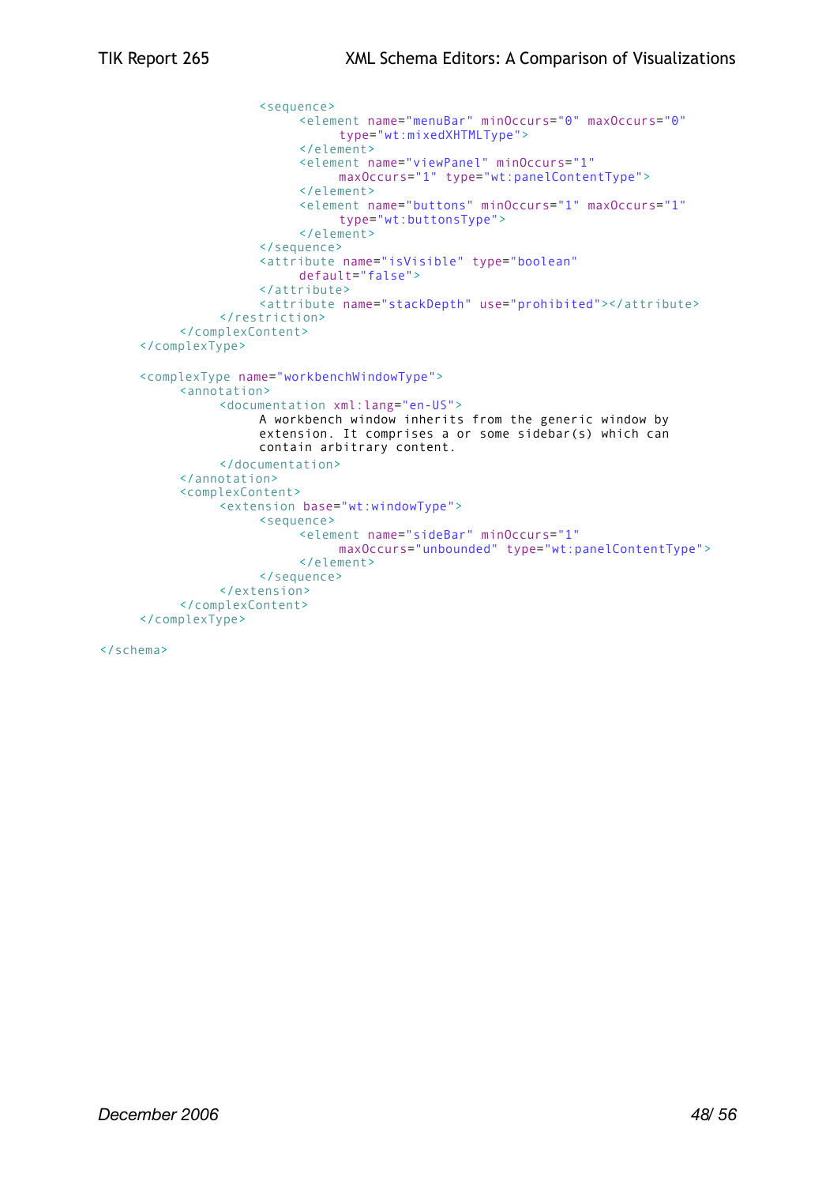```
                    <sequence>
                         <element name="menuBar" minOccurs="0" maxOccurs="0"
                              type="wt:mixedXHTMLType">
                         </element>
                         <element name="viewPanel" minOccurs="1"
                              maxOccurs="1" type="wt:panelContentType">
                         </element>
                         <element name="buttons" minOccurs="1" maxOccurs="1"
                              type="wt:buttonsType">
                         </element>
                    </sequence>
                    <attribute name="isVisible" type="boolean"
                         default="false">
                    </attribute>
                    <attribute name="stackDepth" use="prohibited"></attribute>
               </restriction>
          </complexContent>
     </complexType>

     <complexType name="workbenchWindowType">
          <annotation>
               <documentation xml:lang="en-US">
                    A workbench window inherits from the generic window by
                    extension. It comprises a or some sidebar(s) which can
                    contain arbitrary content.
               </documentation>
          </annotation>
          <complexContent>
               <extension base="wt:windowType">
                    <sequence>
                         <element name="sideBar" minOccurs="1"
                              maxOccurs="unbounded" type="wt:panelContentType">
                         </element>
                    </sequence>
               </extension>
          </complexContent>
     </complexType>

</schema>
```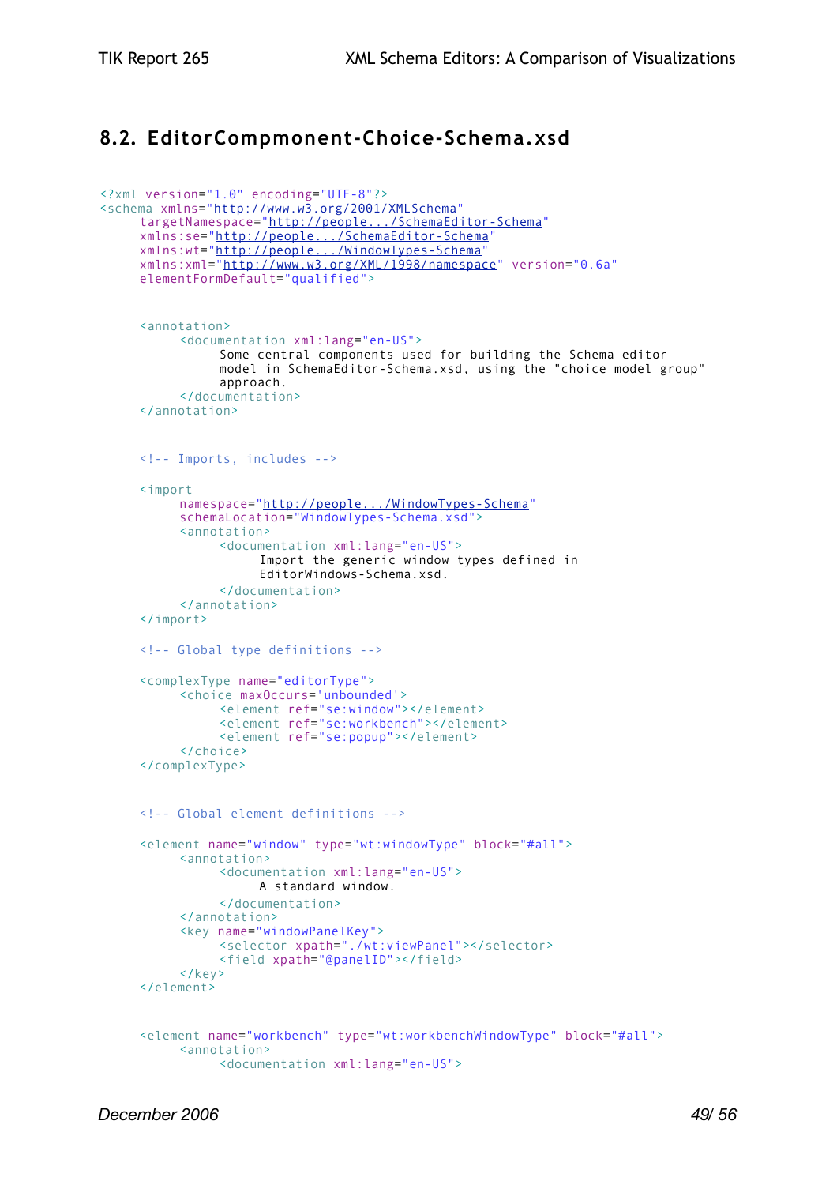## 8.2. EditorCompmonent-Choice-Schema.xsd

```
<?xml version="1.0" encoding="UTF-8"?>
<schema xmlns="http://www.w3.org/2001/XMLSchema"
     targetNamespace="http://people.../SchemaEditor-Schema"
     xmlns:se="http://people.../SchemaEditor-Schema"
     xmlns:wt="http://people.../WindowTypes-Schema"
     xmlns:xml="http://www.w3.org/XML/1998/namespace" version="0.6a"
     elementFormDefault="qualified">


     <annotation>
          <documentation xml:lang="en-US">
               Some central components used for building the Schema editor
               model in SchemaEditor-Schema.xsd, using the "choice model group"
               approach.
          </documentation>
     </annotation>


     <!-- Imports, includes -->

     <import
          namespace="http://people.../WindowTypes-Schema"
          schemaLocation="WindowTypes-Schema.xsd">
          <annotation>
               <documentation xml:lang="en-US">
                    Import the generic window types defined in
                    EditorWindows-Schema.xsd.
               </documentation>
          </annotation>
     </import>

     <!-- Global type definitions -->

     <complexType name="editorType">
          <choice maxOccurs='unbounded'>
               <element ref="se:window"></element>
               <element ref="se:workbench"></element>
               <element ref="se:popup"></element>
          </choice>
     </complexType>


     <!-- Global element definitions -->

     <element name="window" type="wt:windowType" block="#all">
          <annotation>
               <documentation xml:lang="en-US">
                    A standard window.
               </documentation>
          </annotation>
          <key name="windowPanelKey">
               <selector xpath="./wt:viewPanel"></selector>
               <field xpath="@panelID"></field>
          </key>
     </element>


     <element name="workbench" type="wt:workbenchWindowType" block="#all">
          <annotation>
               <documentation xml:lang="en-US">
```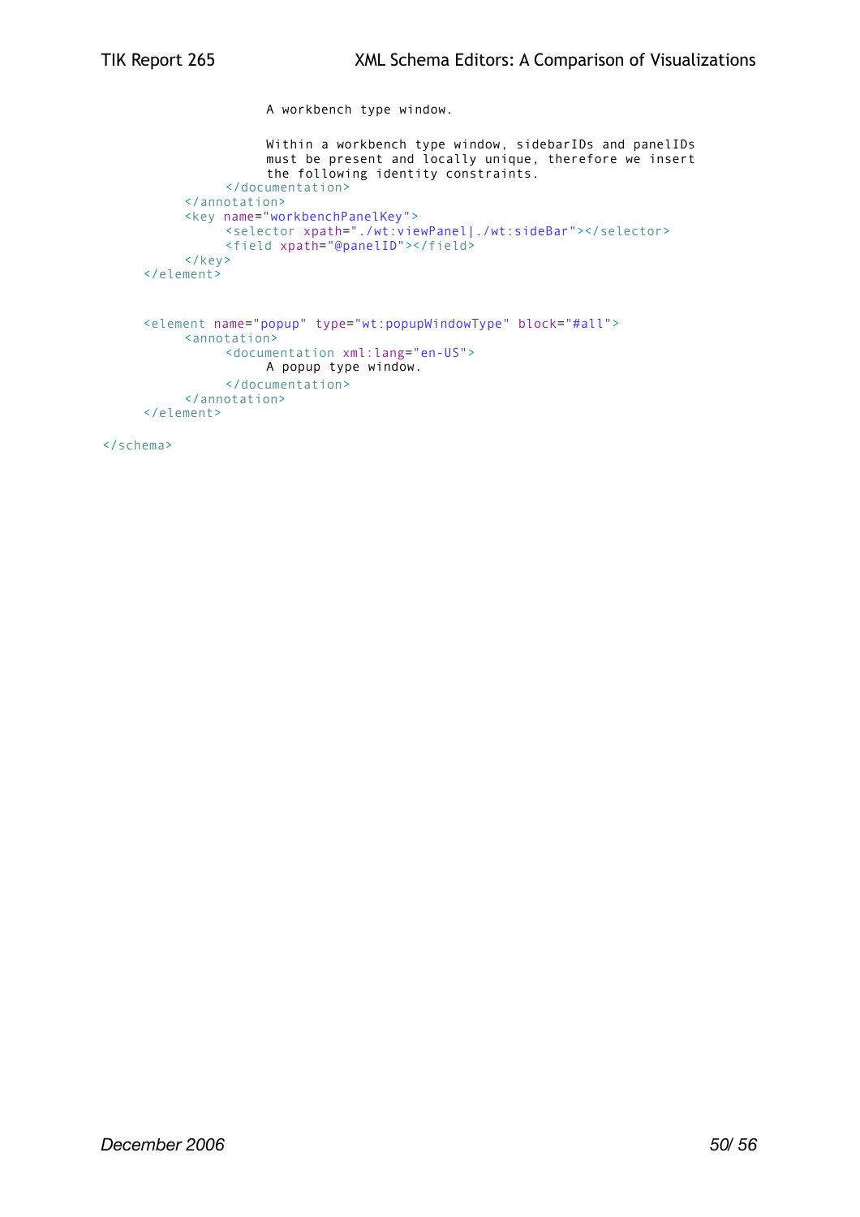```
                    A workbench type window.

                    Within a workbench type window, sidebarIDs and panelIDs
                    must be present and locally unique, therefore we insert
                    the following identity constraints.
               </documentation>
          </annotation>
          <key name="workbenchPanelKey">
               <selector xpath="./wt:viewPanel|./wt:sideBar"></selector>
               <field xpath="@panelID"></field>
          </key>
     </element>


     <element name="popup" type="wt:popupWindowType" block="#all">
          <annotation>
               <documentation xml:lang="en-US">
                    A popup type window.
               </documentation>
          </annotation>
     </element>

</schema>
```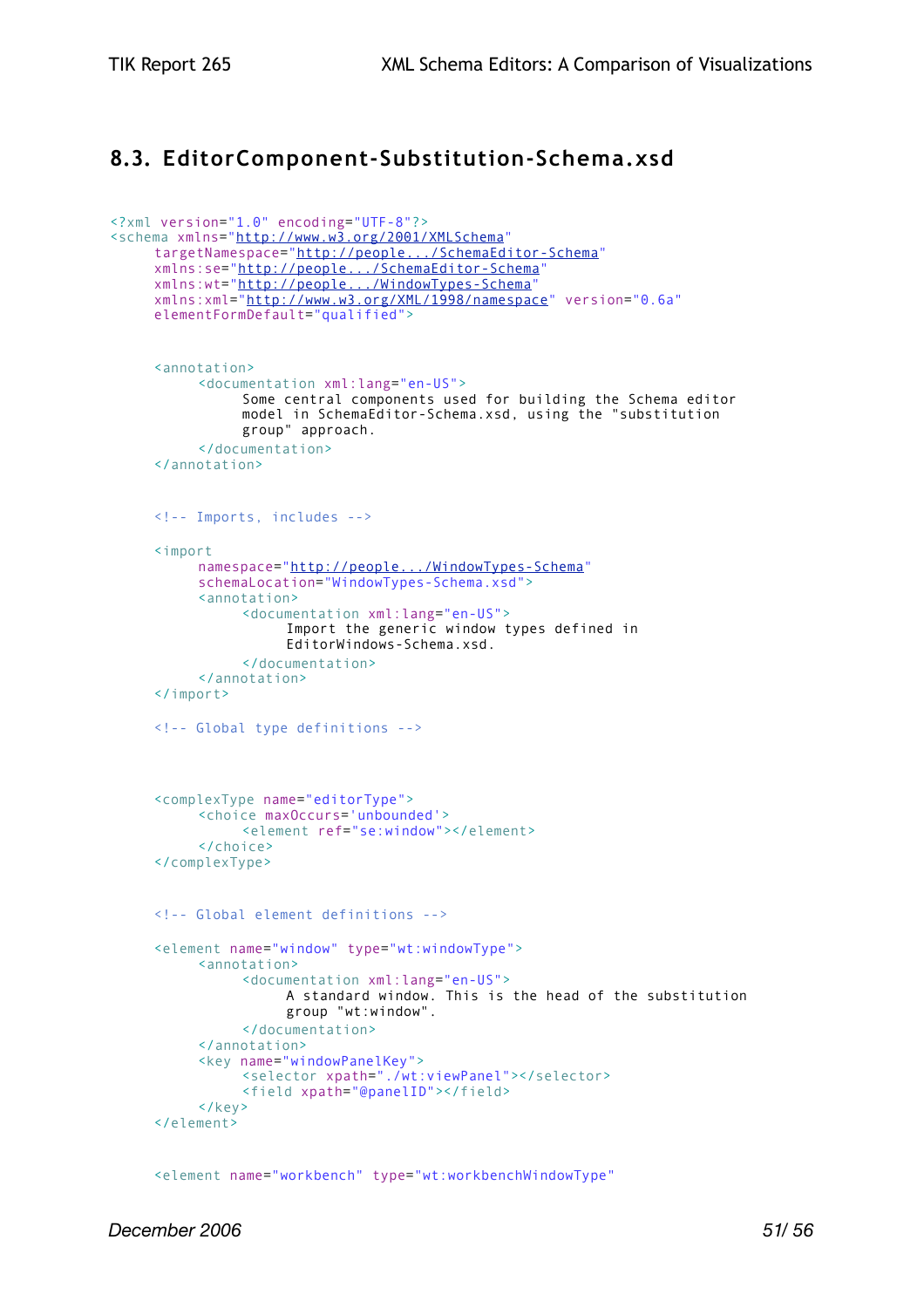## 8.3. EditorComponent-Substitution-Schema.xsd

```
<?xml version="1.0" encoding="UTF-8"?>
<schema xmlns="http://www.w3.org/2001/XMLSchema"
      targetNamespace="http://people.../SchemaEditor-Schema"
      xmlns:se="http://people.../SchemaEditor-Schema"
      xmlns:wt="http://people.../WindowTypes-Schema"
      xmlns:xml="http://www.w3.org/XML/1998/namespace" version="0.6a"
      elementFormDefault="qualified">


      <annotation>
            <documentation xml:lang="en-US">
                  Some central components used for building the Schema editor
                  model in SchemaEditor-Schema.xsd, using the "substitution
                  group" approach.
            </documentation>
      </annotation>


      <!-- Imports, includes -->

      <import
            namespace="http://people.../WindowTypes-Schema"
            schemaLocation="WindowTypes-Schema.xsd">
            <annotation>
                  <documentation xml:lang="en-US">
                        Import the generic window types defined in
                        EditorWindows-Schema.xsd.
                  </documentation>
            </annotation>
      </import>

      <!-- Global type definitions -->



      <complexType name="editorType">
            <choice maxOccurs='unbounded'>
                  <element ref="se:window"></element>
            </choice>
      </complexType>


      <!-- Global element definitions -->

      <element name="window" type="wt:windowType">
            <annotation>
                  <documentation xml:lang="en-US">
                        A standard window. This is the head of the substitution
                        group "wt:window".
                  </documentation>
            </annotation>
            <key name="windowPanelKey">
                  <selector xpath="./wt:viewPanel"></selector>
                  <field xpath="@panelID"></field>
            </key>
      </element>


      <element name="workbench" type="wt:workbenchWindowType"
```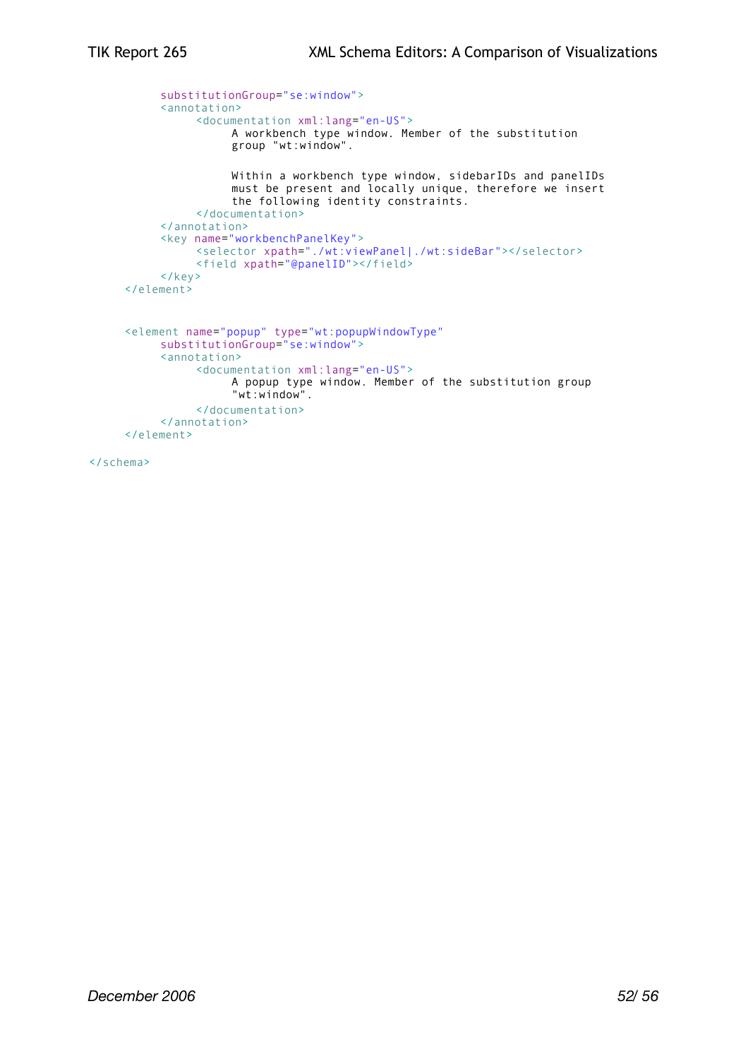```
            substitutionGroup="se:window">
            <annotation>
                  <documentation xml:lang="en-US">
                        A workbench type window. Member of the substitution
                        group "wt:window".

                        Within a workbench type window, sidebarIDs and panelIDs
                        must be present and locally unique, therefore we insert
                        the following identity constraints.
                  </documentation>
            </annotation>
            <key name="workbenchPanelKey">
                  <selector xpath="./wt:viewPanel|./wt:sideBar"></selector>
                  <field xpath="@panelID"></field>
            </key>
      </element>


      <element name="popup" type="wt:popupWindowType"
            substitutionGroup="se:window">
            <annotation>
                  <documentation xml:lang="en-US">
                        A popup type window. Member of the substitution group
                        "wt:window".
                  </documentation>
            </annotation>
      </element>

</schema>
```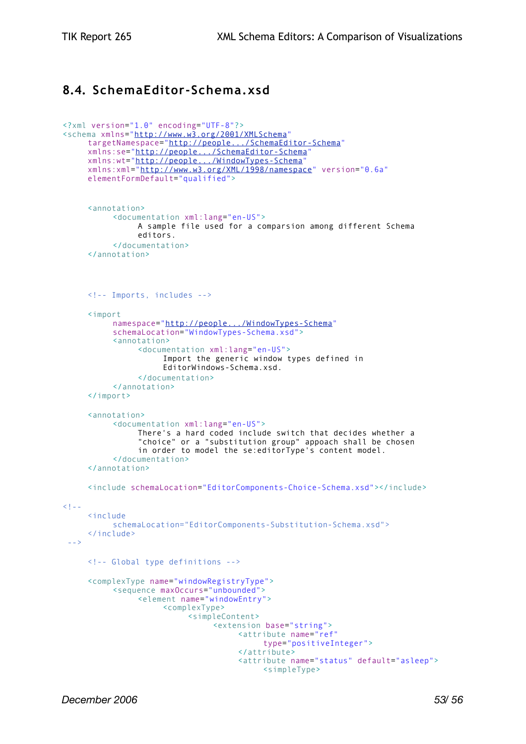## 8.4. SchemaEditor-Schema.xsd

```
<?xml version="1.0" encoding="UTF-8"?>
<schema xmlns="http://www.w3.org/2001/XMLSchema"
     targetNamespace="http://people.../SchemaEditor-Schema"
     xmlns:se="http://people.../SchemaEditor-Schema"
     xmlns:wt="http://people.../WindowTypes-Schema"
     xmlns:xml="http://www.w3.org/XML/1998/namespace" version="0.6a"
     elementFormDefault="qualified">


     <annotation>
          <documentation xml:lang="en-US">
               A sample file used for a comparsion among different Schema
               editors.
          </documentation>
     </annotation>




     <!-- Imports, includes -->

     <import
          namespace="http://people.../WindowTypes-Schema"
          schemaLocation="WindowTypes-Schema.xsd">
          <annotation>
               <documentation xml:lang="en-US">
                    Import the generic window types defined in
                    EditorWindows-Schema.xsd.
               </documentation>
          </annotation>
     </import>

     <annotation>
          <documentation xml:lang="en-US">
               There's a hard coded include switch that decides whether a
               "choice" or a "substitution group" appoach shall be chosen
               in order to model the se:editorType's content model.
          </documentation>
     </annotation>

     <include schemaLocation="EditorComponents-Choice-Schema.xsd"></include>

<!--
     <include
          schemaLocation="EditorComponents-Substitution-Schema.xsd">
     </include>
 -->

     <!-- Global type definitions -->

     <complexType name="windowRegistryType">
          <sequence maxOccurs="unbounded">
               <element name="windowEntry">
                    <complexType>
                         <simpleContent>
                              <extension base="string">
                                   <attribute name="ref"
                                        type="positiveInteger">
                                   </attribute>
                                   <attribute name="status" default="asleep">
                                        <simpleType>
```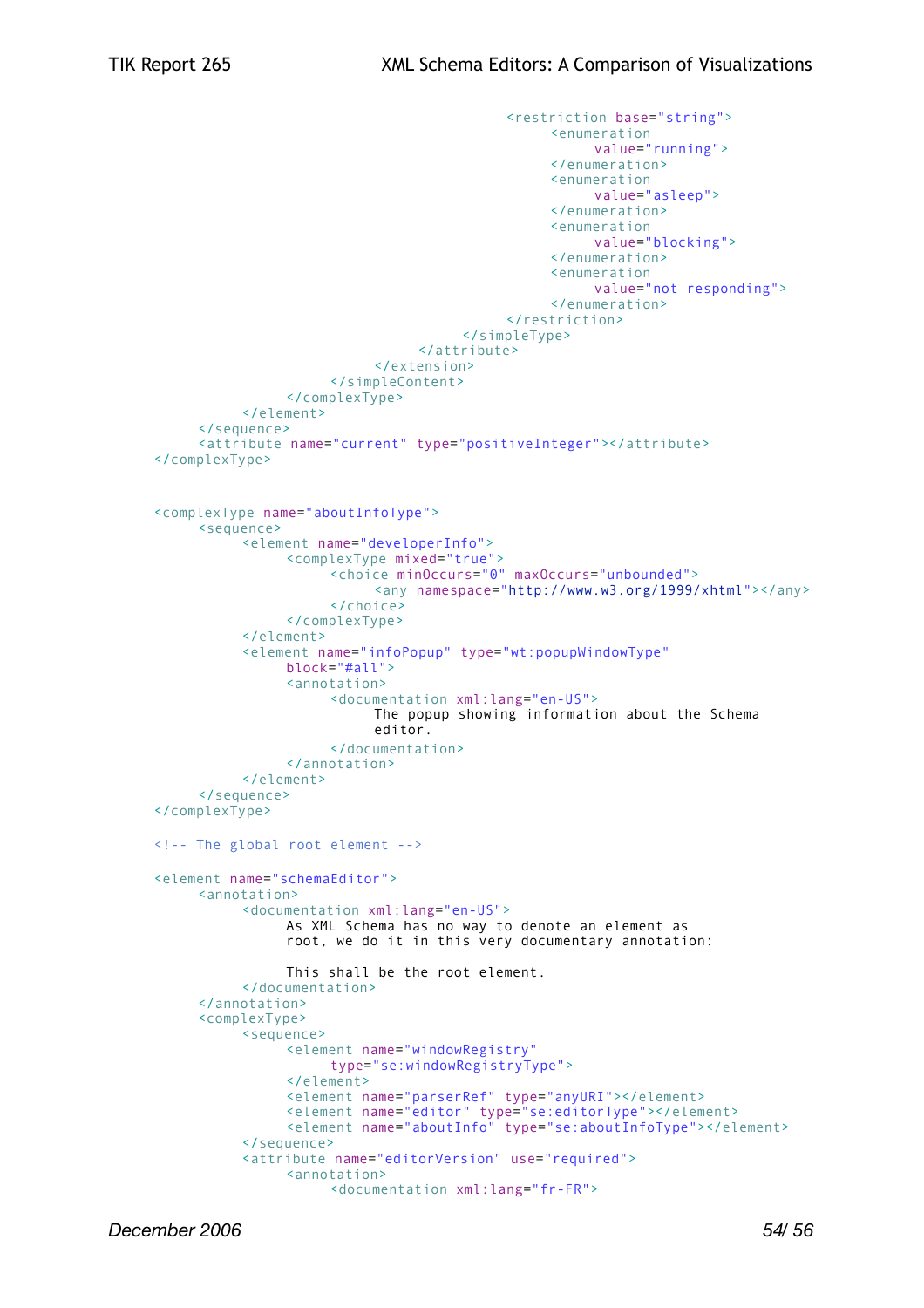```
                                        <restriction base="string">
                                            <enumeration
                                                value="running">
                                            </enumeration>
                                            <enumeration
                                                value="asleep">
                                            </enumeration>
                                            <enumeration
                                                value="blocking">
                                            </enumeration>
                                            <enumeration
                                                value="not responding">
                                            </enumeration>
                                        </restriction>
                                    </simpleType>
                                </attribute>
                            </extension>
                        </simpleContent>
                    </complexType>
                </element>
            </sequence>
            <attribute name="current" type="positiveInteger"></attribute>
        </complexType>


        <complexType name="aboutInfoType">
            <sequence>
                <element name="developerInfo">
                    <complexType mixed="true">
                        <choice minOccurs="0" maxOccurs="unbounded">
                            <any namespace="http://www.w3.org/1999/xhtml"></any>
                        </choice>
                    </complexType>
                </element>
                <element name="infoPopup" type="wt:popupWindowType"
                    block="#all">
                    <annotation>
                        <documentation xml:lang="en-US">
                            The popup showing information about the Schema
                            editor.
                        </documentation>
                    </annotation>
                </element>
            </sequence>
        </complexType>

        <!-- The global root element -->

        <element name="schemaEditor">
            <annotation>
                <documentation xml:lang="en-US">
                    As XML Schema has no way to denote an element as
                    root, we do it in this very documentary annotation:

                    This shall be the root element.
                </documentation>
            </annotation>
            <complexType>
                <sequence>
                    <element name="windowRegistry"
                        type="se:windowRegistryType">
                    </element>
                    <element name="parserRef" type="anyURI"></element>
                    <element name="editor" type="se:editorType"></element>
                    <element name="aboutInfo" type="se:aboutInfoType"></element>
                </sequence>
                <attribute name="editorVersion" use="required">
                    <annotation>
                        <documentation xml:lang="fr-FR">
```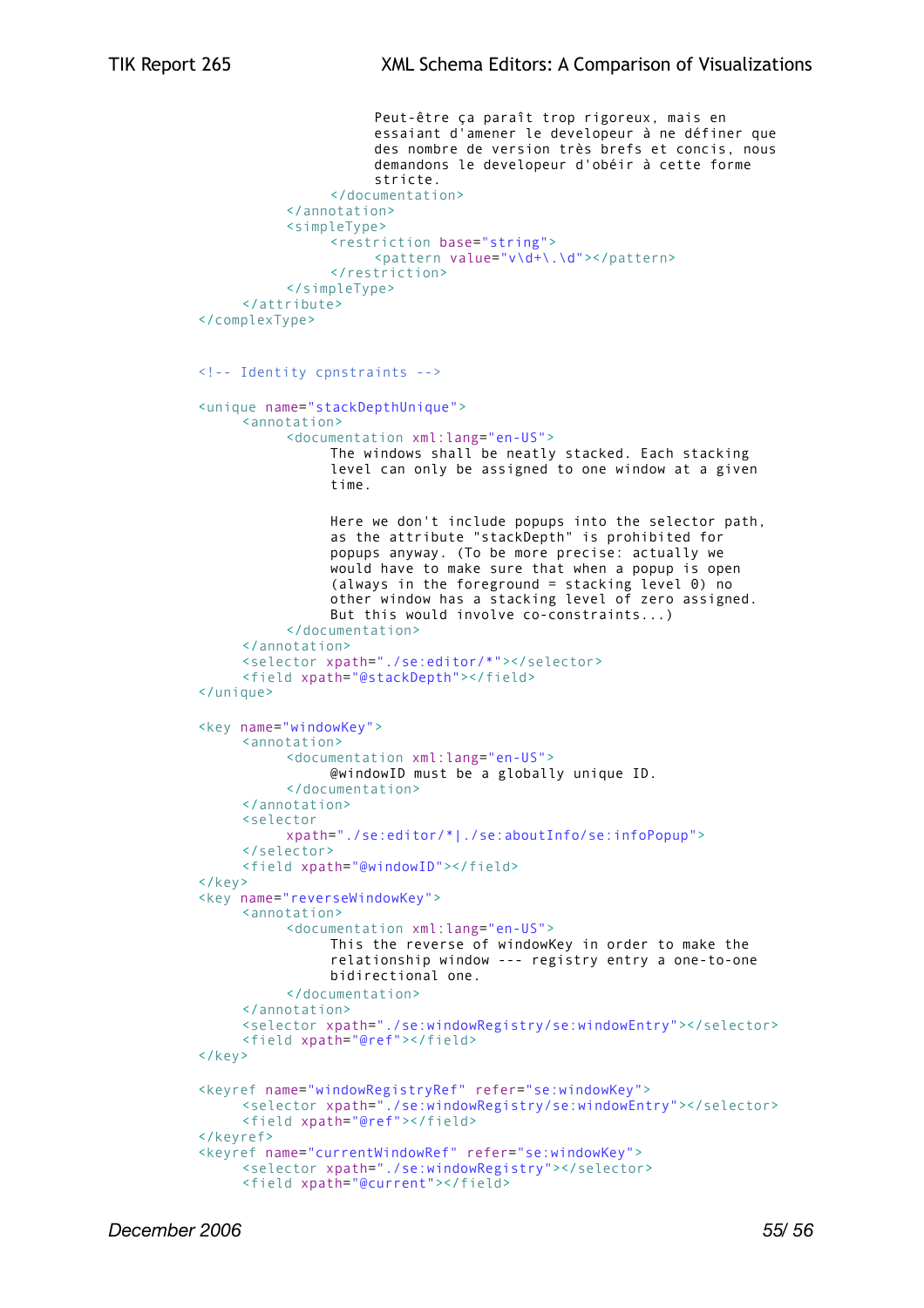```
                    Peut-être ça paraît trop rigoreux, mais en
                    essaiant d'amener le developeur à ne définer que
                    des nombre de version très brefs et concis, nous
                    demandons le developeur d'obéir à cette forme
                    stricte.
                </documentation>
            </annotation>
            <simpleType>
                <restriction base="string">
                    <pattern value="v\d+\.\d"></pattern>
                </restriction>
            </simpleType>
        </attribute>
    </complexType>


    <!-- Identity cpnstraints -->

    <unique name="stackDepthUnique">
        <annotation>
            <documentation xml:lang="en-US">
                The windows shall be neatly stacked. Each stacking
                level can only be assigned to one window at a given
                time.

                Here we don't include popups into the selector path,
                as the attribute "stackDepth" is prohibited for
                popups anyway. (To be more precise: actually we
                would have to make sure that when a popup is open
                (always in the foreground = stacking level 0) no
                other window has a stacking level of zero assigned.
                But this would involve co-constraints...)
            </documentation>
        </annotation>
        <selector xpath="./se:editor/*"></selector>
        <field xpath="@stackDepth"></field>
    </unique>

    <key name="windowKey">
        <annotation>
            <documentation xml:lang="en-US">
                @windowID must be a globally unique ID.
            </documentation>
        </annotation>
        <selector
            xpath="./se:editor/*|./se:aboutInfo/se:infoPopup">
        </selector>
        <field xpath="@windowID"></field>
    </key>
    <key name="reverseWindowKey">
        <annotation>
            <documentation xml:lang="en-US">
                This the reverse of windowKey in order to make the
                relationship window --- registry entry a one-to-one
                bidirectional one.
            </documentation>
        </annotation>
        <selector xpath="./se:windowRegistry/se:windowEntry"></selector>
        <field xpath="@ref"></field>
    </key>

    <keyref name="windowRegistryRef" refer="se:windowKey">
        <selector xpath="./se:windowRegistry/se:windowEntry"></selector>
        <field xpath="@ref"></field>
    </keyref>
    <keyref name="currentWindowRef" refer="se:windowKey">
        <selector xpath="./se:windowRegistry"></selector>
        <field xpath="@current"></field>
```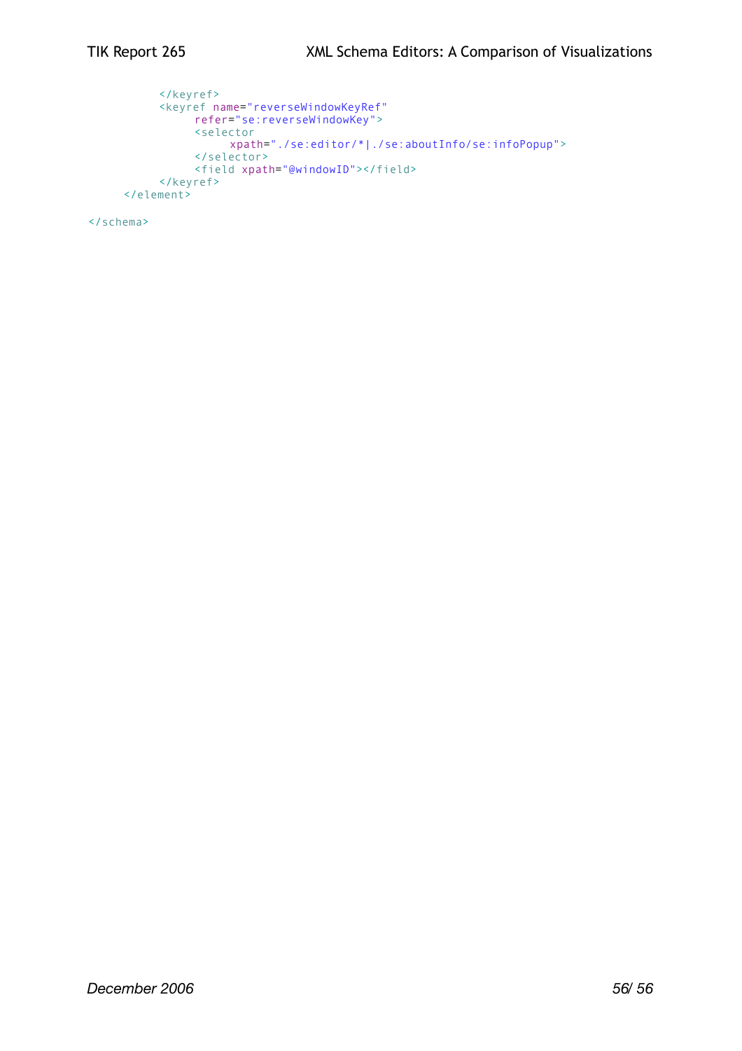```
          </keyref>
          <keyref name="reverseWindowKeyRef"
               refer="se:reverseWindowKey">
               <selector
                    xpath="./se:editor/*|./se:aboutInfo/se:infoPopup">
               </selector>
               <field xpath="@windowID"></field>
          </keyref>
     </element>

</schema>
```